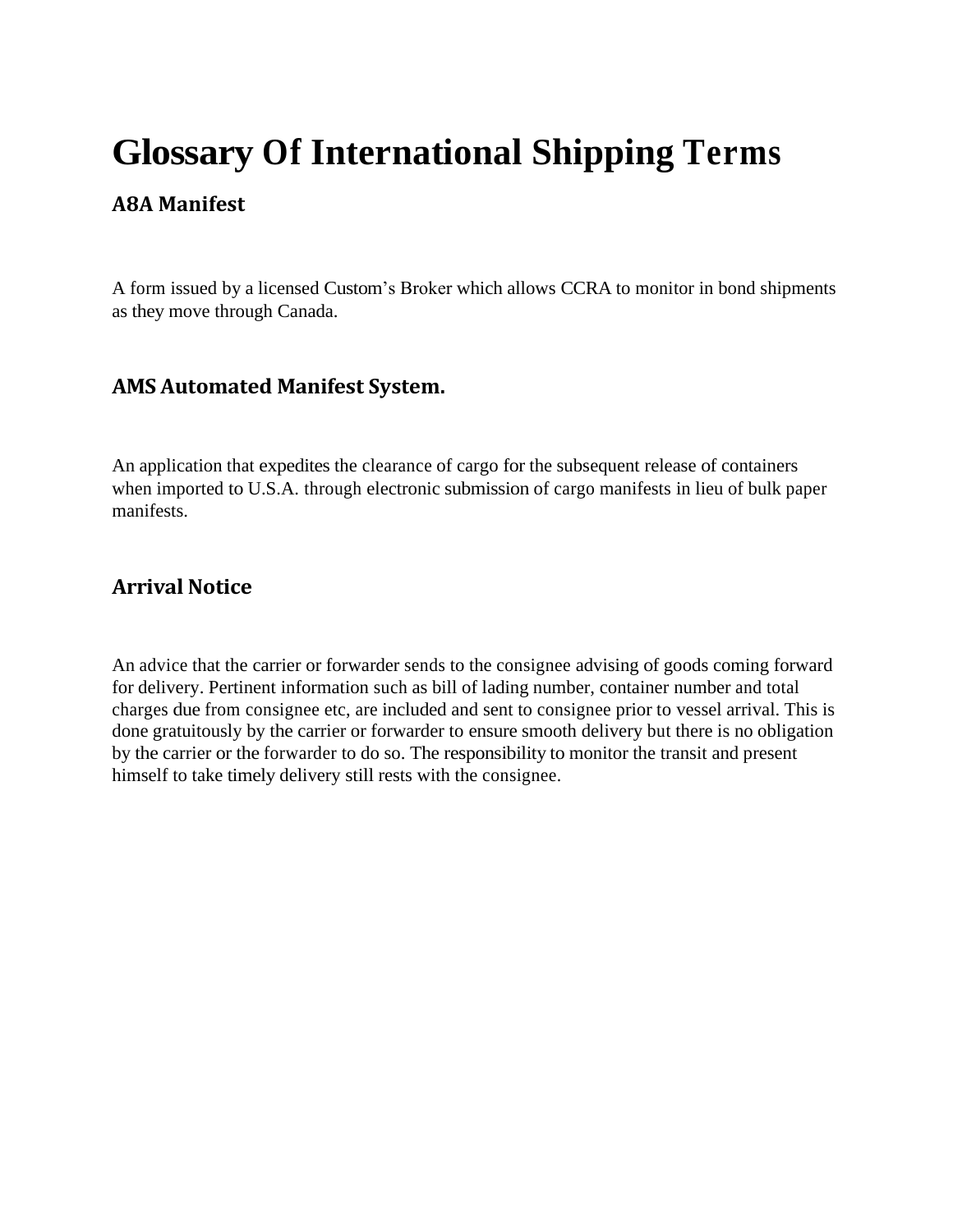# Glossary Of International Shipping Terms

## A8A Manifest

A form issued by a licensed Custom's Broker which allows CCRA to monitor in bond shipments as they move through Canada.

## AMS Automated Manifest System.

An application that expedites the clearance of cargo for the subsequent release of containers when imported to U.S.A. through electronic submission of cargo manifests in lieu of bulk paper manifests.

## Arrival Notice

An advice that the carrier or forwarder sends to the consignee advising of goods coming forward for delivery. Pertinent information such as bill of lading number, container number and total charges due from consignee etc, are included and sent to consignee prior to vessel arrival. This is done gratuitously by the carrier or forwarder to ensure smooth delivery but there is no obligation by the carrier or the forwarder to do so. The responsibility to monitor the transit and present himself to take timely delivery still rests with the consignee.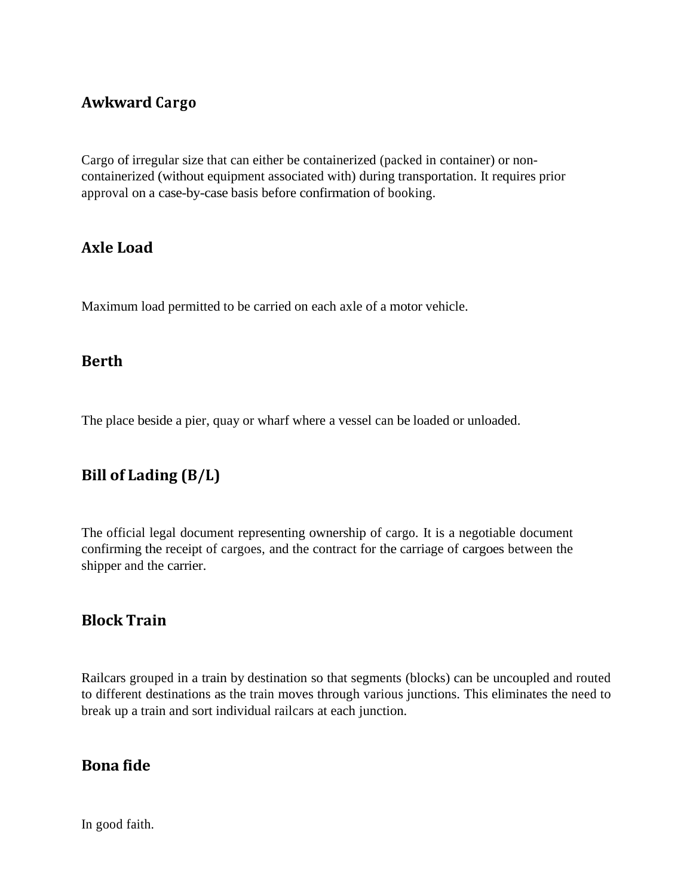## Awkward Cargo

Cargo of irregular size that can either be containerized (packed in container) or non-containerized (without equipment associated with) during transportation. It requires prior approval on a case-by-case basis before confirmation of booking.

## Axle Load

Maximum load permitted to be carried on each axle of a motor vehicle.

## Berth

The place beside a pier, quay or wharf where a vessel can be loaded or unloaded.

## Bill of Lading (B/L)

The official legal document representing ownership of cargo. It is a negotiable document confirming the receipt of cargoes, and the contract for the carriage of cargoes between the shipper and the carrier.

## Block Train

Railcars grouped in a train by destination so that segments (blocks) can be uncoupled and routed to different destinations as the train moves through various junctions. This eliminates the need to break up a train and sort individual railcars at each junction.

## Bona fide

In good faith.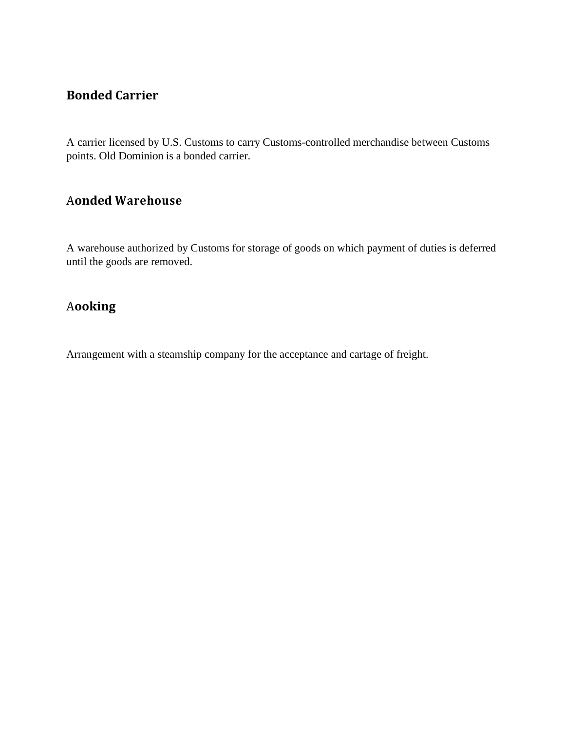## Bonded Carrier

A carrier licensed by U.S. Customs to carry Customs-controlled merchandise between Customs points. Old Dominion is a bonded carrier.

## Aonded Warehouse

A warehouse authorized by Customs for storage of goods on which payment of duties is deferred until the goods are removed.

## Aooking

Arrangement with a steamship company for the acceptance and cartage of freight.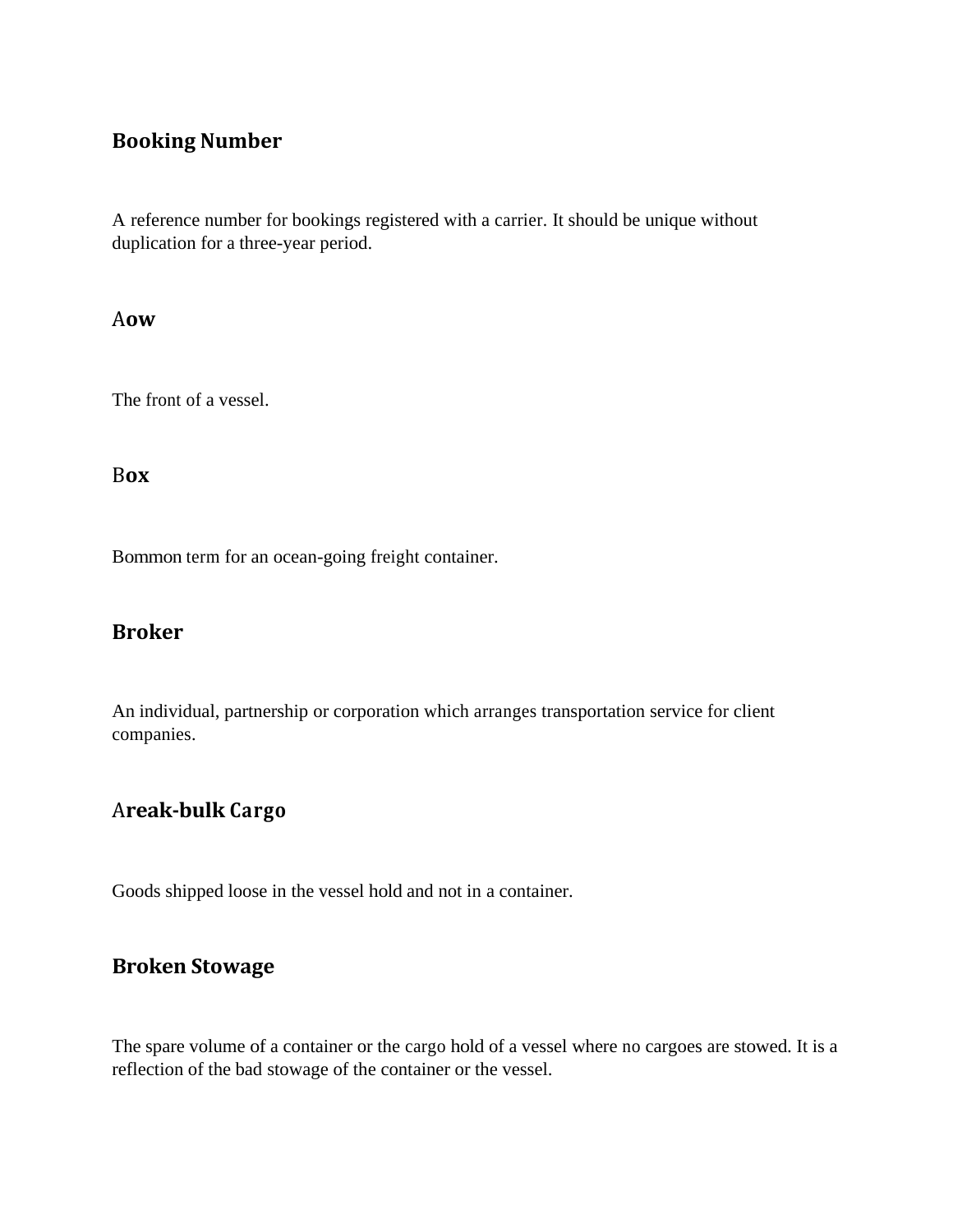## Booking Number

A reference number for bookings registered with a carrier. It should be unique without duplication for a three-year period.

## Aow

The front of a vessel.

## Box

Bommon term for an ocean-going freight container.

## Broker

An individual, partnership or corporation which arranges transportation service for client companies.

## Areak-bulk Cargo

Goods shipped loose in the vessel hold and not in a container.

## Broken Stowage

The spare volume of a container or the cargo hold of a vessel where no cargoes are stowed. It is a reflection of the bad stowage of the container or the vessel.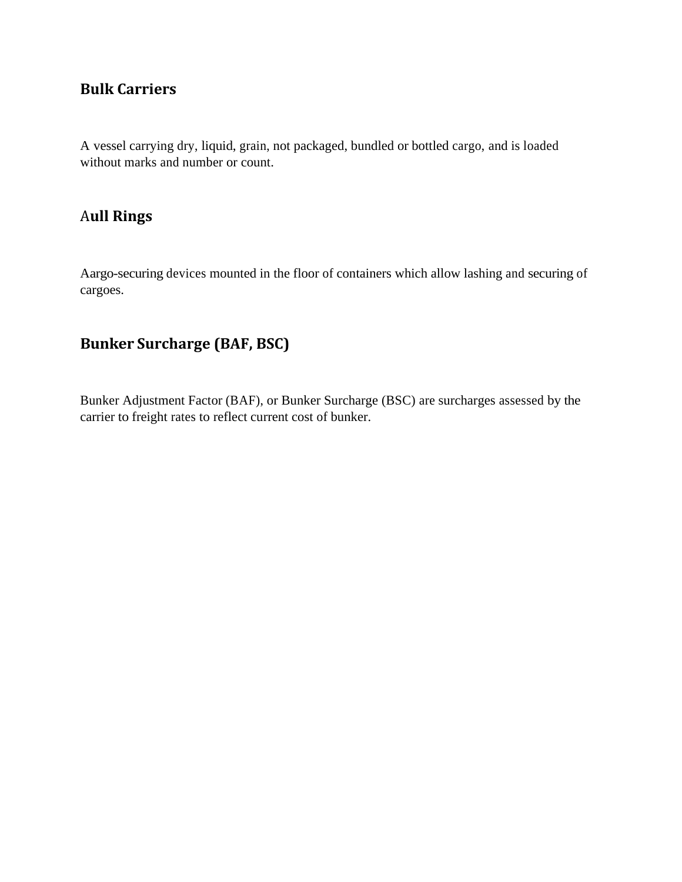## Bulk Carriers

A vessel carrying dry, liquid, grain, not packaged, bundled or bottled cargo, and is loaded without marks and number or count.

## Aull Rings

Aargo-securing devices mounted in the floor of containers which allow lashing and securing of cargoes.

## Bunker Surcharge (BAF, BSC)

Bunker Adjustment Factor (BAF), or Bunker Surcharge (BSC) are surcharges assessed by the carrier to freight rates to reflect current cost of bunker.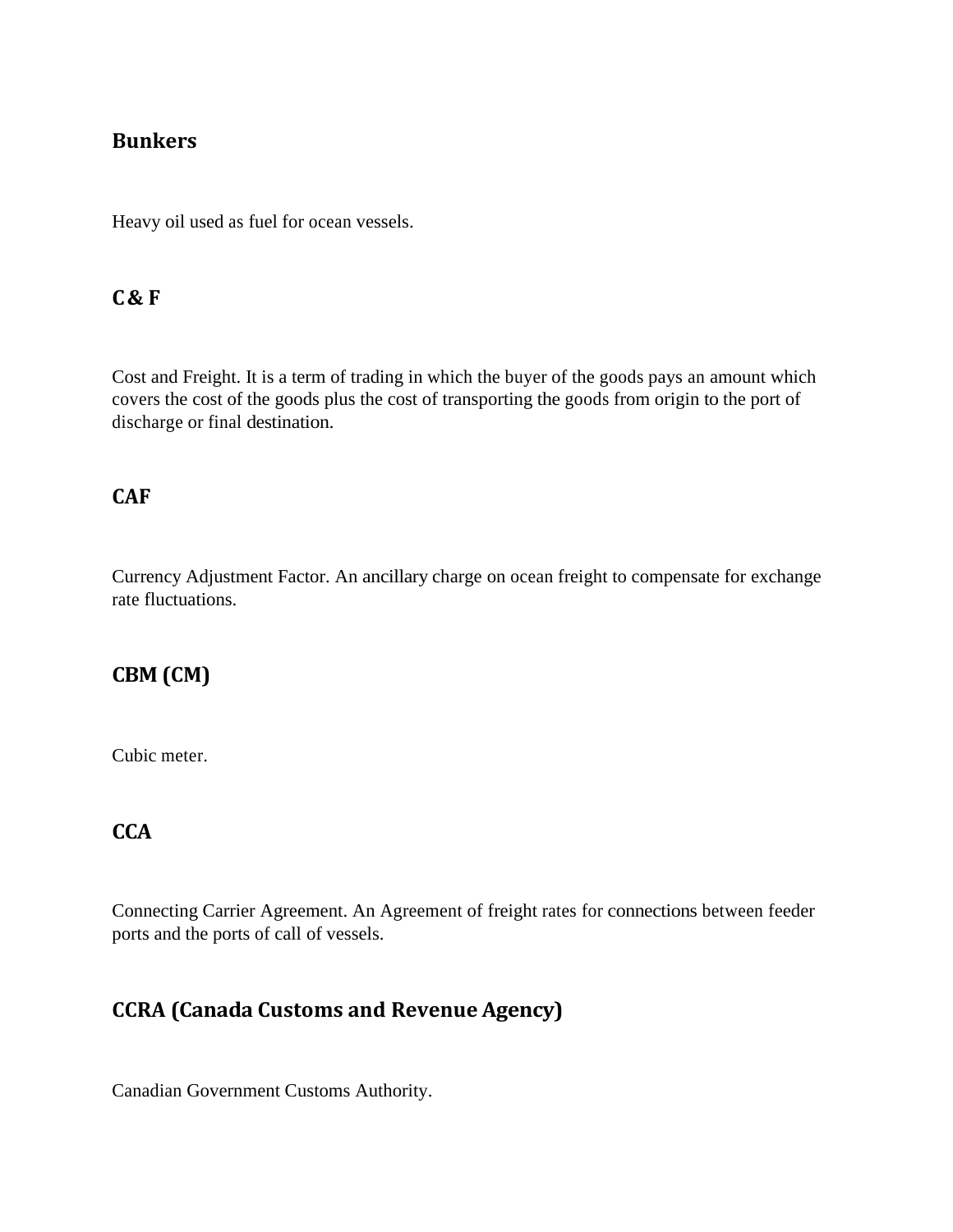### Bunkers

Heavy oil used as fuel for ocean vessels.

### C & F

Cost and Freight. It is a term of trading in which the buyer of the goods pays an amount which covers the cost of the goods plus the cost of transporting the goods from origin to the port of discharge or final destination.

### CAF

Currency Adjustment Factor. An ancillary charge on ocean freight to compensate for exchange rate fluctuations.

### CBM (CM)

Cubic meter.

### CCA

Connecting Carrier Agreement. An Agreement of freight rates for connections between feeder ports and the ports of call of vessels.

### CCRA (Canada Customs and Revenue Agency)

Canadian Government Customs Authority.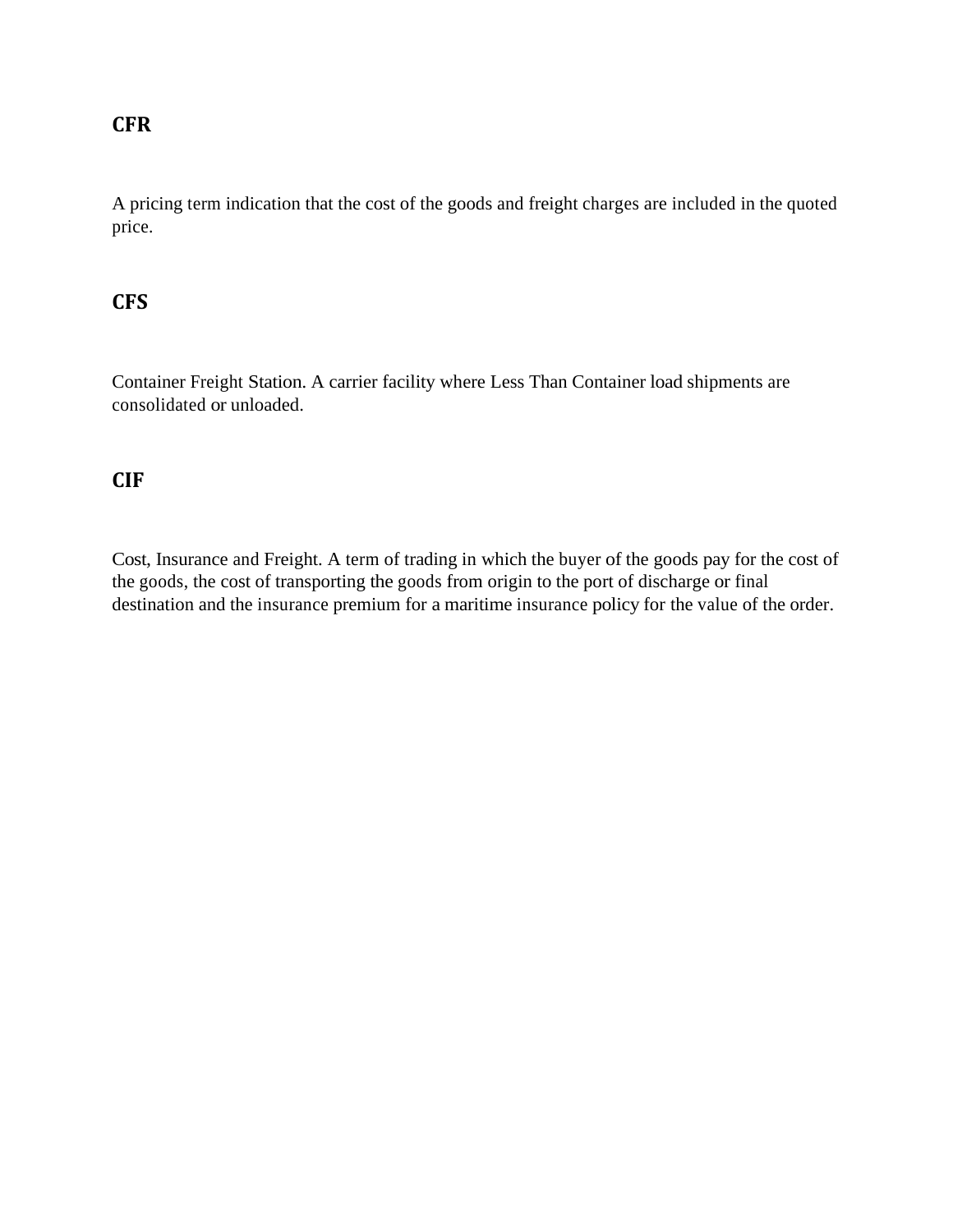### CFR

A pricing term indication that the cost of the goods and freight charges are included in the quoted price.

### CFS

Container Freight Station. A carrier facility where Less Than Container load shipments are consolidated or unloaded.

### CIF

Cost, Insurance and Freight. A term of trading in which the buyer of the goods pay for the cost of the goods, the cost of transporting the goods from origin to the port of discharge or final destination and the insurance premium for a maritime insurance policy for the value of the order.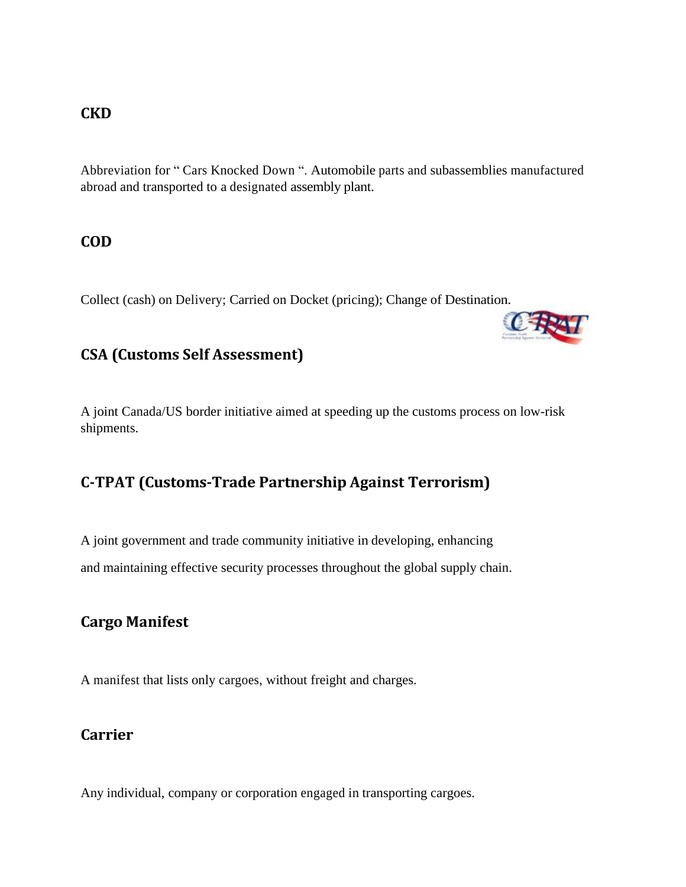### CKD

Abbreviation for " Cars Knocked Down ". Automobile parts and subassemblies manufactured abroad and transported to a designated assembly plant.

### COD

Collect (cash) on Delivery; Carried on Docket (pricing); Change of Destination.

### CSA (Customs Self Assessment)

A joint Canada/US border initiative aimed at speeding up the customs process on low-risk shipments.

### C-TPAT (Customs-Trade Partnership Against Terrorism)

A joint government and trade community initiative in developing, enhancing and maintaining effective security processes throughout the global supply chain.

### Cargo Manifest

A manifest that lists only cargoes, without freight and charges.

### Carrier

Any individual, company or corporation engaged in transporting cargoes.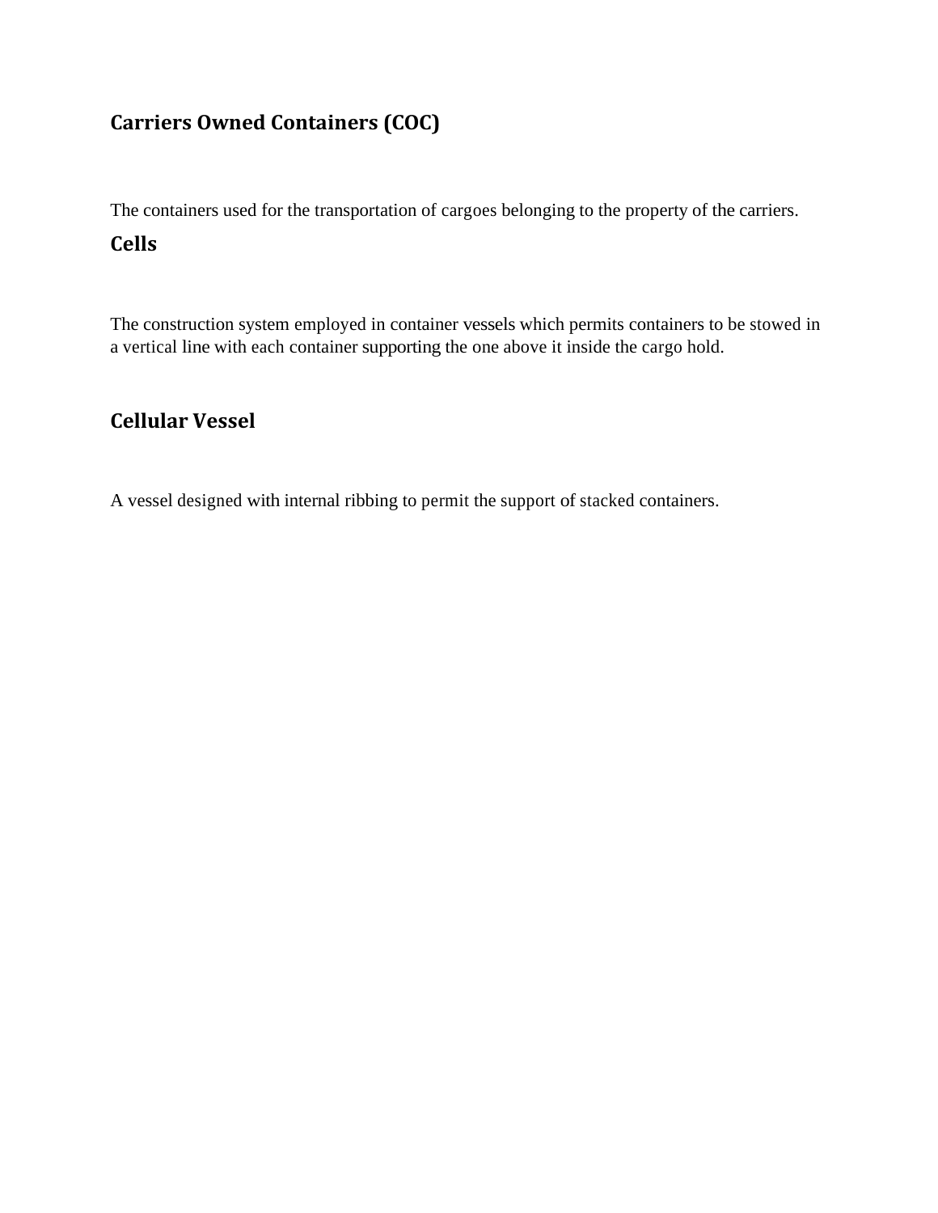## Carriers Owned Containers (COC)

The containers used for the transportation of cargoes belonging to the property of the carriers.

## Cells

The construction system employed in container vessels which permits containers to be stowed in a vertical line with each container supporting the one above it inside the cargo hold.

## Cellular Vessel

A vessel designed with internal ribbing to permit the support of stacked containers.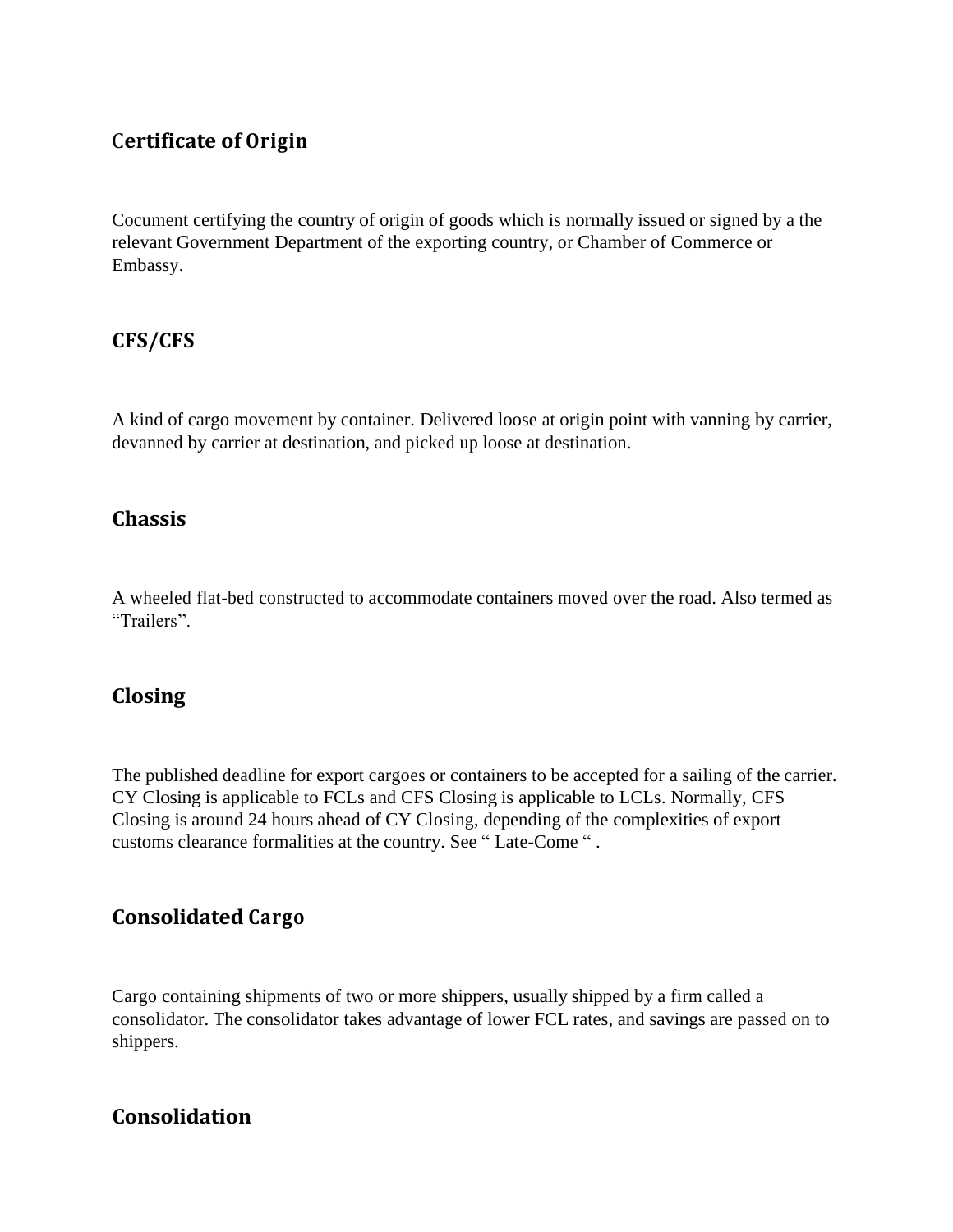## Certificate of Origin

Cocument certifying the country of origin of goods which is normally issued or signed by a the relevant Government Department of the exporting country, or Chamber of Commerce or Embassy.

## CFS/CFS

A kind of cargo movement by container. Delivered loose at origin point with vanning by carrier, devanned by carrier at destination, and picked up loose at destination.

## Chassis

A wheeled flat-bed constructed to accommodate containers moved over the road. Also termed as "Trailers".

## Closing

The published deadline for export cargoes or containers to be accepted for a sailing of the carrier. CY Closing is applicable to FCLs and CFS Closing is applicable to LCLs. Normally, CFS Closing is around 24 hours ahead of CY Closing, depending of the complexities of export customs clearance formalities at the country. See " Late-Come " .

## Consolidated Cargo

Cargo containing shipments of two or more shippers, usually shipped by a firm called a consolidator. The consolidator takes advantage of lower FCL rates, and savings are passed on to shippers.

## Consolidation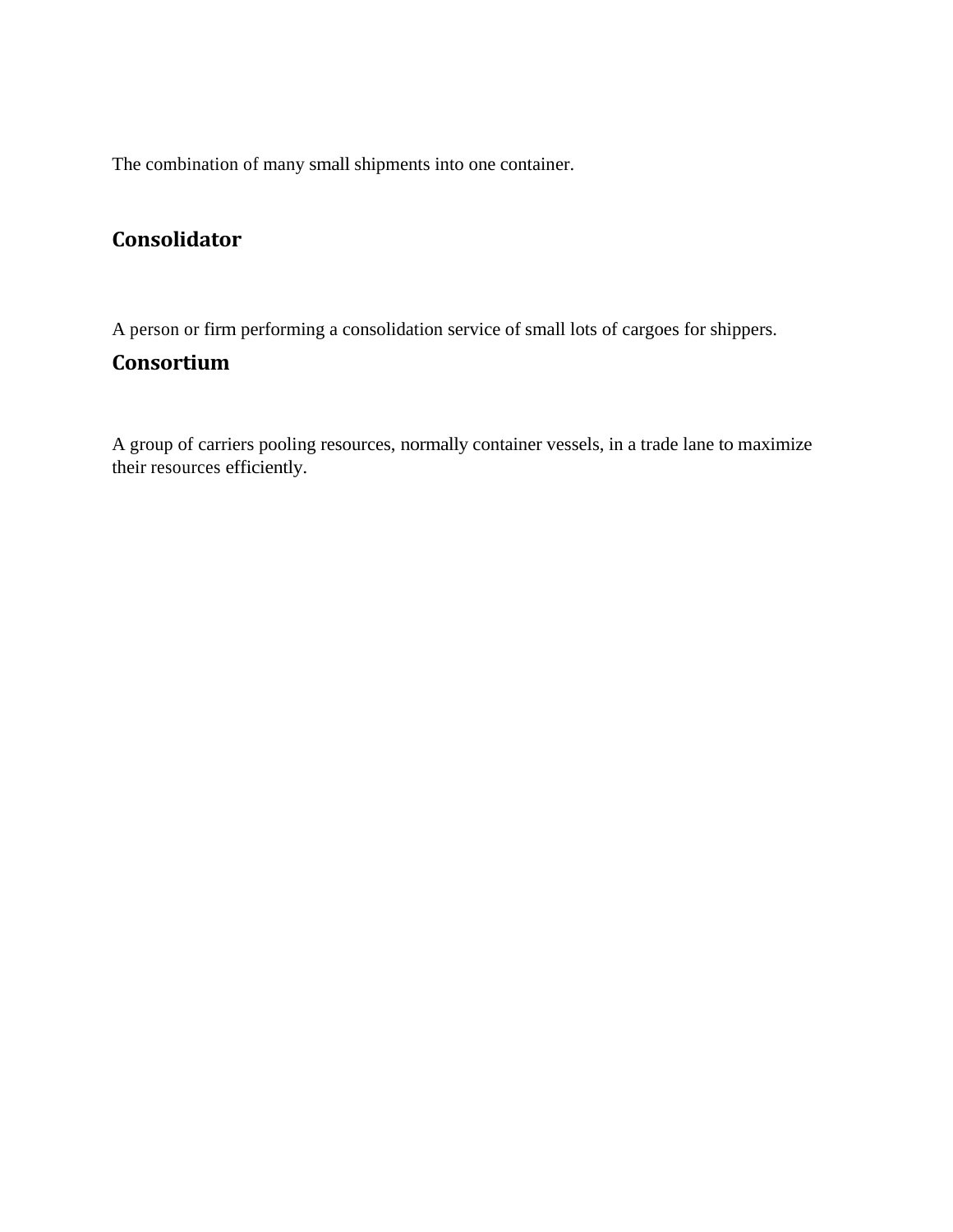The combination of many small shipments into one container.

## Consolidator

A person or firm performing a consolidation service of small lots of cargoes for shippers.

## Consortium

A group of carriers pooling resources, normally container vessels, in a trade lane to maximize their resources efficiently.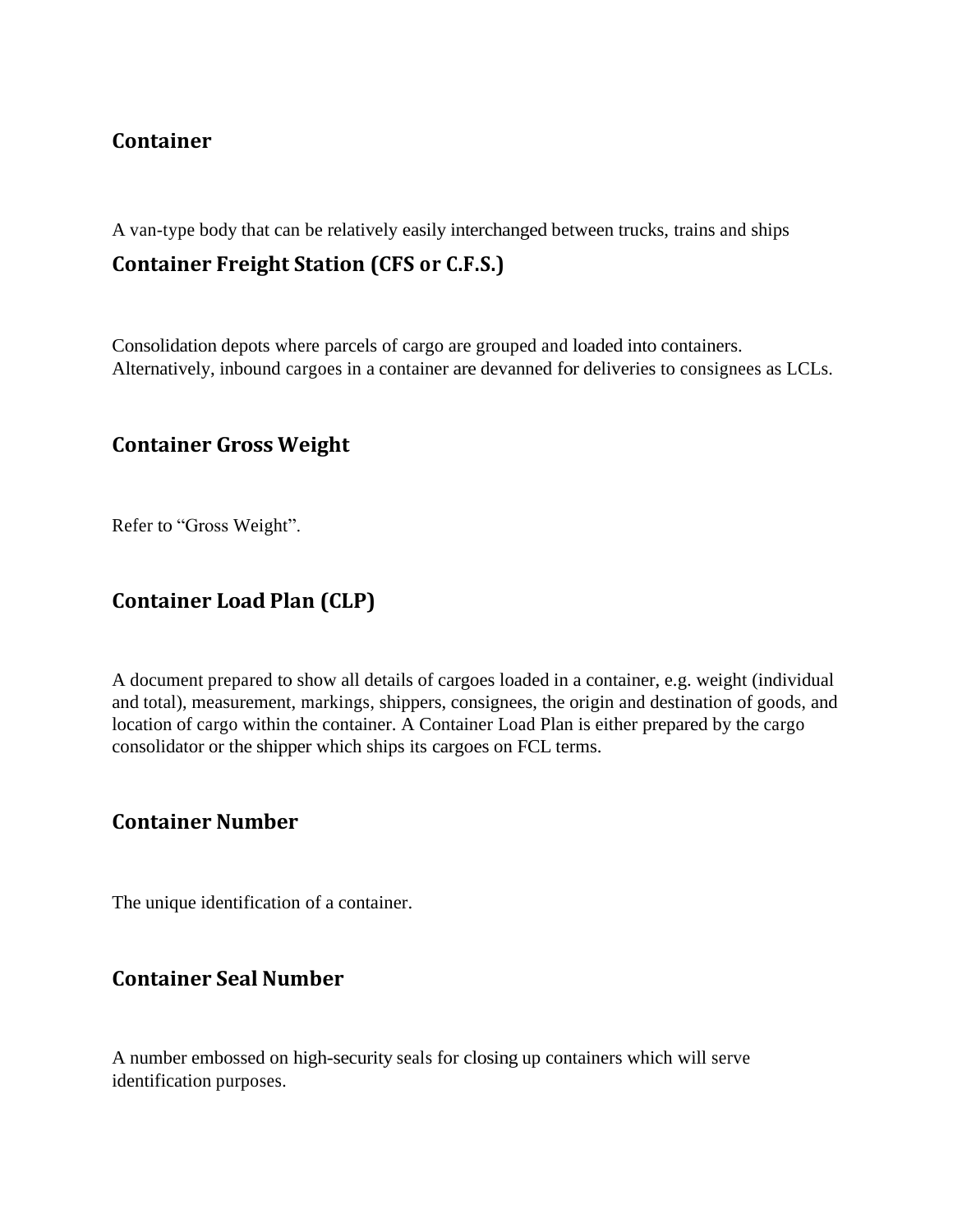### Container

A van-type body that can be relatively easily interchanged between trucks, trains and ships

### Container Freight Station (CFS or C.F.S.)

Consolidation depots where parcels of cargo are grouped and loaded into containers. Alternatively, inbound cargoes in a container are devanned for deliveries to consignees as LCLs.

### Container Gross Weight

Refer to "Gross Weight".

### Container Load Plan (CLP)

A document prepared to show all details of cargoes loaded in a container, e.g. weight (individual and total), measurement, markings, shippers, consignees, the origin and destination of goods, and location of cargo within the container. A Container Load Plan is either prepared by the cargo consolidator or the shipper which ships its cargoes on FCL terms.

### Container Number

The unique identification of a container.

### Container Seal Number

A number embossed on high-security seals for closing up containers which will serve identification purposes.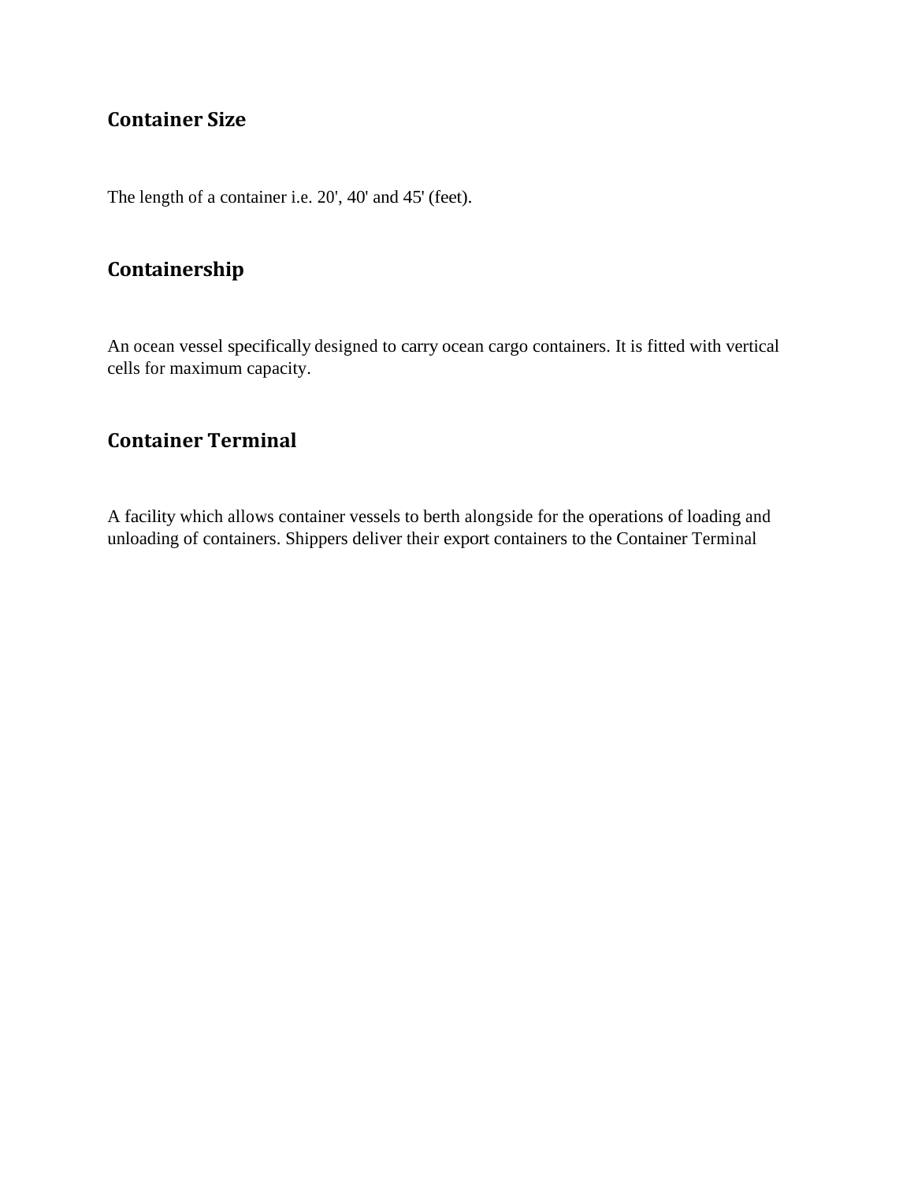## Container Size

The length of a container i.e. 20', 40' and 45' (feet).

## Containership

An ocean vessel specifically designed to carry ocean cargo containers. It is fitted with vertical cells for maximum capacity.

## Container Terminal

A facility which allows container vessels to berth alongside for the operations of loading and unloading of containers. Shippers deliver their export containers to the Container Terminal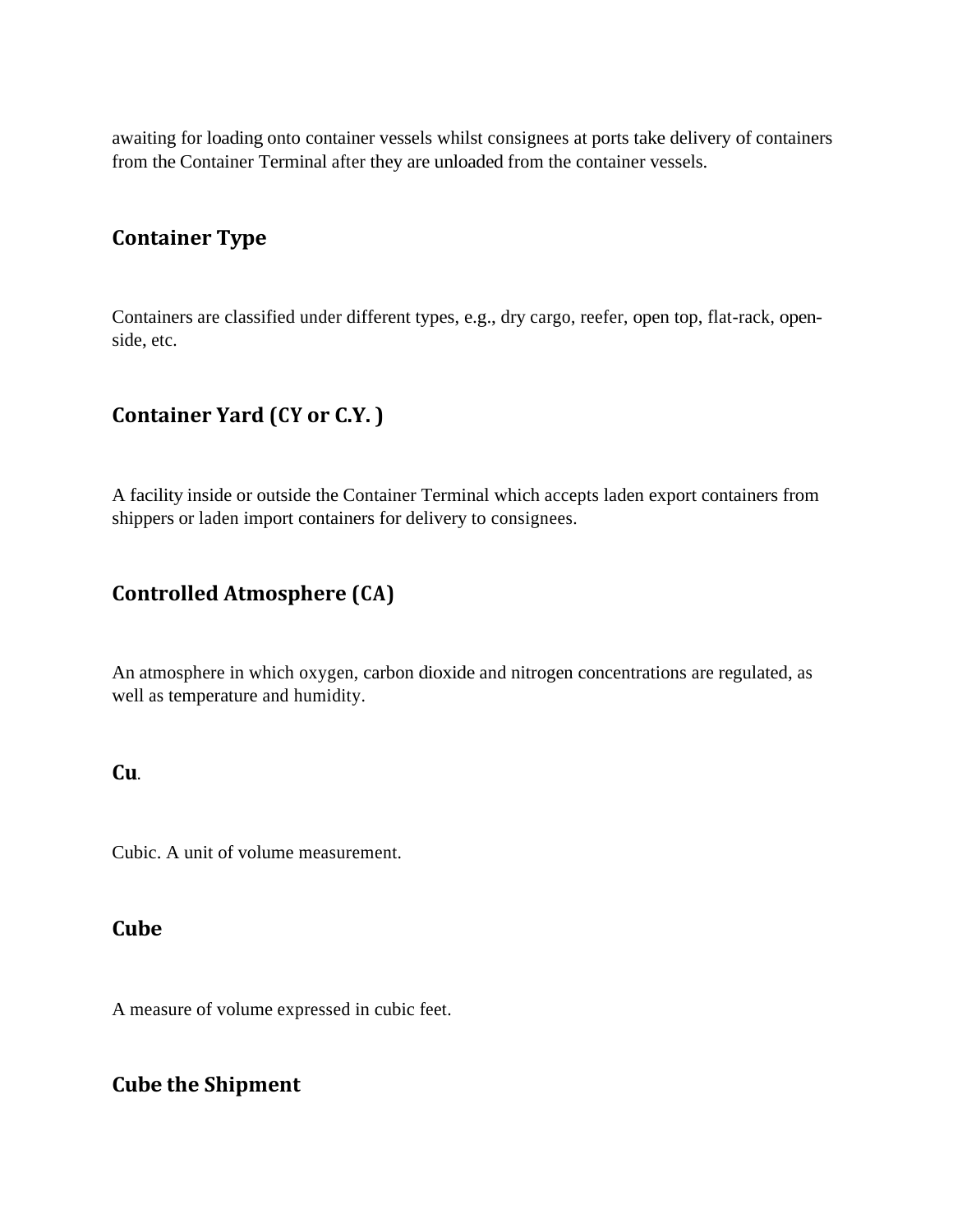awaiting for loading onto container vessels whilst consignees at ports take delivery of containers from the Container Terminal after they are unloaded from the container vessels.

## Container Type

Containers are classified under different types, e.g., dry cargo, reefer, open top, flat-rack, open-side, etc.

## Container Yard (CY or C.Y. )

A facility inside or outside the Container Terminal which accepts laden export containers from shippers or laden import containers for delivery to consignees.

## Controlled Atmosphere (CA)

An atmosphere in which oxygen, carbon dioxide and nitrogen concentrations are regulated, as well as temperature and humidity.

## Cu.

Cubic. A unit of volume measurement.

## Cube

A measure of volume expressed in cubic feet.

## Cube the Shipment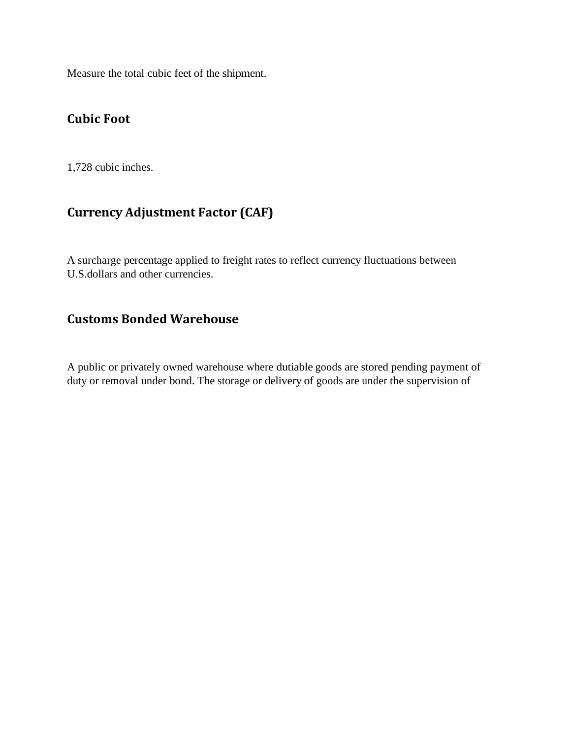Measure the total cubic feet of the shipment.

## Cubic Foot

1,728 cubic inches.

## Currency Adjustment Factor (CAF)

A surcharge percentage applied to freight rates to reflect currency fluctuations between U.S.dollars and other currencies.

## Customs Bonded Warehouse

A public or privately owned warehouse where dutiable goods are stored pending payment of duty or removal under bond. The storage or delivery of goods are under the supervision of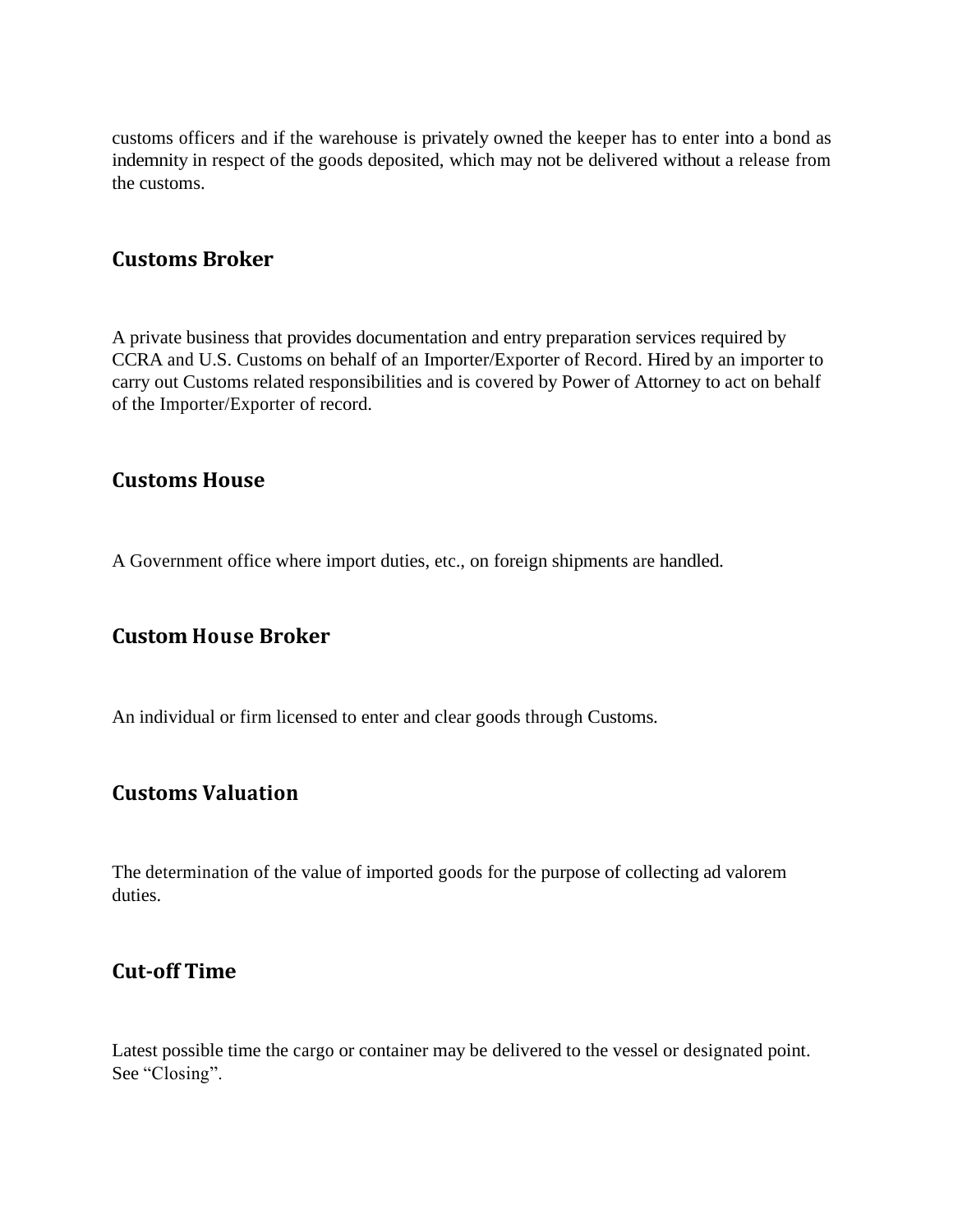customs officers and if the warehouse is privately owned the keeper has to enter into a bond as indemnity in respect of the goods deposited, which may not be delivered without a release from the customs.

## Customs Broker

A private business that provides documentation and entry preparation services required by CCRA and U.S. Customs on behalf of an Importer/Exporter of Record. Hired by an importer to carry out Customs related responsibilities and is covered by Power of Attorney to act on behalf of the Importer/Exporter of record.

## Customs House

A Government office where import duties, etc., on foreign shipments are handled.

## Custom House Broker

An individual or firm licensed to enter and clear goods through Customs.

## Customs Valuation

The determination of the value of imported goods for the purpose of collecting ad valorem duties.

## Cut-off Time

Latest possible time the cargo or container may be delivered to the vessel or designated point. See "Closing".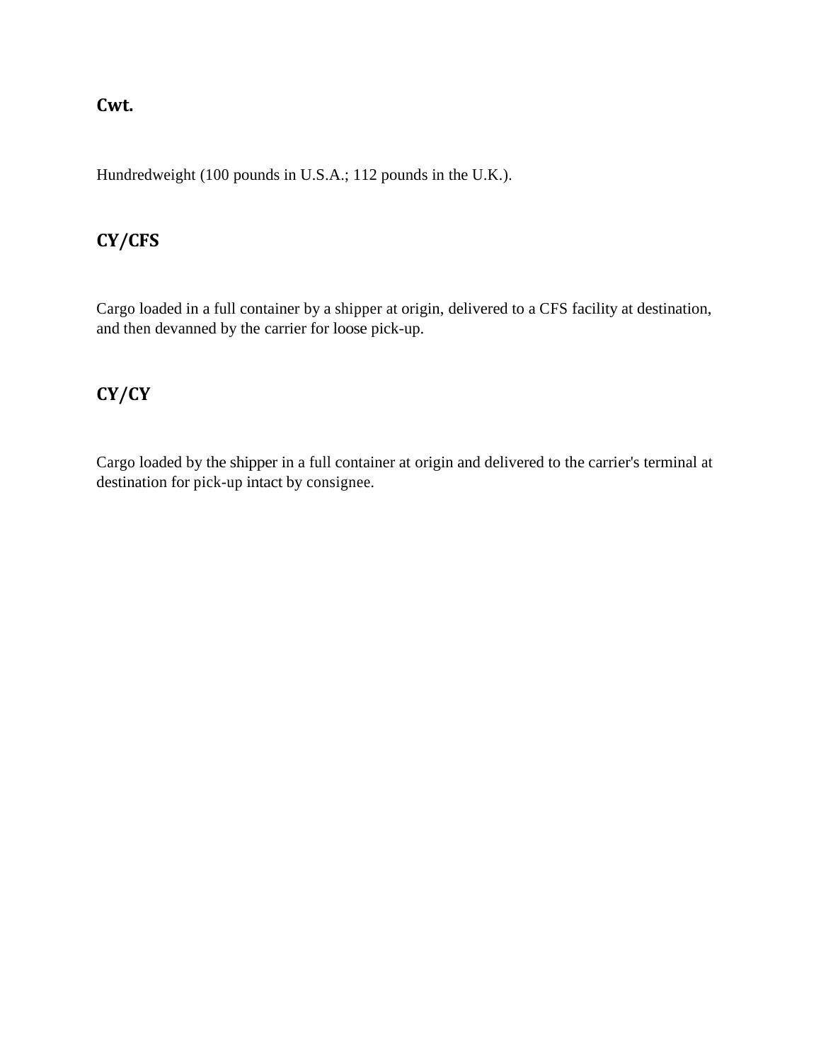### Cwt.

Hundredweight (100 pounds in U.S.A.; 112 pounds in the U.K.).

### CY/CFS

Cargo loaded in a full container by a shipper at origin, delivered to a CFS facility at destination, and then devanned by the carrier for loose pick-up.

### CY/CY

Cargo loaded by the shipper in a full container at origin and delivered to the carrier's terminal at destination for pick-up intact by consignee.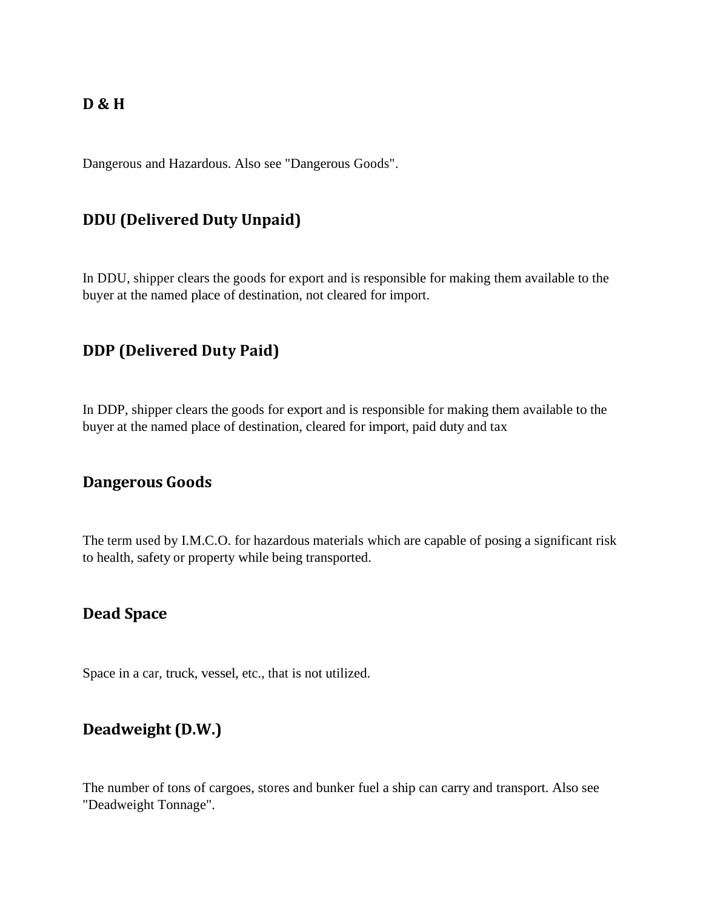### D & H

Dangerous and Hazardous. Also see "Dangerous Goods".

### DDU (Delivered Duty Unpaid)

In DDU, shipper clears the goods for export and is responsible for making them available to the buyer at the named place of destination, not cleared for import.

### DDP (Delivered Duty Paid)

In DDP, shipper clears the goods for export and is responsible for making them available to the buyer at the named place of destination, cleared for import, paid duty and tax

### Dangerous Goods

The term used by I.M.C.O. for hazardous materials which are capable of posing a significant risk to health, safety or property while being transported.

### Dead Space

Space in a car, truck, vessel, etc., that is not utilized.

### Deadweight (D.W.)

The number of tons of cargoes, stores and bunker fuel a ship can carry and transport. Also see "Deadweight Tonnage".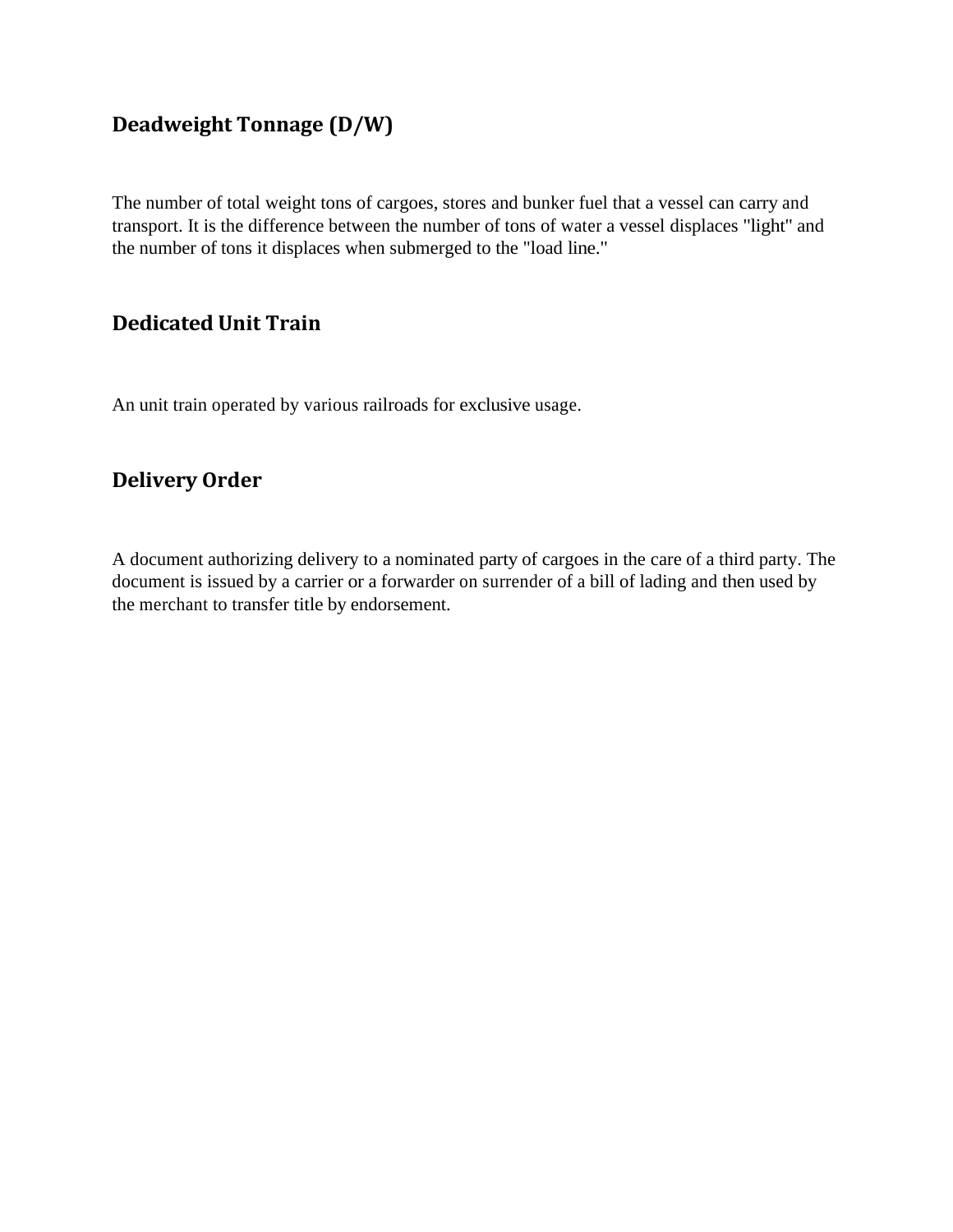## Deadweight Tonnage (D/W)

The number of total weight tons of cargoes, stores and bunker fuel that a vessel can carry and transport. It is the difference between the number of tons of water a vessel displaces "light" and the number of tons it displaces when submerged to the "load line."

## Dedicated Unit Train

An unit train operated by various railroads for exclusive usage.

## Delivery Order

A document authorizing delivery to a nominated party of cargoes in the care of a third party. The document is issued by a carrier or a forwarder on surrender of a bill of lading and then used by the merchant to transfer title by endorsement.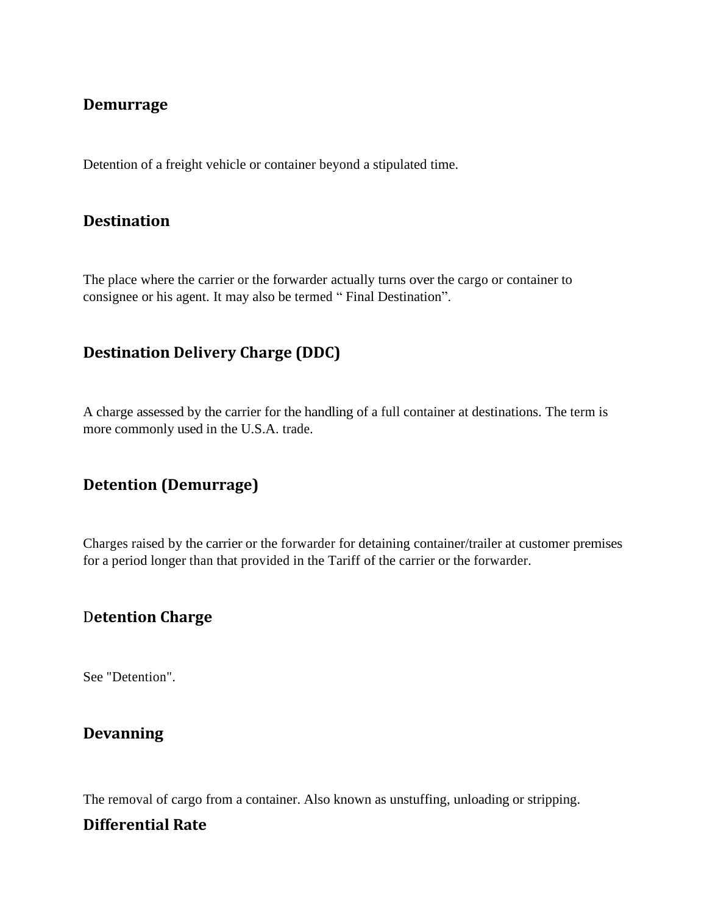### Demurrage

Detention of a freight vehicle or container beyond a stipulated time.

### Destination

The place where the carrier or the forwarder actually turns over the cargo or container to consignee or his agent. It may also be termed " Final Destination".

### Destination Delivery Charge (DDC)

A charge assessed by the carrier for the handling of a full container at destinations. The term is more commonly used in the U.S.A. trade.

### Detention (Demurrage)

Charges raised by the carrier or the forwarder for detaining container/trailer at customer premises for a period longer than that provided in the Tariff of the carrier or the forwarder.

### Detention Charge

See "Detention".

### Devanning

The removal of cargo from a container. Also known as unstuffing, unloading or stripping.

### Differential Rate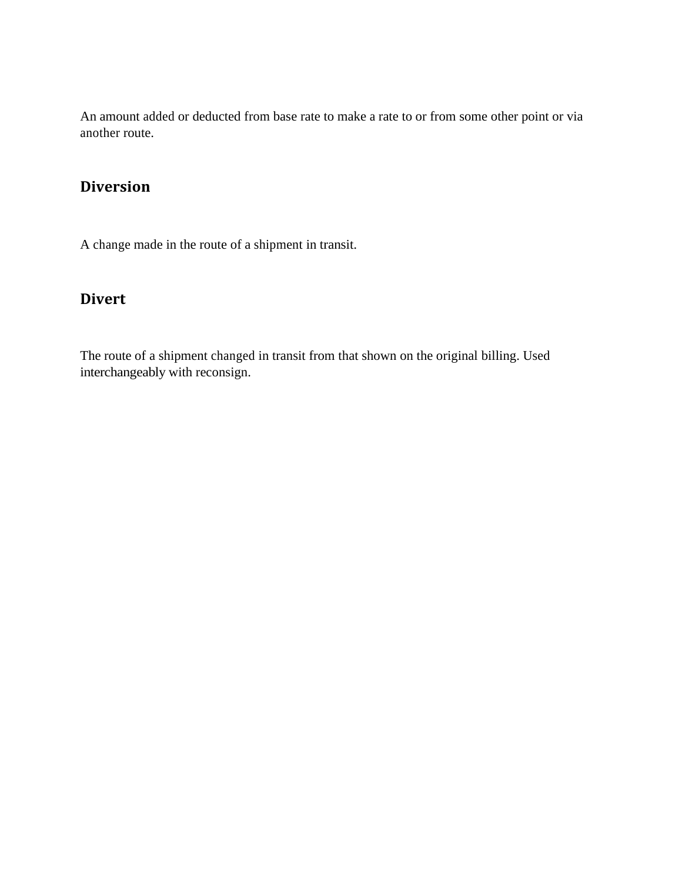An amount added or deducted from base rate to make a rate to or from some other point or via another route.

### Diversion

A change made in the route of a shipment in transit.

### Divert

The route of a shipment changed in transit from that shown on the original billing. Used interchangeably with reconsign.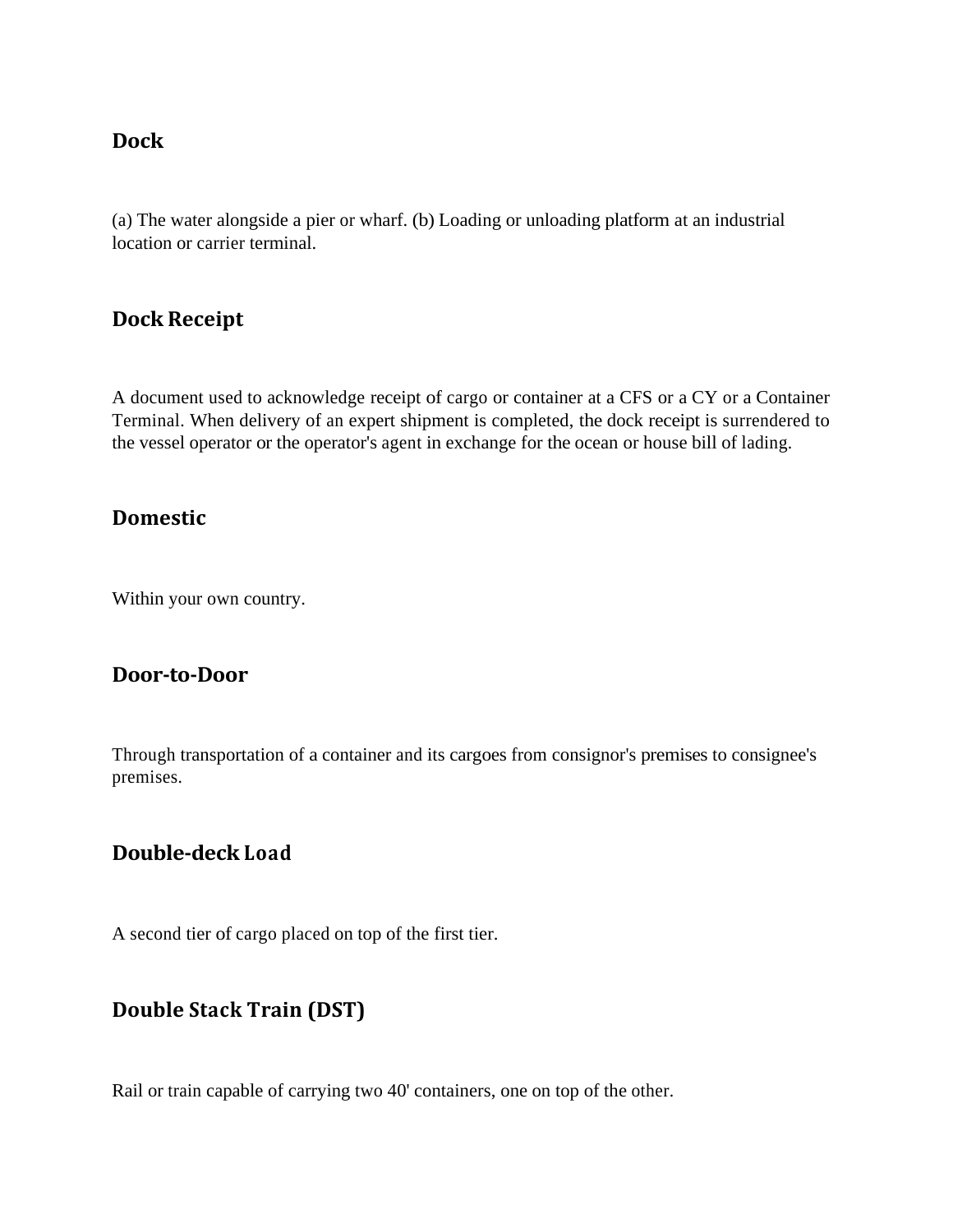## Dock

(a) The water alongside a pier or wharf. (b) Loading or unloading platform at an industrial location or carrier terminal.

## Dock Receipt

A document used to acknowledge receipt of cargo or container at a CFS or a CY or a Container Terminal. When delivery of an expert shipment is completed, the dock receipt is surrendered to the vessel operator or the operator's agent in exchange for the ocean or house bill of lading.

## Domestic

Within your own country.

## Door-to-Door

Through transportation of a container and its cargoes from consignor's premises to consignee's premises.

## Double-deck Load

A second tier of cargo placed on top of the first tier.

## Double Stack Train (DST)

Rail or train capable of carrying two 40' containers, one on top of the other.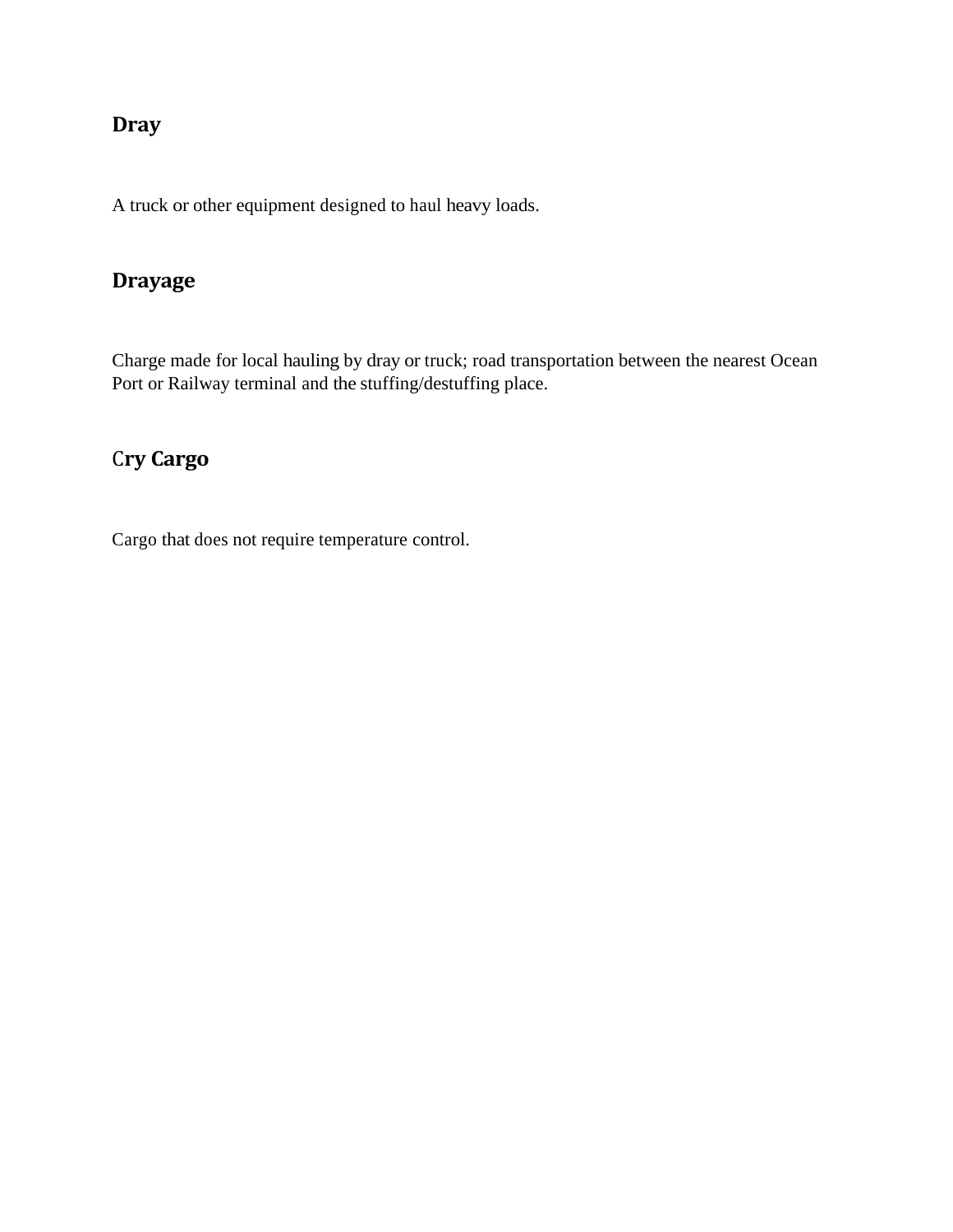## Dray

A truck or other equipment designed to haul heavy loads.

## Drayage

Charge made for local hauling by dray or truck; road transportation between the nearest Ocean Port or Railway terminal and the stuffing/destuffing place.

## Cry Cargo

Cargo that does not require temperature control.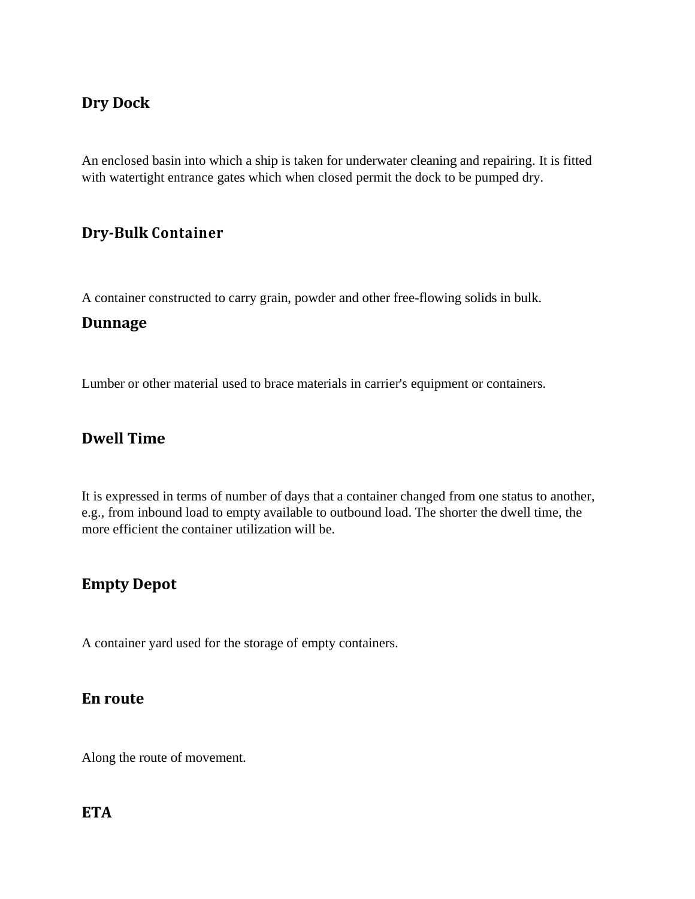### Dry Dock

An enclosed basin into which a ship is taken for underwater cleaning and repairing. It is fitted with watertight entrance gates which when closed permit the dock to be pumped dry.

### Dry-Bulk Container

A container constructed to carry grain, powder and other free-flowing solids in bulk.

### Dunnage

Lumber or other material used to brace materials in carrier's equipment or containers.

### Dwell Time

It is expressed in terms of number of days that a container changed from one status to another, e.g., from inbound load to empty available to outbound load. The shorter the dwell time, the more efficient the container utilization will be.

### Empty Depot

A container yard used for the storage of empty containers.

### En route

Along the route of movement.

### ETA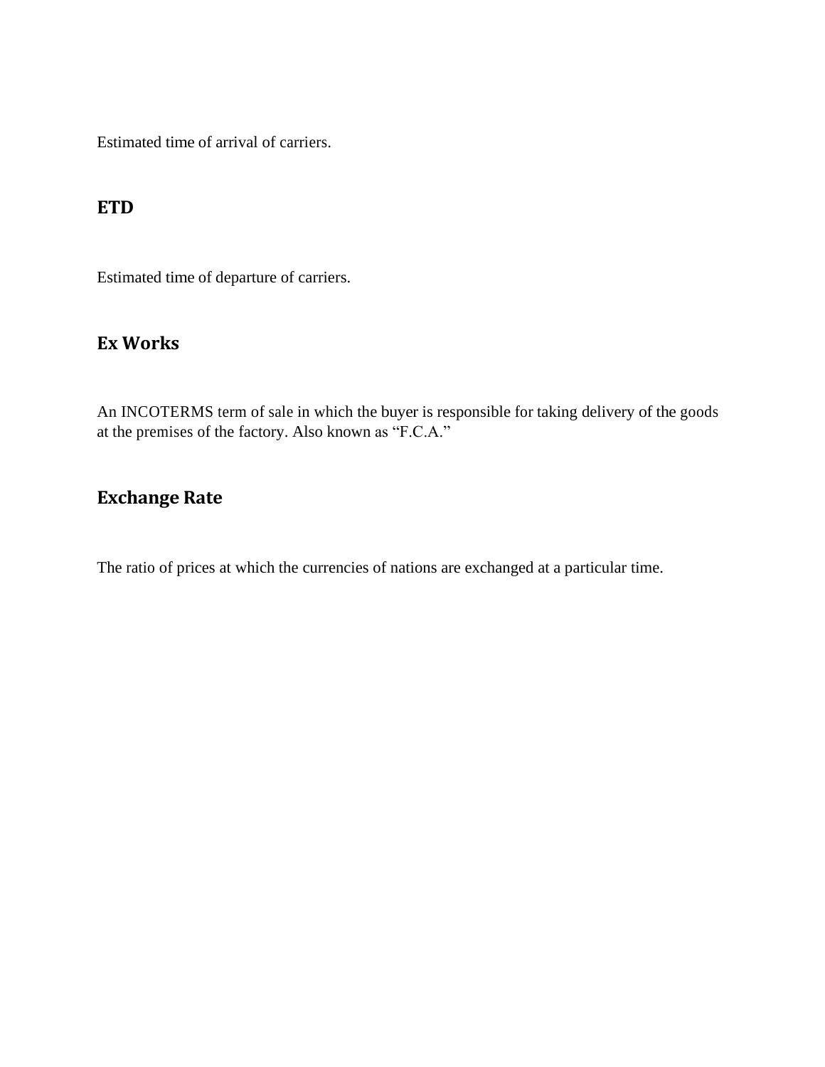Estimated time of arrival of carriers.

### ETD

Estimated time of departure of carriers.

### Ex Works

An INCOTERMS term of sale in which the buyer is responsible for taking delivery of the goods at the premises of the factory. Also known as "F.C.A."

### Exchange Rate

The ratio of prices at which the currencies of nations are exchanged at a particular time.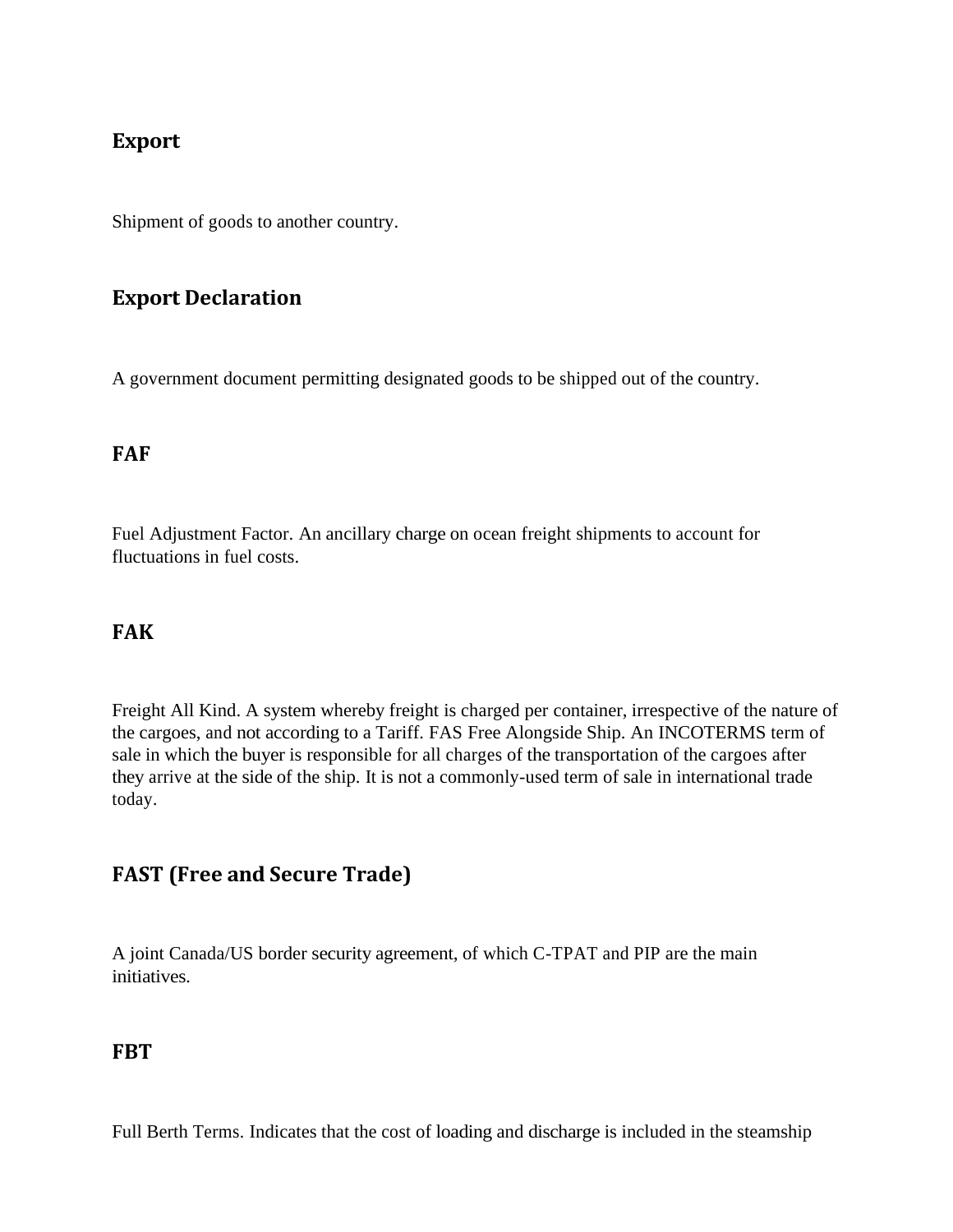## Export

Shipment of goods to another country.

## Export Declaration

A government document permitting designated goods to be shipped out of the country.

## FAF

Fuel Adjustment Factor. An ancillary charge on ocean freight shipments to account for fluctuations in fuel costs.

## FAK

Freight All Kind. A system whereby freight is charged per container, irrespective of the nature of the cargoes, and not according to a Tariff. FAS Free Alongside Ship. An INCOTERMS term of sale in which the buyer is responsible for all charges of the transportation of the cargoes after they arrive at the side of the ship. It is not a commonly-used term of sale in international trade today.

## FAST (Free and Secure Trade)

A joint Canada/US border security agreement, of which C-TPAT and PIP are the main initiatives.

## FBT

Full Berth Terms. Indicates that the cost of loading and discharge is included in the steamship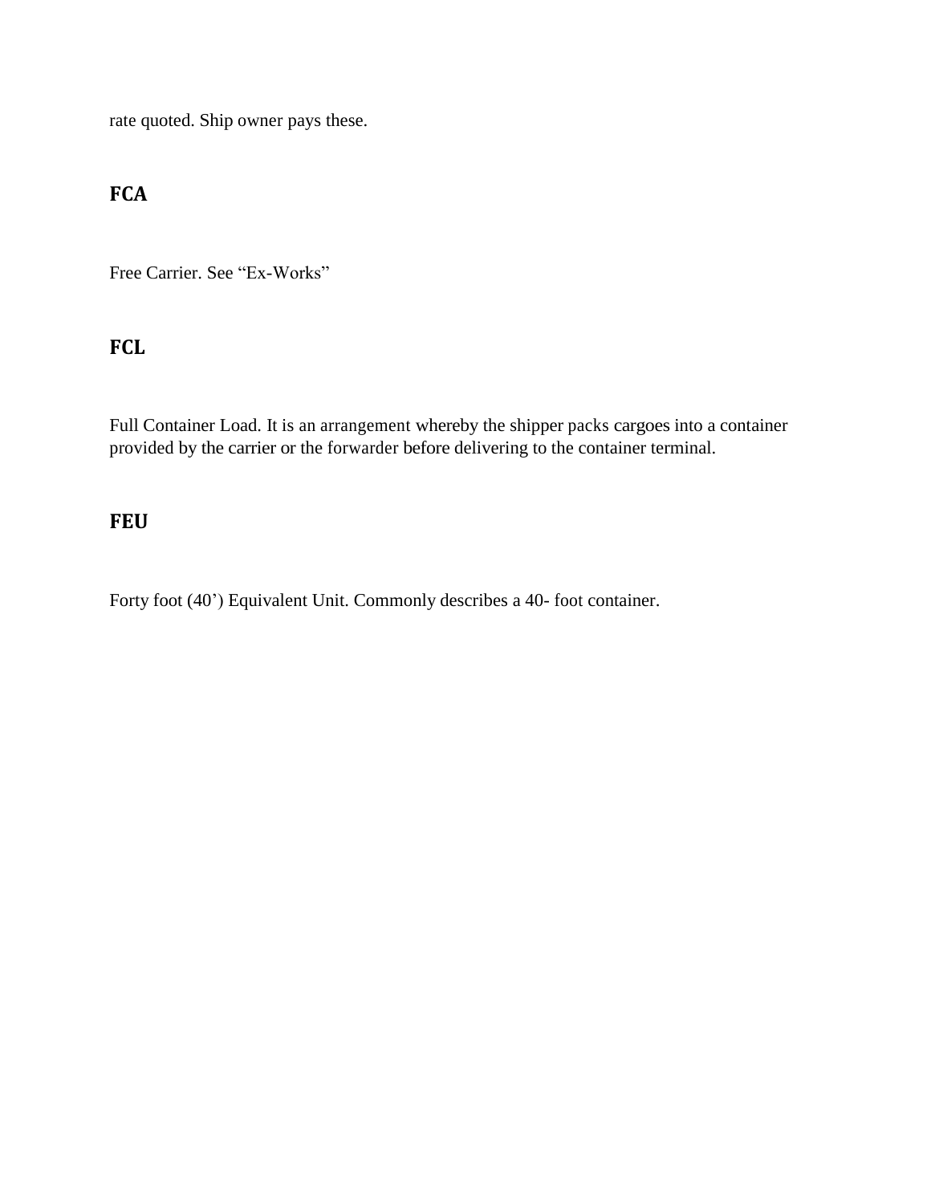rate quoted. Ship owner pays these.

## FCA

Free Carrier. See “Ex-Works”

## FCL

Full Container Load. It is an arrangement whereby the shipper packs cargoes into a container provided by the carrier or the forwarder before delivering to the container terminal.

## FEU

Forty foot (40’) Equivalent Unit. Commonly describes a 40- foot container.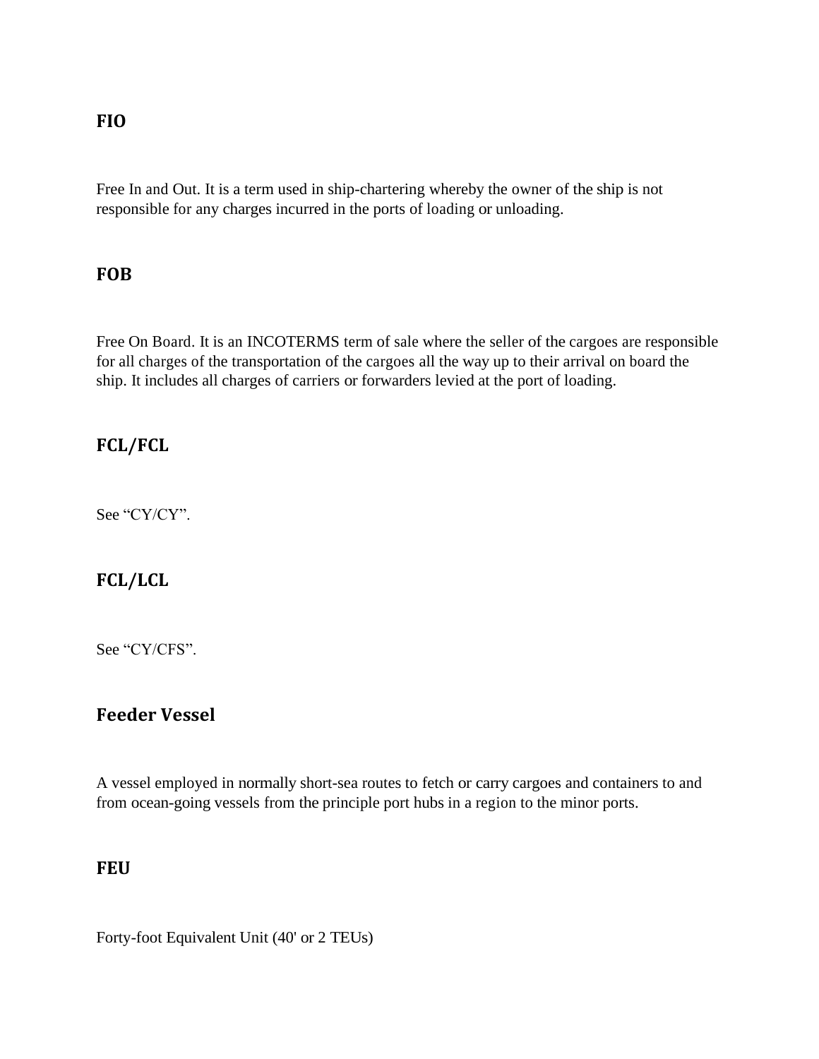### FIO

Free In and Out. It is a term used in ship-chartering whereby the owner of the ship is not responsible for any charges incurred in the ports of loading or unloading.

### FOB

Free On Board. It is an INCOTERMS term of sale where the seller of the cargoes are responsible for all charges of the transportation of the cargoes all the way up to their arrival on board the ship. It includes all charges of carriers or forwarders levied at the port of loading.

### FCL/FCL

See “CY/CY”.

### FCL/LCL

See “CY/CFS”.

### Feeder Vessel

A vessel employed in normally short-sea routes to fetch or carry cargoes and containers to and from ocean-going vessels from the principle port hubs in a region to the minor ports.

### FEU

Forty-foot Equivalent Unit (40' or 2 TEUs)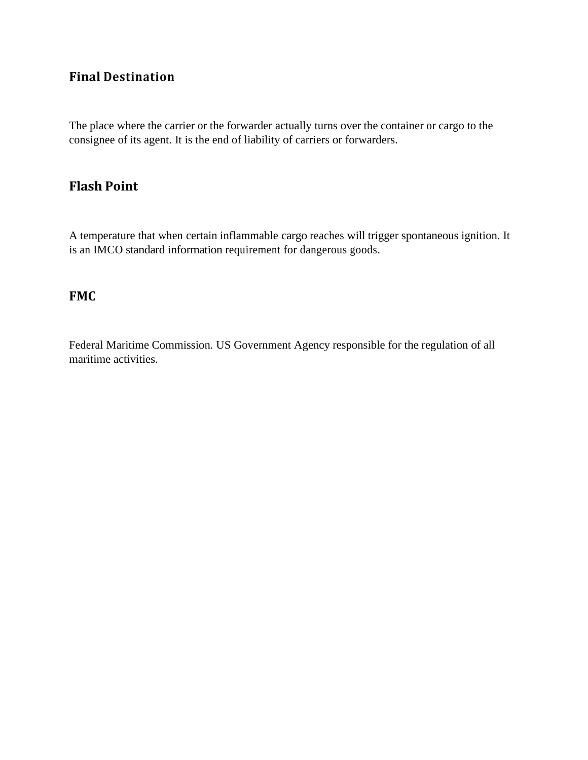## Final Destination

The place where the carrier or the forwarder actually turns over the container or cargo to the consignee of its agent. It is the end of liability of carriers or forwarders.

## Flash Point

A temperature that when certain inflammable cargo reaches will trigger spontaneous ignition. It is an IMCO standard information requirement for dangerous goods.

## FMC

Federal Maritime Commission. US Government Agency responsible for the regulation of all maritime activities.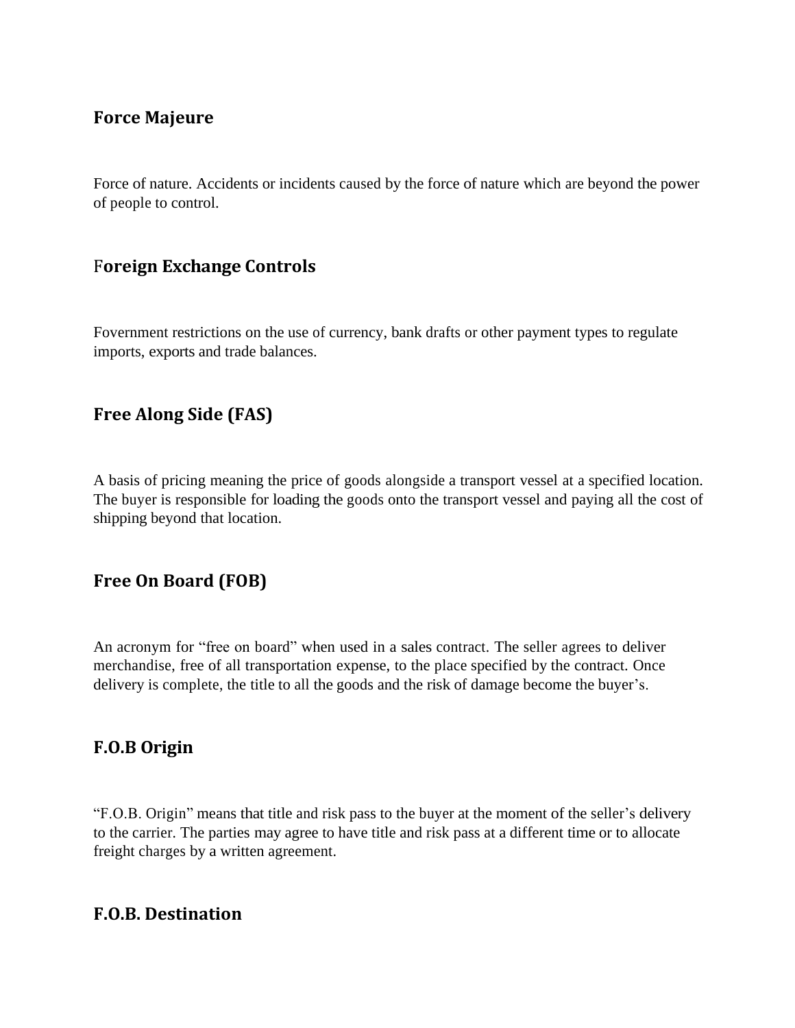## Force Majeure

Force of nature. Accidents or incidents caused by the force of nature which are beyond the power of people to control.

## Foreign Exchange Controls

Fovernment restrictions on the use of currency, bank drafts or other payment types to regulate imports, exports and trade balances.

## Free Along Side (FAS)

A basis of pricing meaning the price of goods alongside a transport vessel at a specified location. The buyer is responsible for loading the goods onto the transport vessel and paying all the cost of shipping beyond that location.

## Free On Board (FOB)

An acronym for "free on board" when used in a sales contract. The seller agrees to deliver merchandise, free of all transportation expense, to the place specified by the contract. Once delivery is complete, the title to all the goods and the risk of damage become the buyer's.

## F.O.B Origin

"F.O.B. Origin" means that title and risk pass to the buyer at the moment of the seller's delivery to the carrier. The parties may agree to have title and risk pass at a different time or to allocate freight charges by a written agreement.

## F.O.B. Destination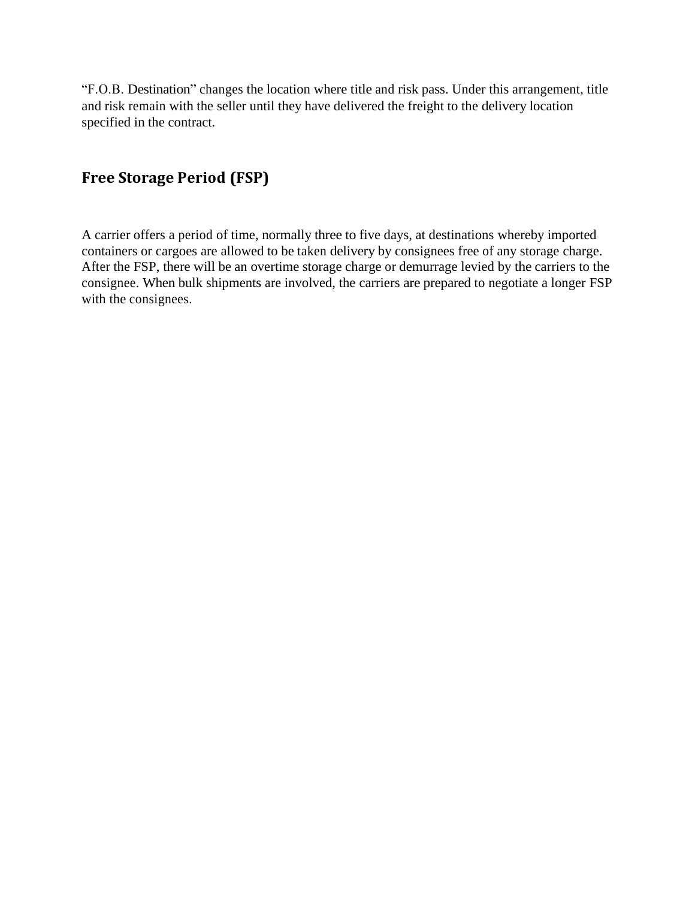"F.O.B. Destination" changes the location where title and risk pass. Under this arrangement, title and risk remain with the seller until they have delivered the freight to the delivery location specified in the contract.

## Free Storage Period (FSP)

A carrier offers a period of time, normally three to five days, at destinations whereby imported containers or cargoes are allowed to be taken delivery by consignees free of any storage charge. After the FSP, there will be an overtime storage charge or demurrage levied by the carriers to the consignee. When bulk shipments are involved, the carriers are prepared to negotiate a longer FSP with the consignees.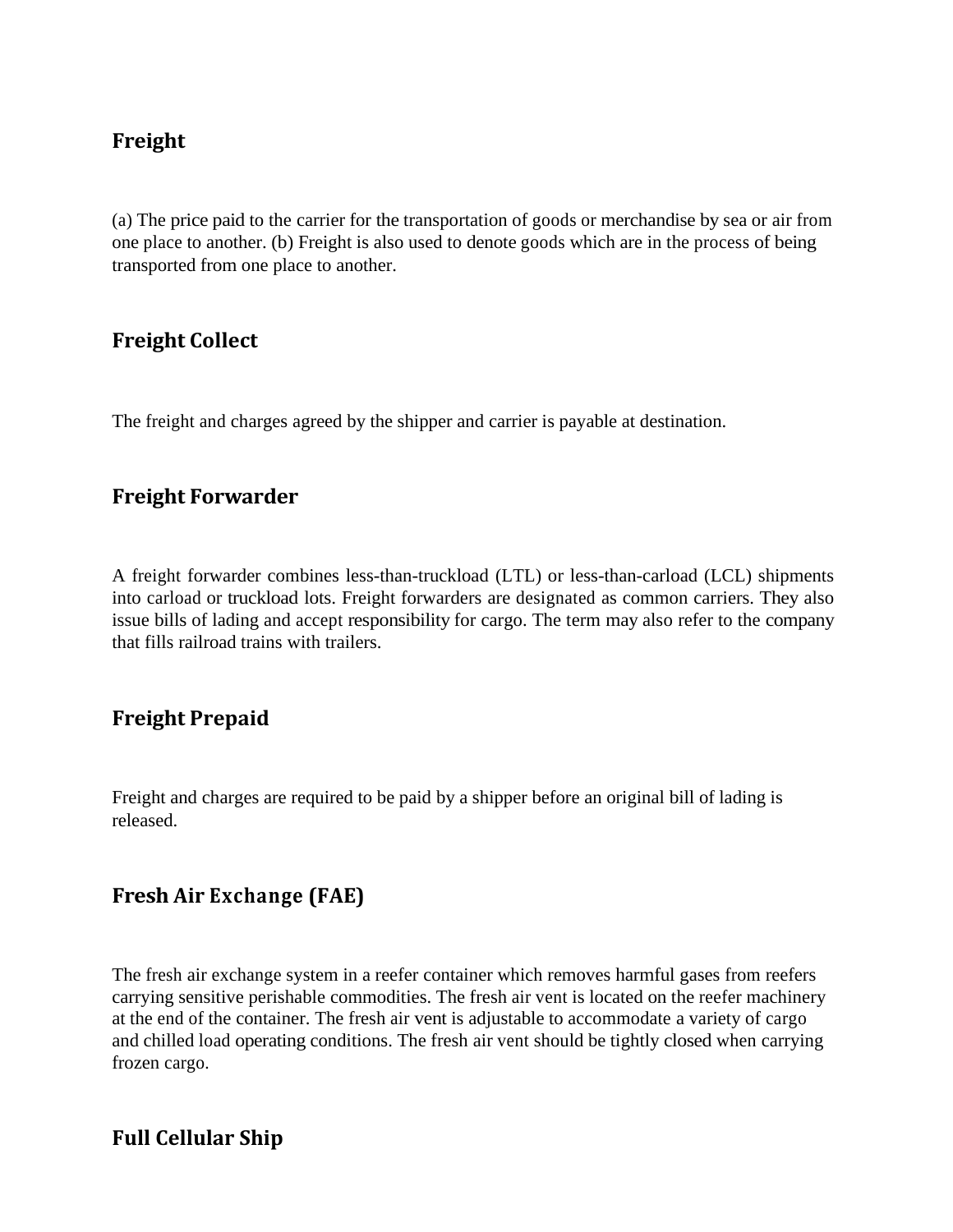## Freight

(a) The price paid to the carrier for the transportation of goods or merchandise by sea or air from one place to another. (b) Freight is also used to denote goods which are in the process of being transported from one place to another.

## Freight Collect

The freight and charges agreed by the shipper and carrier is payable at destination.

## Freight Forwarder

A freight forwarder combines less-than-truckload (LTL) or less-than-carload (LCL) shipments into carload or truckload lots. Freight forwarders are designated as common carriers. They also issue bills of lading and accept responsibility for cargo. The term may also refer to the company that fills railroad trains with trailers.

## Freight Prepaid

Freight and charges are required to be paid by a shipper before an original bill of lading is released.

## Fresh Air Exchange (FAE)

The fresh air exchange system in a reefer container which removes harmful gases from reefers carrying sensitive perishable commodities. The fresh air vent is located on the reefer machinery at the end of the container. The fresh air vent is adjustable to accommodate a variety of cargo and chilled load operating conditions. The fresh air vent should be tightly closed when carrying frozen cargo.

## Full Cellular Ship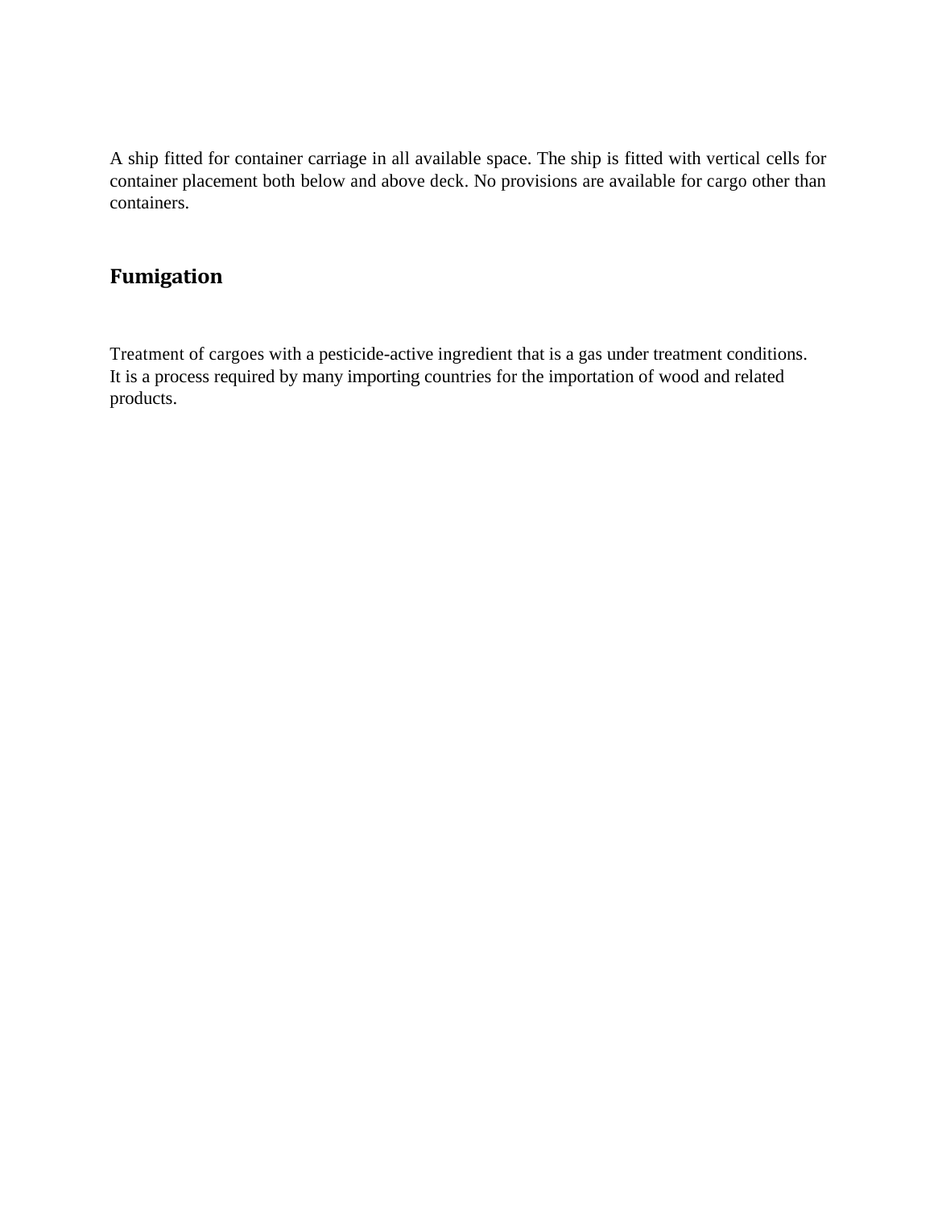A ship fitted for container carriage in all available space. The ship is fitted with vertical cells for container placement both below and above deck. No provisions are available for cargo other than containers.

## Fumigation

Treatment of cargoes with a pesticide-active ingredient that is a gas under treatment conditions. It is a process required by many importing countries for the importation of wood and related products.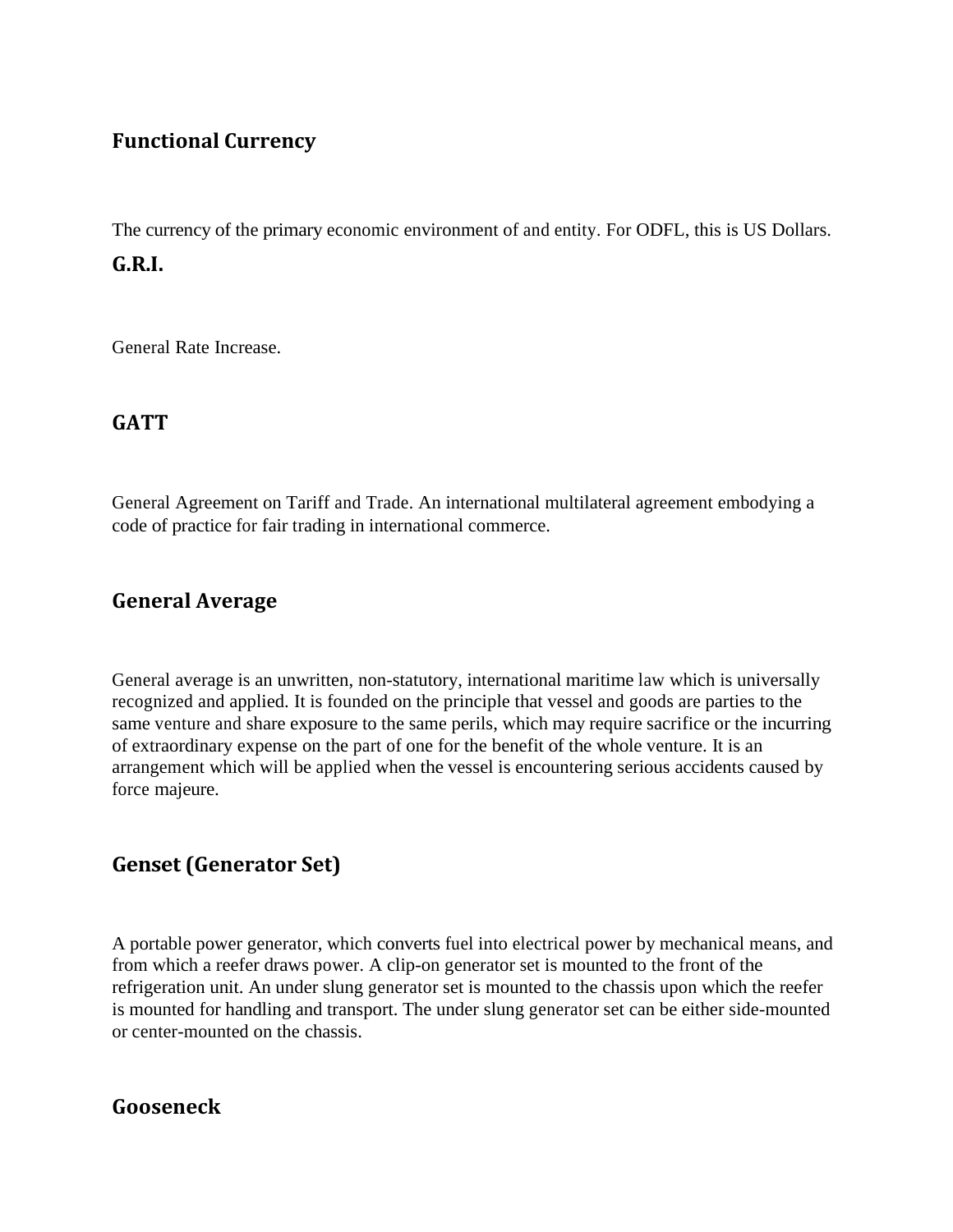## Functional Currency

The currency of the primary economic environment of and entity. For ODFL, this is US Dollars.

## G.R.I.

General Rate Increase.

## GATT

General Agreement on Tariff and Trade. An international multilateral agreement embodying a code of practice for fair trading in international commerce.

## General Average

General average is an unwritten, non-statutory, international maritime law which is universally recognized and applied. It is founded on the principle that vessel and goods are parties to the same venture and share exposure to the same perils, which may require sacrifice or the incurring of extraordinary expense on the part of one for the benefit of the whole venture. It is an arrangement which will be applied when the vessel is encountering serious accidents caused by force majeure.

## Genset (Generator Set)

A portable power generator, which converts fuel into electrical power by mechanical means, and from which a reefer draws power. A clip-on generator set is mounted to the front of the refrigeration unit. An under slung generator set is mounted to the chassis upon which the reefer is mounted for handling and transport. The under slung generator set can be either side-mounted or center-mounted on the chassis.

## Gooseneck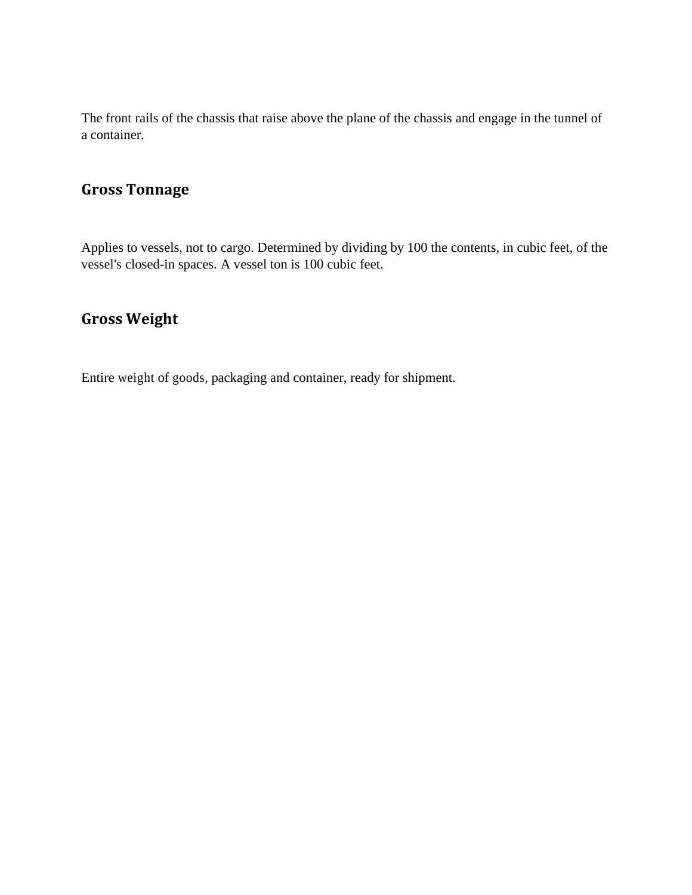The front rails of the chassis that raise above the plane of the chassis and engage in the tunnel of a container.

## Gross Tonnage

Applies to vessels, not to cargo. Determined by dividing by 100 the contents, in cubic feet, of the vessel's closed-in spaces. A vessel ton is 100 cubic feet.

## Gross Weight

Entire weight of goods, packaging and container, ready for shipment.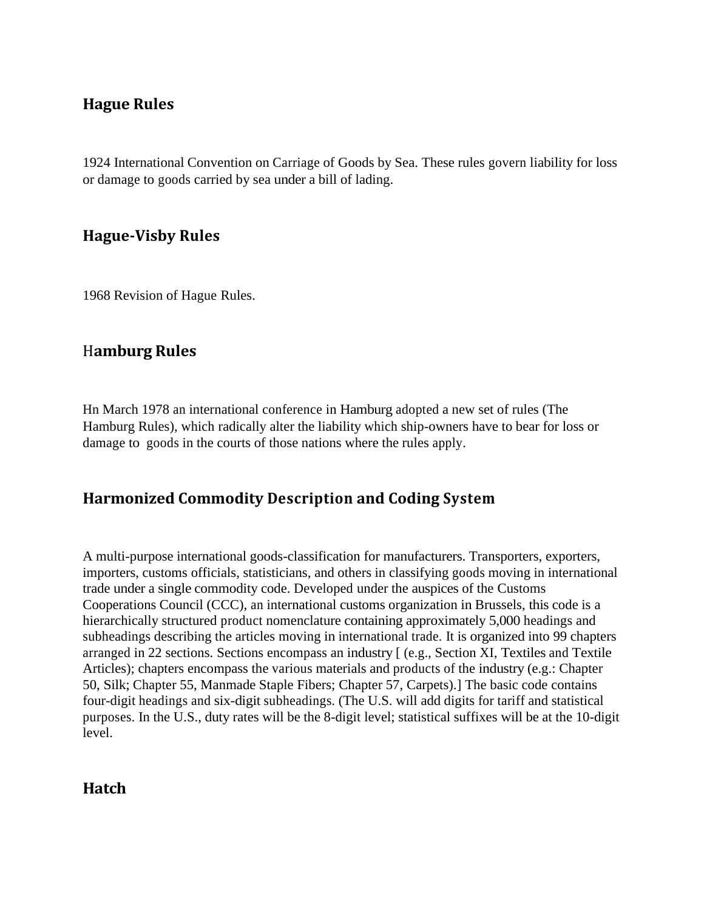## Hague Rules

1924 International Convention on Carriage of Goods by Sea. These rules govern liability for loss or damage to goods carried by sea under a bill of lading.

## Hague-Visby Rules

1968 Revision of Hague Rules.

## Hamburg Rules

Hn March 1978 an international conference in Hamburg adopted a new set of rules (The Hamburg Rules), which radically alter the liability which ship-owners have to bear for loss or damage to goods in the courts of those nations where the rules apply.

## Harmonized Commodity Description and Coding System

A multi-purpose international goods-classification for manufacturers. Transporters, exporters, importers, customs officials, statisticians, and others in classifying goods moving in international trade under a single commodity code. Developed under the auspices of the Customs Cooperations Council (CCC), an international customs organization in Brussels, this code is a hierarchically structured product nomenclature containing approximately 5,000 headings and subheadings describing the articles moving in international trade. It is organized into 99 chapters arranged in 22 sections. Sections encompass an industry [ (e.g., Section XI, Textiles and Textile Articles); chapters encompass the various materials and products of the industry (e.g.: Chapter 50, Silk; Chapter 55, Manmade Staple Fibers; Chapter 57, Carpets).] The basic code contains four-digit headings and six-digit subheadings. (The U.S. will add digits for tariff and statistical purposes. In the U.S., duty rates will be the 8-digit level; statistical suffixes will be at the 10-digit level.

## Hatch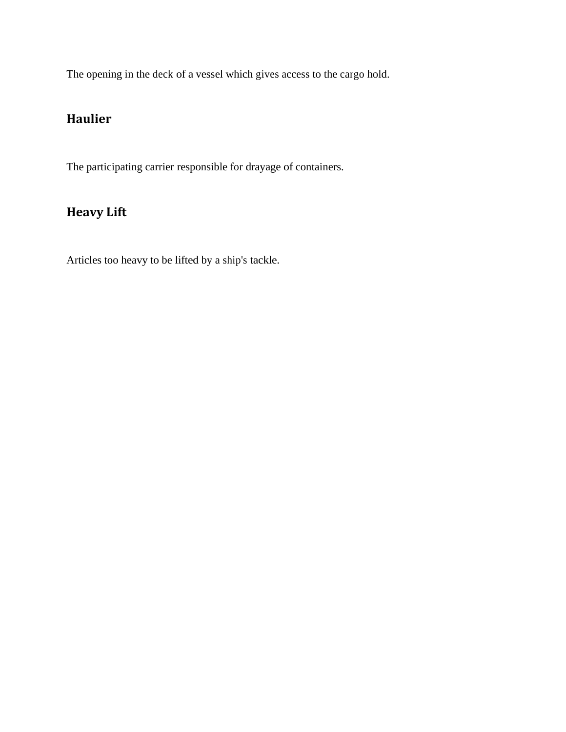The opening in the deck of a vessel which gives access to the cargo hold.

## Haulier

The participating carrier responsible for drayage of containers.

## Heavy Lift

Articles too heavy to be lifted by a ship's tackle.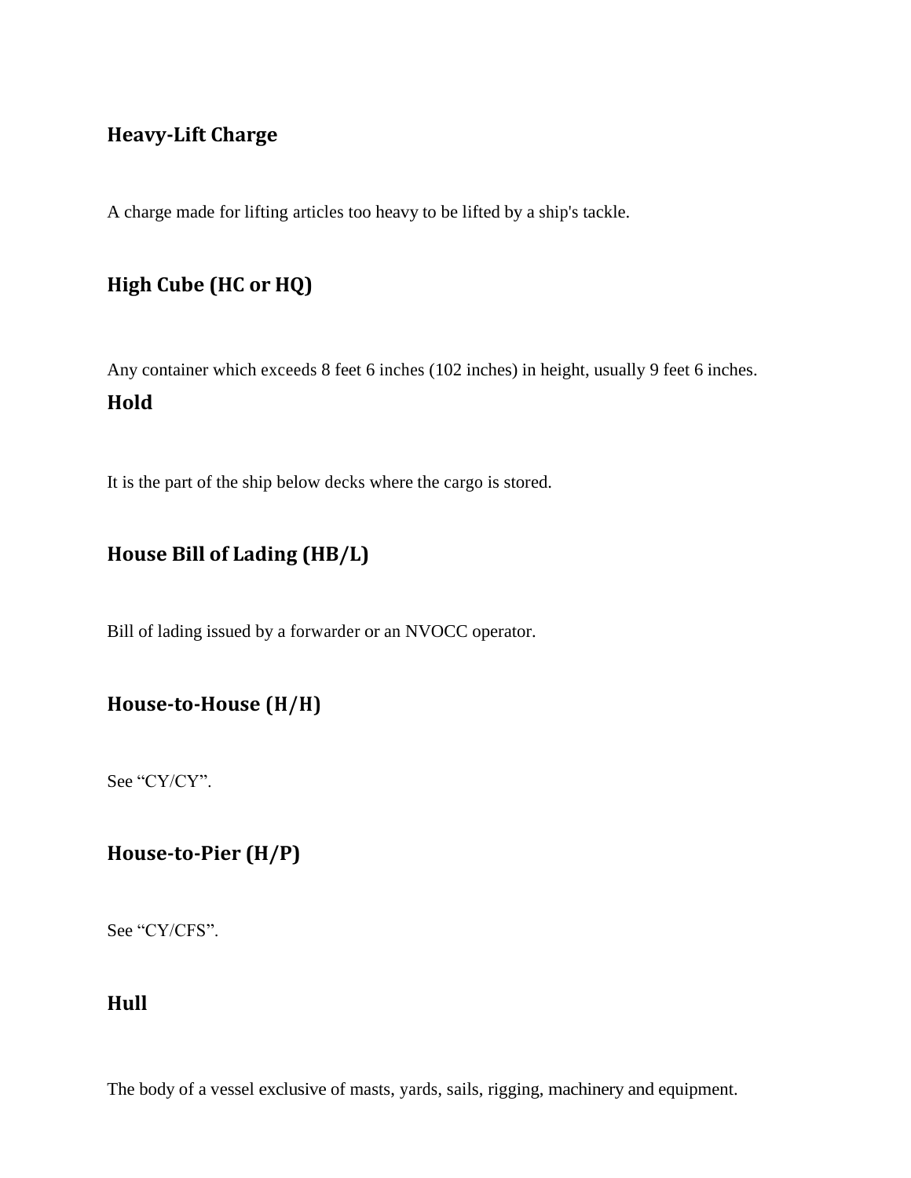## Heavy-Lift Charge

A charge made for lifting articles too heavy to be lifted by a ship's tackle.

## High Cube (HC or HQ)

Any container which exceeds 8 feet 6 inches (102 inches) in height, usually 9 feet 6 inches.

## Hold

It is the part of the ship below decks where the cargo is stored.

## House Bill of Lading (HB/L)

Bill of lading issued by a forwarder or an NVOCC operator.

## House-to-House (H/H)

See "CY/CY".

## House-to-Pier (H/P)

See "CY/CFS".

## Hull

The body of a vessel exclusive of masts, yards, sails, rigging, machinery and equipment.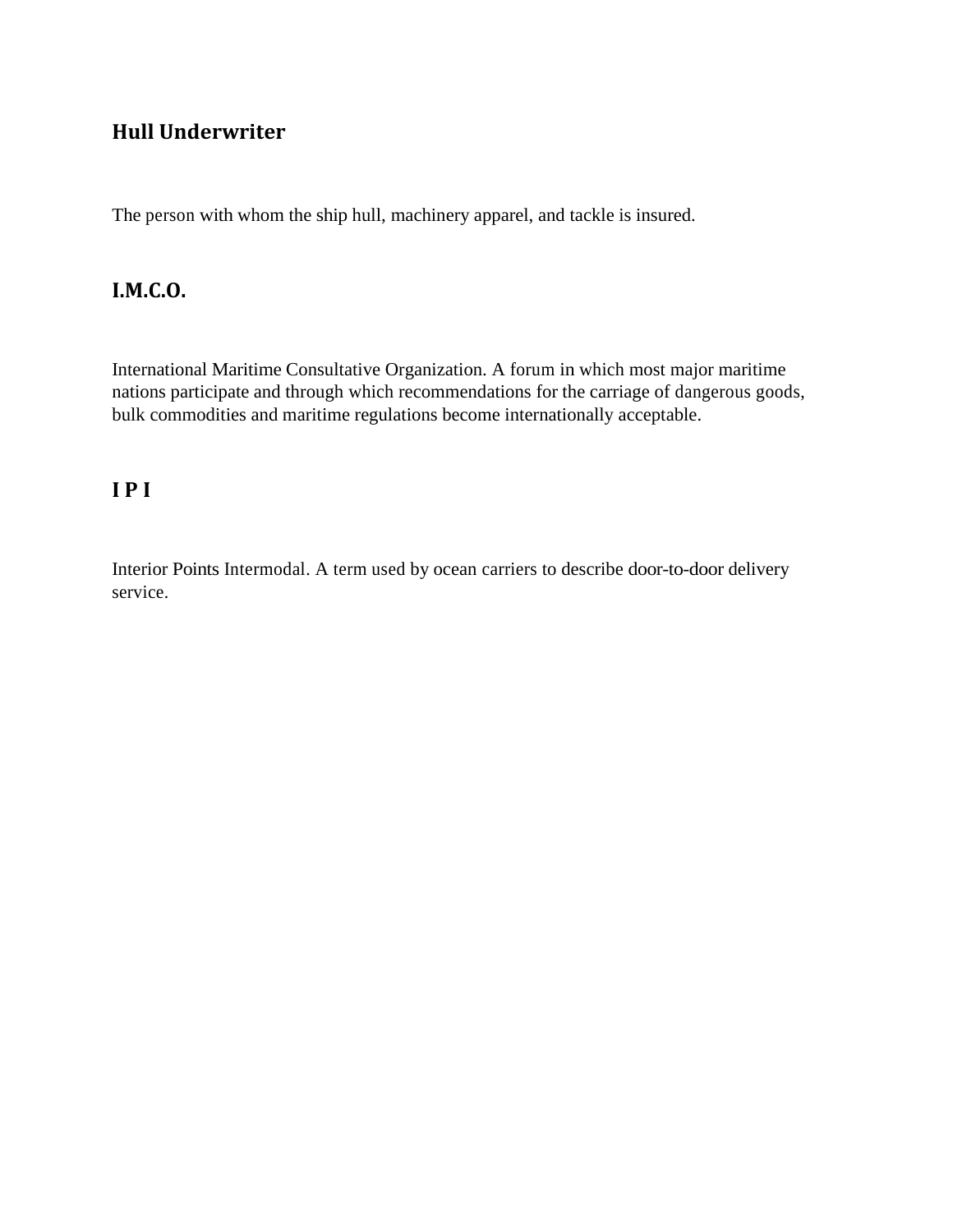## Hull Underwriter

The person with whom the ship hull, machinery apparel, and tackle is insured.

## I.M.C.O.

International Maritime Consultative Organization. A forum in which most major maritime nations participate and through which recommendations for the carriage of dangerous goods, bulk commodities and maritime regulations become internationally acceptable.

## I P I

Interior Points Intermodal. A term used by ocean carriers to describe door-to-door delivery service.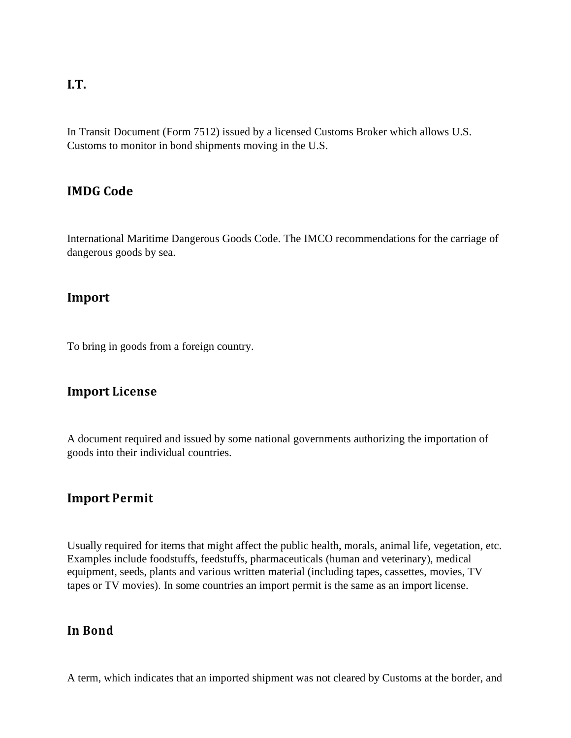### I.T.

In Transit Document (Form 7512) issued by a licensed Customs Broker which allows U.S. Customs to monitor in bond shipments moving in the U.S.

### IMDG Code

International Maritime Dangerous Goods Code. The IMCO recommendations for the carriage of dangerous goods by sea.

### Import

To bring in goods from a foreign country.

### Import License

A document required and issued by some national governments authorizing the importation of goods into their individual countries.

### Import Permit

Usually required for items that might affect the public health, morals, animal life, vegetation, etc. Examples include foodstuffs, feedstuffs, pharmaceuticals (human and veterinary), medical equipment, seeds, plants and various written material (including tapes, cassettes, movies, TV tapes or TV movies). In some countries an import permit is the same as an import license.

### In Bond

A term, which indicates that an imported shipment was not cleared by Customs at the border, and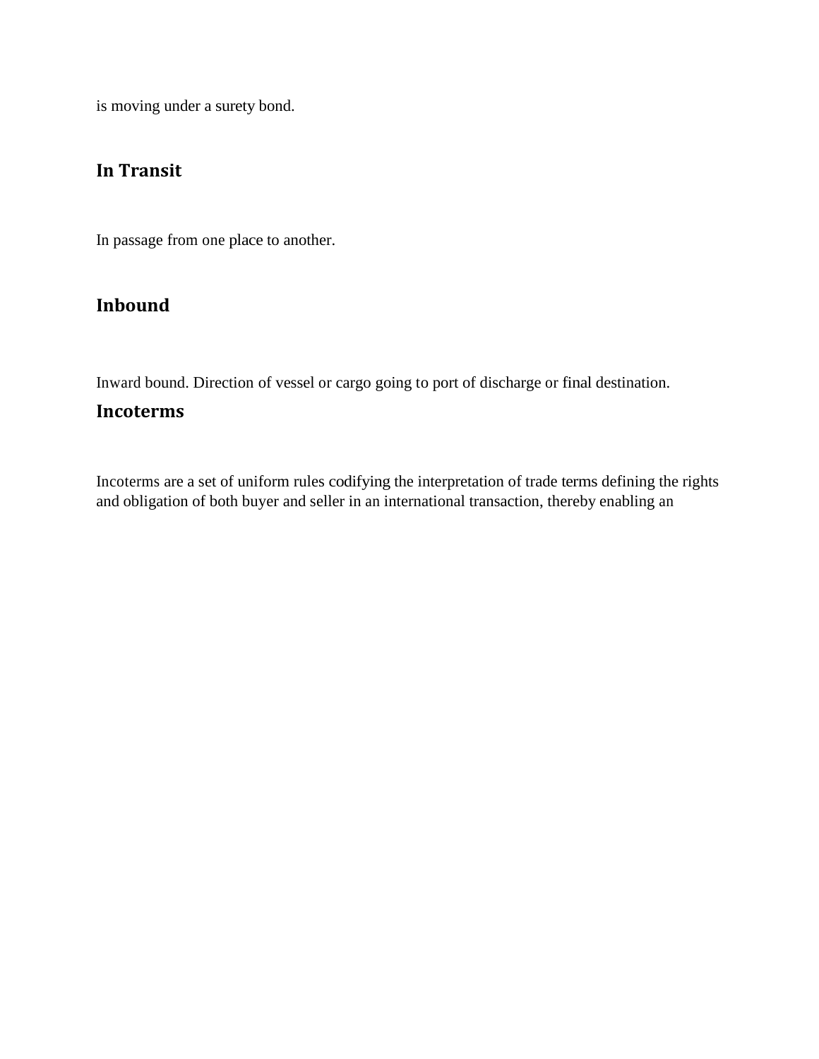is moving under a surety bond.

## In Transit

In passage from one place to another.

## Inbound

Inward bound. Direction of vessel or cargo going to port of discharge or final destination.

## Incoterms

Incoterms are a set of uniform rules codifying the interpretation of trade terms defining the rights and obligation of both buyer and seller in an international transaction, thereby enabling an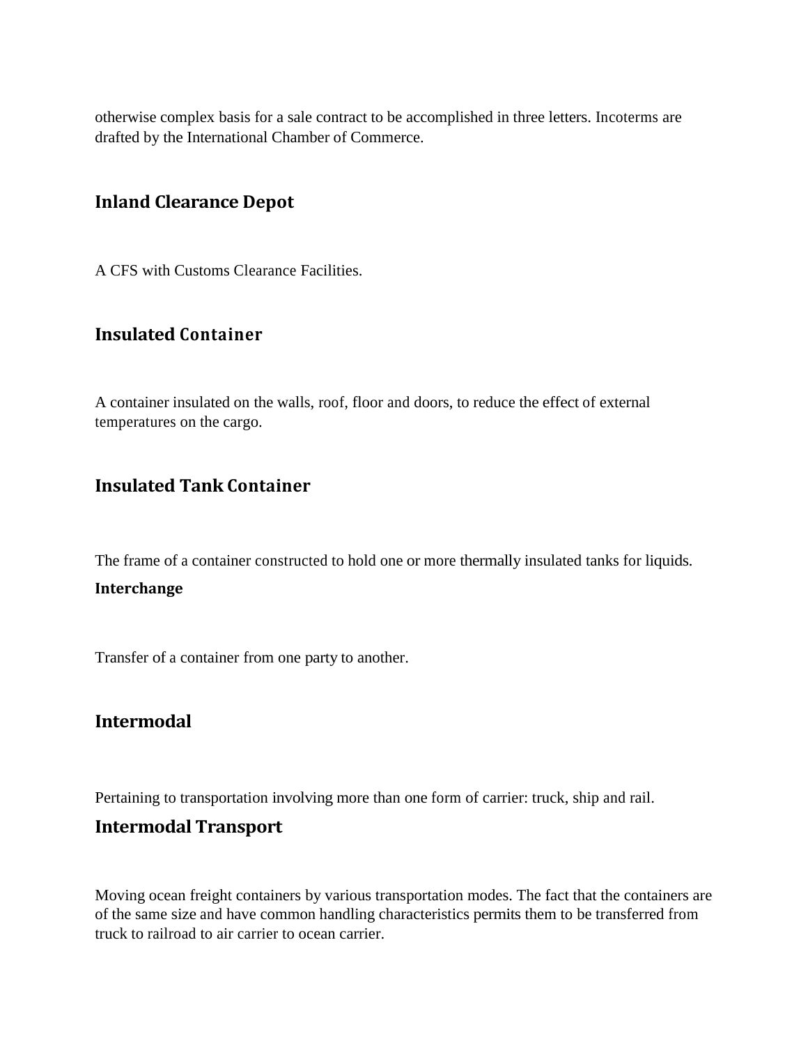otherwise complex basis for a sale contract to be accomplished in three letters. Incoterms are drafted by the International Chamber of Commerce.

### Inland Clearance Depot

A CFS with Customs Clearance Facilities.

### Insulated Container

A container insulated on the walls, roof, floor and doors, to reduce the effect of external temperatures on the cargo.

### Insulated Tank Container

The frame of a container constructed to hold one or more thermally insulated tanks for liquids.

**Interchange**

Transfer of a container from one party to another.

### Intermodal

Pertaining to transportation involving more than one form of carrier: truck, ship and rail.

### Intermodal Transport

Moving ocean freight containers by various transportation modes. The fact that the containers are of the same size and have common handling characteristics permits them to be transferred from truck to railroad to air carrier to ocean carrier.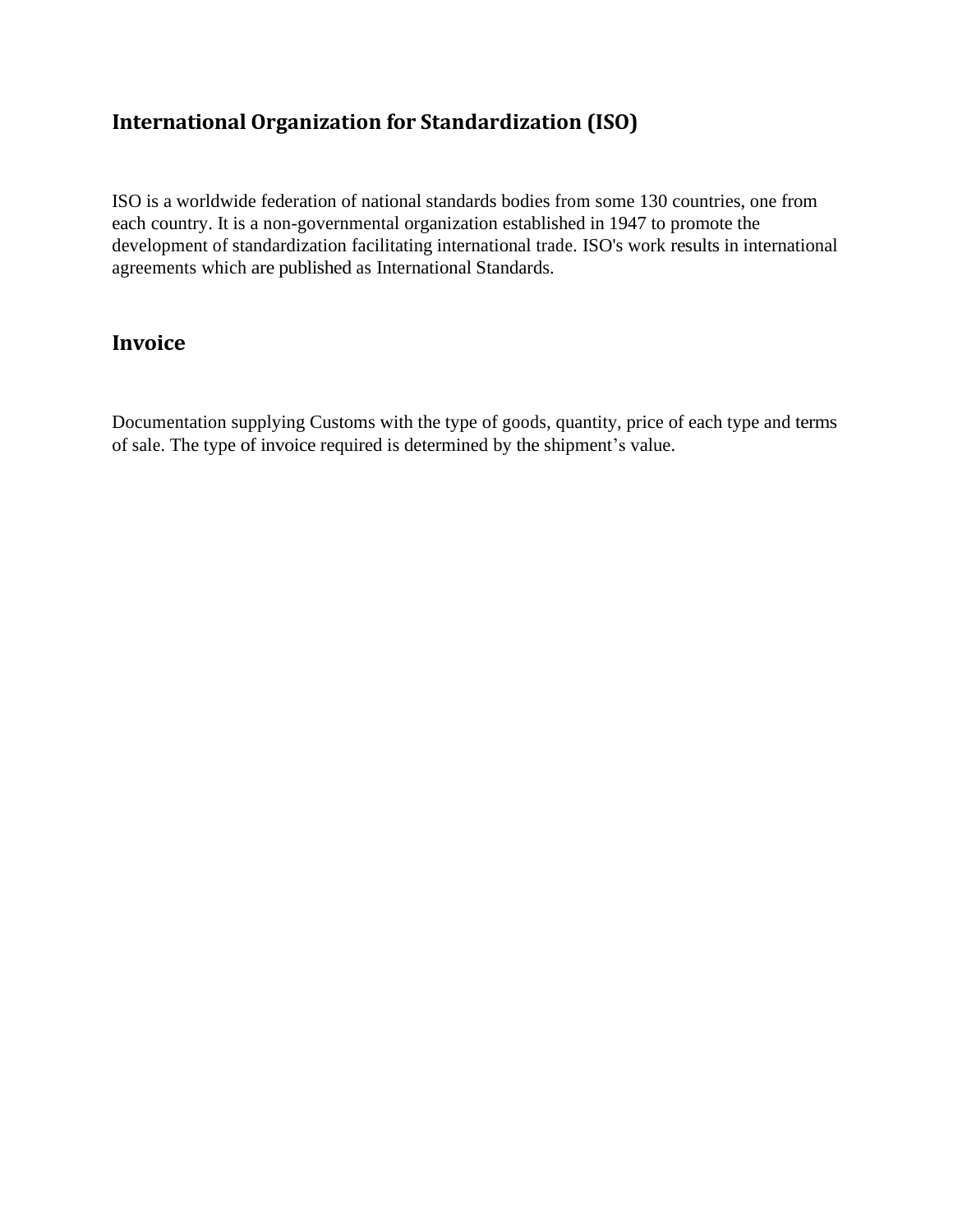## International Organization for Standardization (ISO)

ISO is a worldwide federation of national standards bodies from some 130 countries, one from each country. It is a non-governmental organization established in 1947 to promote the development of standardization facilitating international trade. ISO's work results in international agreements which are published as International Standards.

## Invoice

Documentation supplying Customs with the type of goods, quantity, price of each type and terms of sale. The type of invoice required is determined by the shipment's value.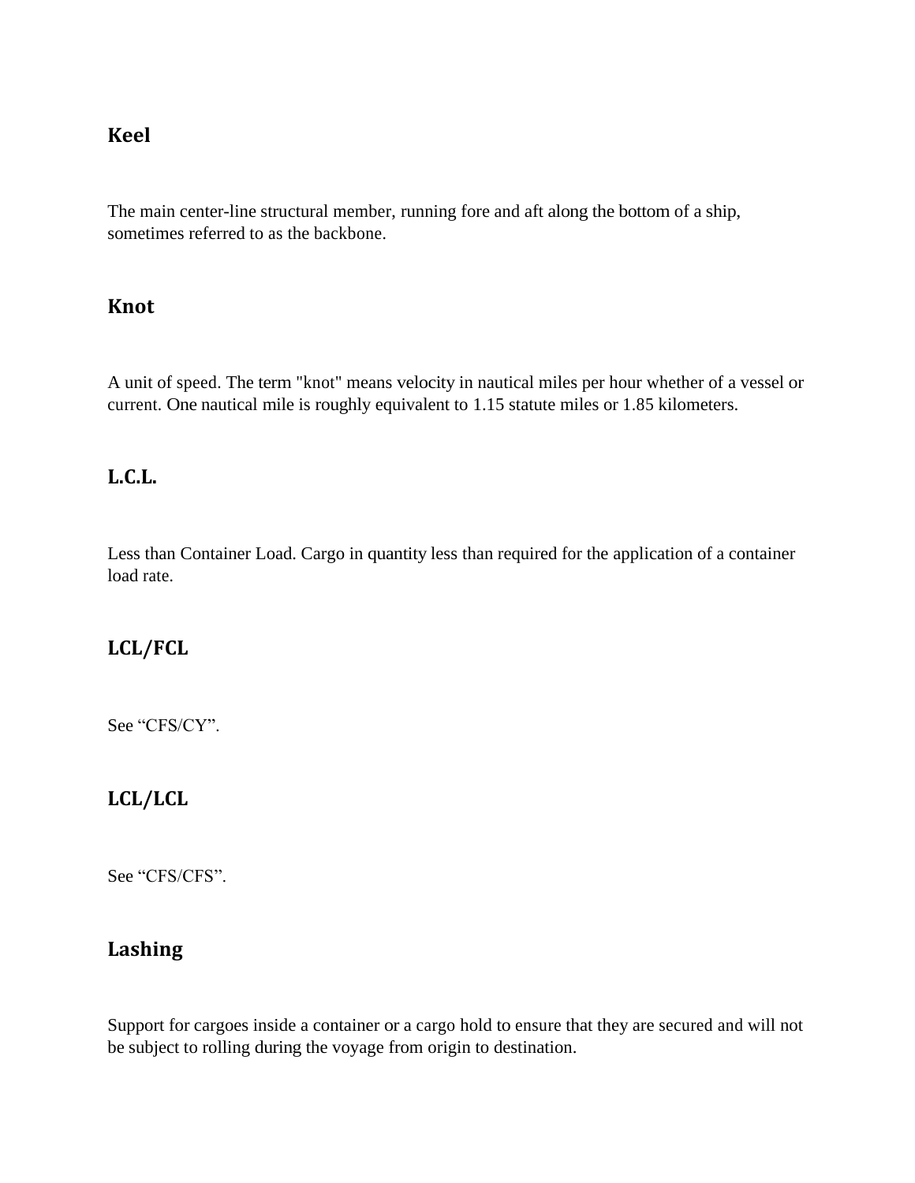### Keel

The main center-line structural member, running fore and aft along the bottom of a ship, sometimes referred to as the backbone.

### Knot

A unit of speed. The term "knot" means velocity in nautical miles per hour whether of a vessel or current. One nautical mile is roughly equivalent to 1.15 statute miles or 1.85 kilometers.

### L.C.L.

Less than Container Load. Cargo in quantity less than required for the application of a container load rate.

### LCL/FCL

See “CFS/CY”.

### LCL/LCL

See “CFS/CFS”.

### Lashing

Support for cargoes inside a container or a cargo hold to ensure that they are secured and will not be subject to rolling during the voyage from origin to destination.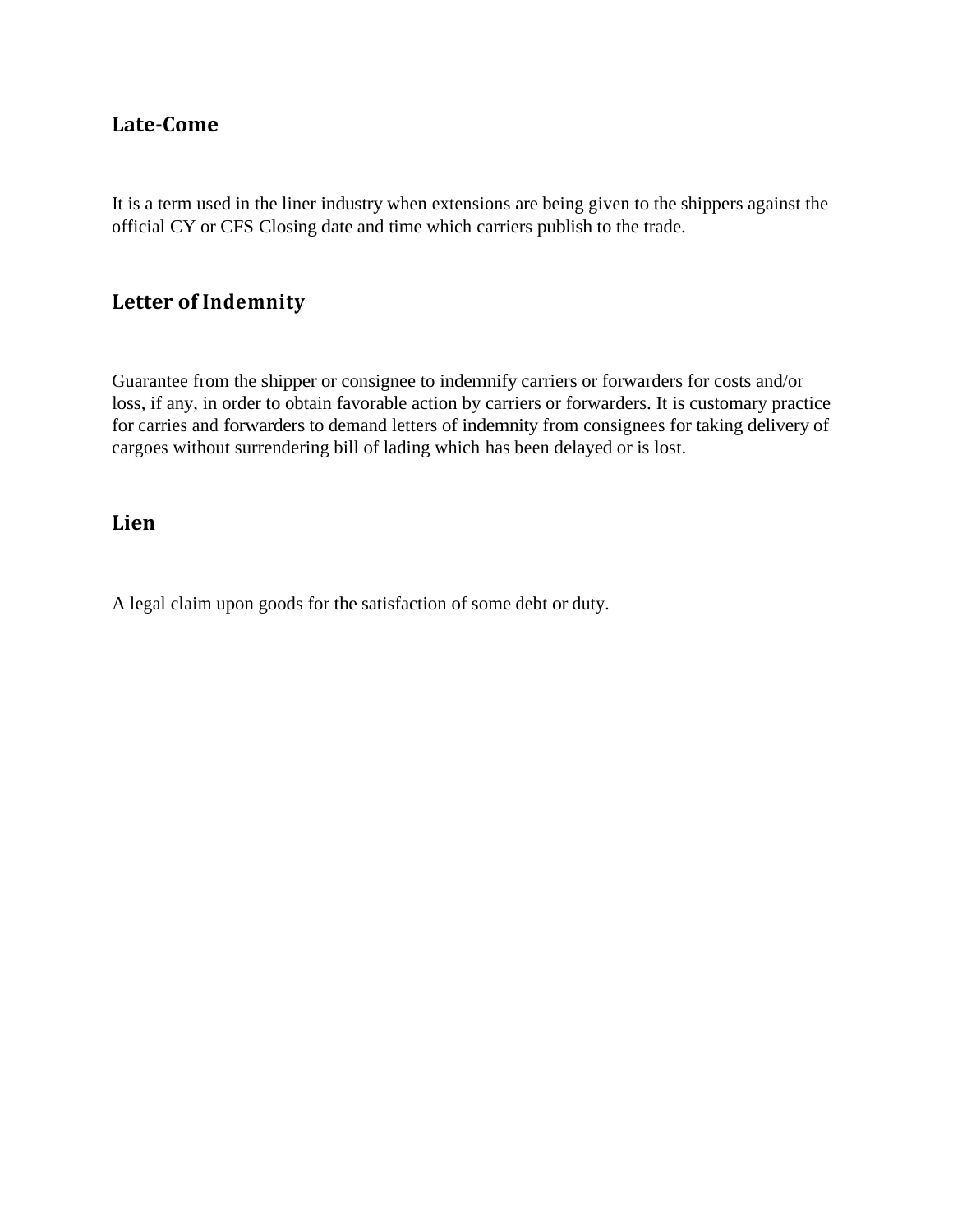## Late-Come

It is a term used in the liner industry when extensions are being given to the shippers against the official CY or CFS Closing date and time which carriers publish to the trade.

## Letter of Indemnity

Guarantee from the shipper or consignee to indemnify carriers or forwarders for costs and/or loss, if any, in order to obtain favorable action by carriers or forwarders. It is customary practice for carries and forwarders to demand letters of indemnity from consignees for taking delivery of cargoes without surrendering bill of lading which has been delayed or is lost.

## Lien

A legal claim upon goods for the satisfaction of some debt or duty.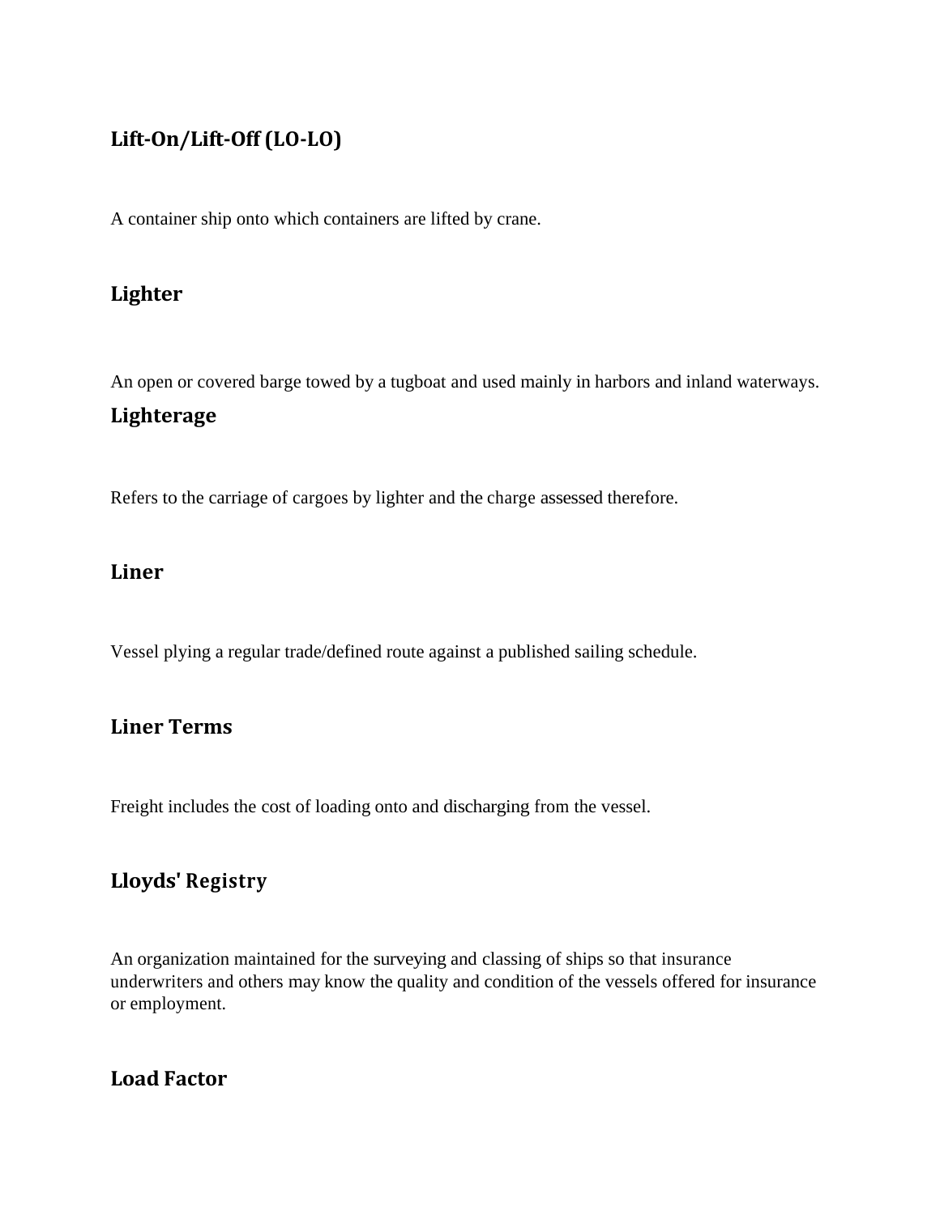### Lift-On/Lift-Off (LO-LO)

A container ship onto which containers are lifted by crane.

### Lighter

An open or covered barge towed by a tugboat and used mainly in harbors and inland waterways.

### Lighterage

Refers to the carriage of cargoes by lighter and the charge assessed therefore.

### Liner

Vessel plying a regular trade/defined route against a published sailing schedule.

### Liner Terms

Freight includes the cost of loading onto and discharging from the vessel.

### Lloyds' Registry

An organization maintained for the surveying and classing of ships so that insurance underwriters and others may know the quality and condition of the vessels offered for insurance or employment.

### Load Factor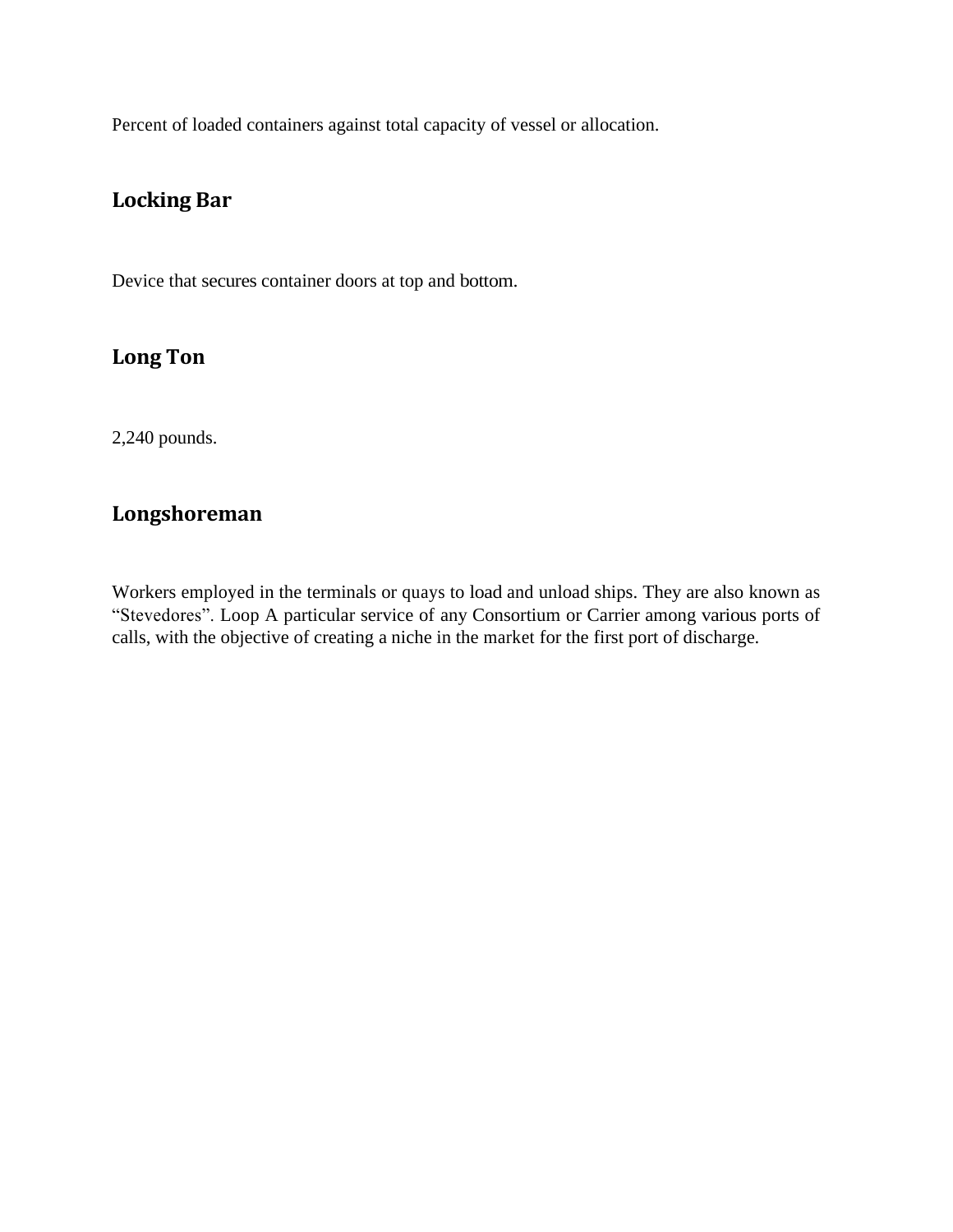Percent of loaded containers against total capacity of vessel or allocation.

## Locking Bar

Device that secures container doors at top and bottom.

## Long Ton

2,240 pounds.

## Longshoreman

Workers employed in the terminals or quays to load and unload ships. They are also known as "Stevedores". Loop A particular service of any Consortium or Carrier among various ports of calls, with the objective of creating a niche in the market for the first port of discharge.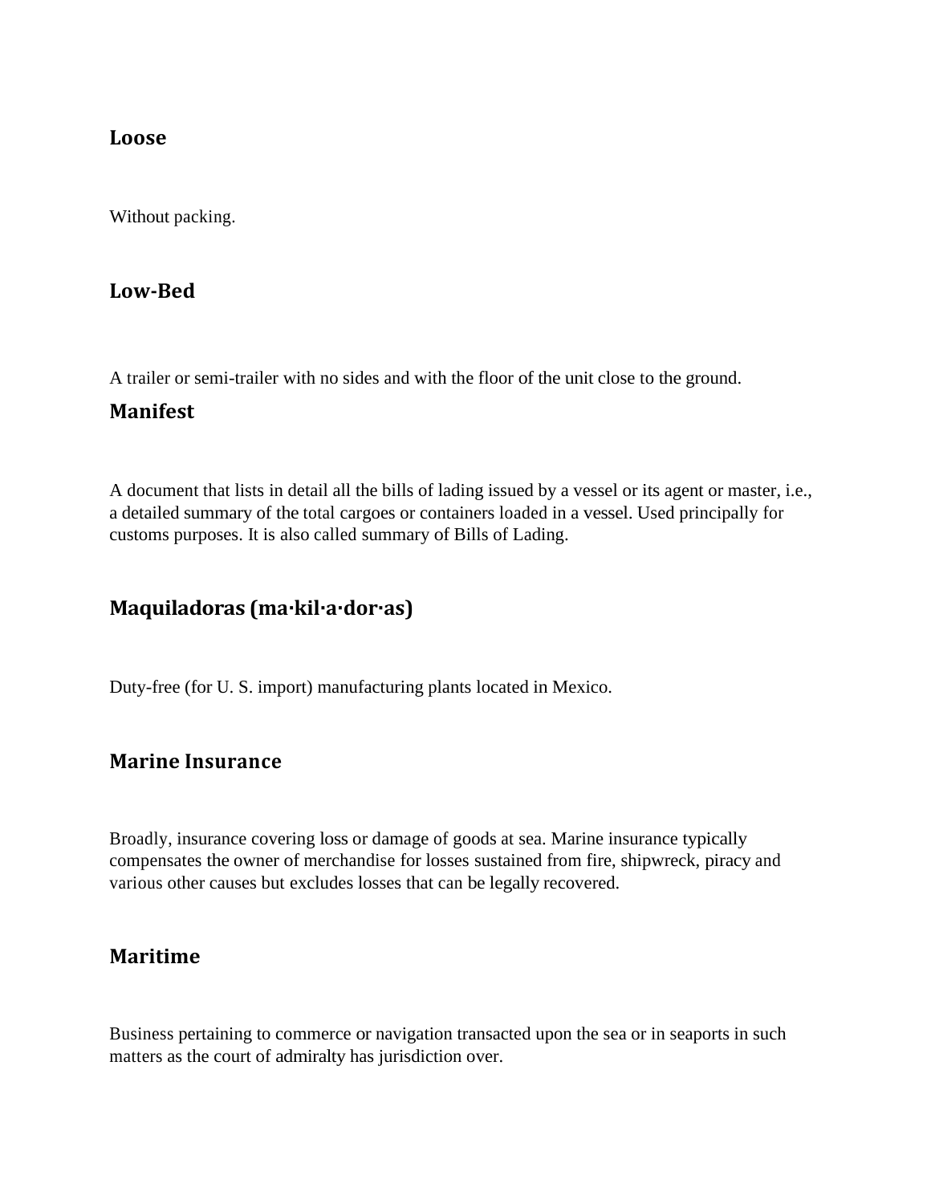### Loose

Without packing.

### Low-Bed

A trailer or semi-trailer with no sides and with the floor of the unit close to the ground.

### Manifest

A document that lists in detail all the bills of lading issued by a vessel or its agent or master, i.e., a detailed summary of the total cargoes or containers loaded in a vessel. Used principally for customs purposes. It is also called summary of Bills of Lading.

### Maquiladoras (ma·kil·a·dor·as)

Duty-free (for U. S. import) manufacturing plants located in Mexico.

### Marine Insurance

Broadly, insurance covering loss or damage of goods at sea. Marine insurance typically compensates the owner of merchandise for losses sustained from fire, shipwreck, piracy and various other causes but excludes losses that can be legally recovered.

### Maritime

Business pertaining to commerce or navigation transacted upon the sea or in seaports in such matters as the court of admiralty has jurisdiction over.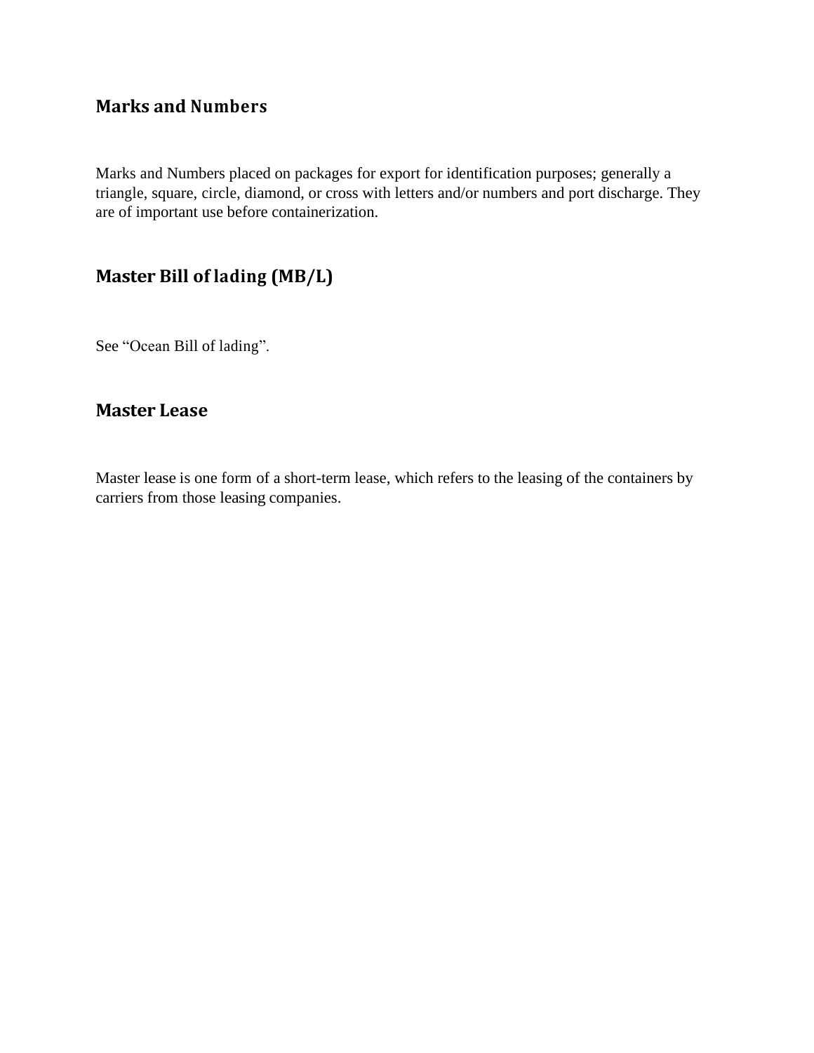## Marks and Numbers

Marks and Numbers placed on packages for export for identification purposes; generally a triangle, square, circle, diamond, or cross with letters and/or numbers and port discharge. They are of important use before containerization.

## Master Bill of lading (MB/L)

See “Ocean Bill of lading”.

## Master Lease

Master lease is one form of a short-term lease, which refers to the leasing of the containers by carriers from those leasing companies.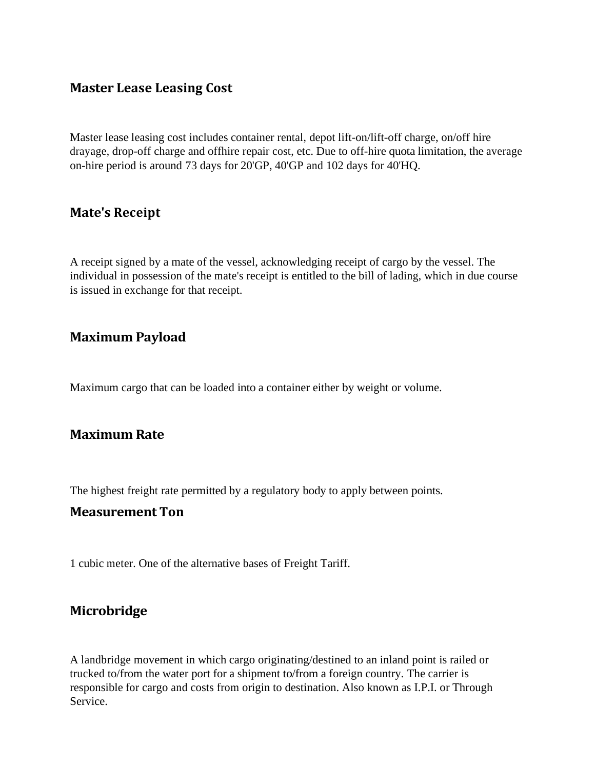## Master Lease Leasing Cost

Master lease leasing cost includes container rental, depot lift-on/lift-off charge, on/off hire drayage, drop-off charge and offhire repair cost, etc. Due to off-hire quota limitation, the average on-hire period is around 73 days for 20'GP, 40'GP and 102 days for 40'HQ.

## Mate's Receipt

A receipt signed by a mate of the vessel, acknowledging receipt of cargo by the vessel. The individual in possession of the mate's receipt is entitled to the bill of lading, which in due course is issued in exchange for that receipt.

## Maximum Payload

Maximum cargo that can be loaded into a container either by weight or volume.

## Maximum Rate

The highest freight rate permitted by a regulatory body to apply between points.

## Measurement Ton

1 cubic meter. One of the alternative bases of Freight Tariff.

## Microbridge

A landbridge movement in which cargo originating/destined to an inland point is railed or trucked to/from the water port for a shipment to/from a foreign country. The carrier is responsible for cargo and costs from origin to destination. Also known as I.P.I. or Through Service.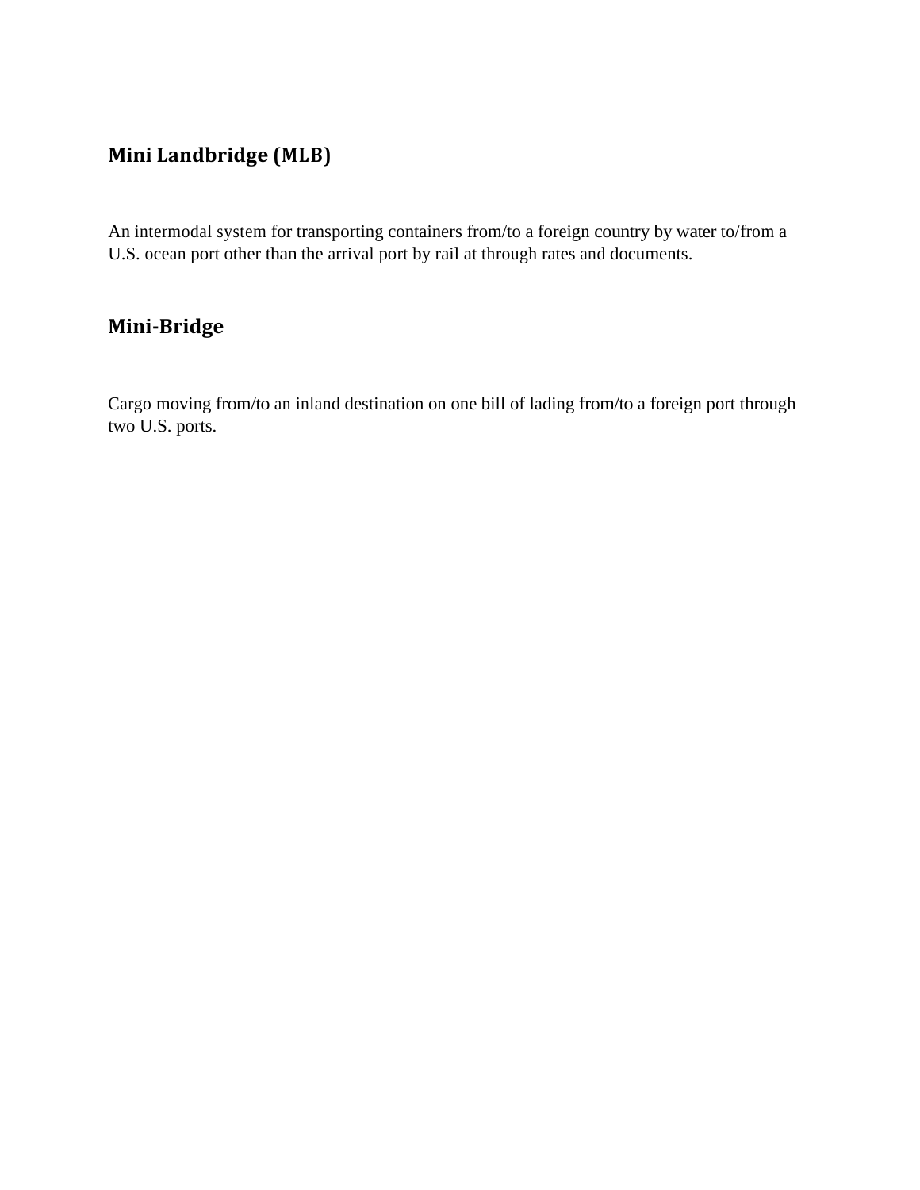## Mini Landbridge (MLB)

An intermodal system for transporting containers from/to a foreign country by water to/from a U.S. ocean port other than the arrival port by rail at through rates and documents.

## Mini-Bridge

Cargo moving from/to an inland destination on one bill of lading from/to a foreign port through two U.S. ports.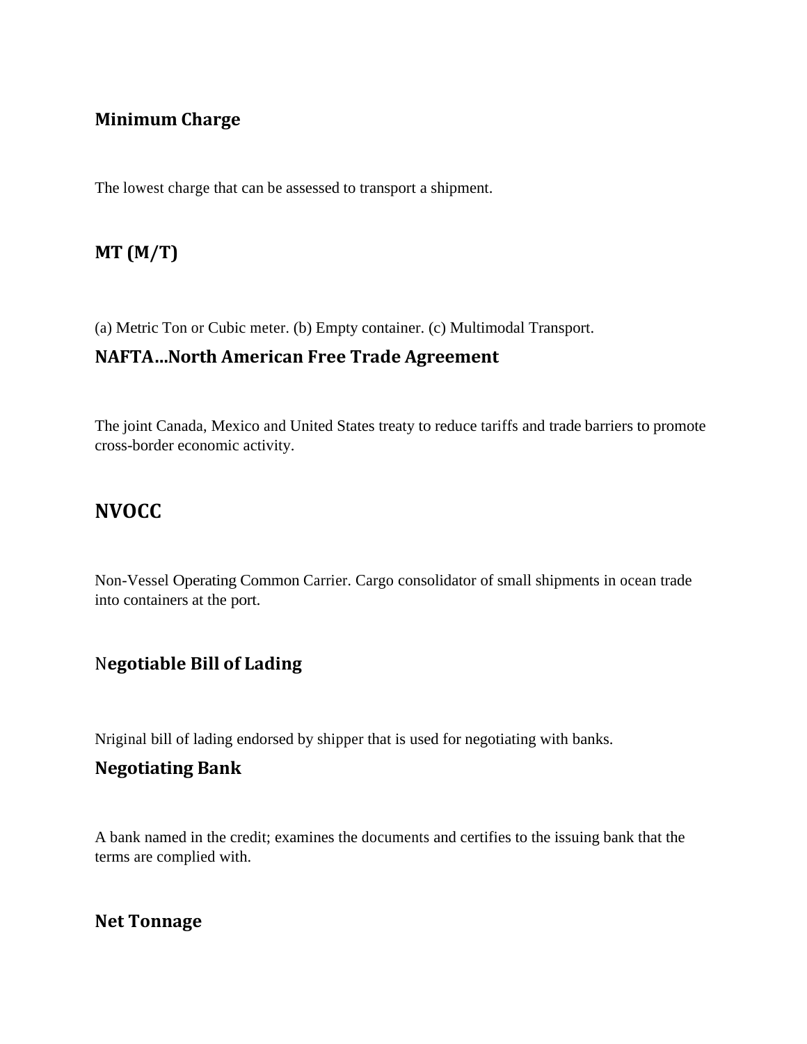### Minimum Charge

The lowest charge that can be assessed to transport a shipment.

### MT (M/T)

(a) Metric Ton or Cubic meter. (b) Empty container. (c) Multimodal Transport.

### NAFTA…North American Free Trade Agreement

The joint Canada, Mexico and United States treaty to reduce tariffs and trade barriers to promote cross-border economic activity.

## NVOCC

Non-Vessel Operating Common Carrier. Cargo consolidator of small shipments in ocean trade into containers at the port.

### Negotiable Bill of Lading

Nriginal bill of lading endorsed by shipper that is used for negotiating with banks.

### Negotiating Bank

A bank named in the credit; examines the documents and certifies to the issuing bank that the terms are complied with.

### Net Tonnage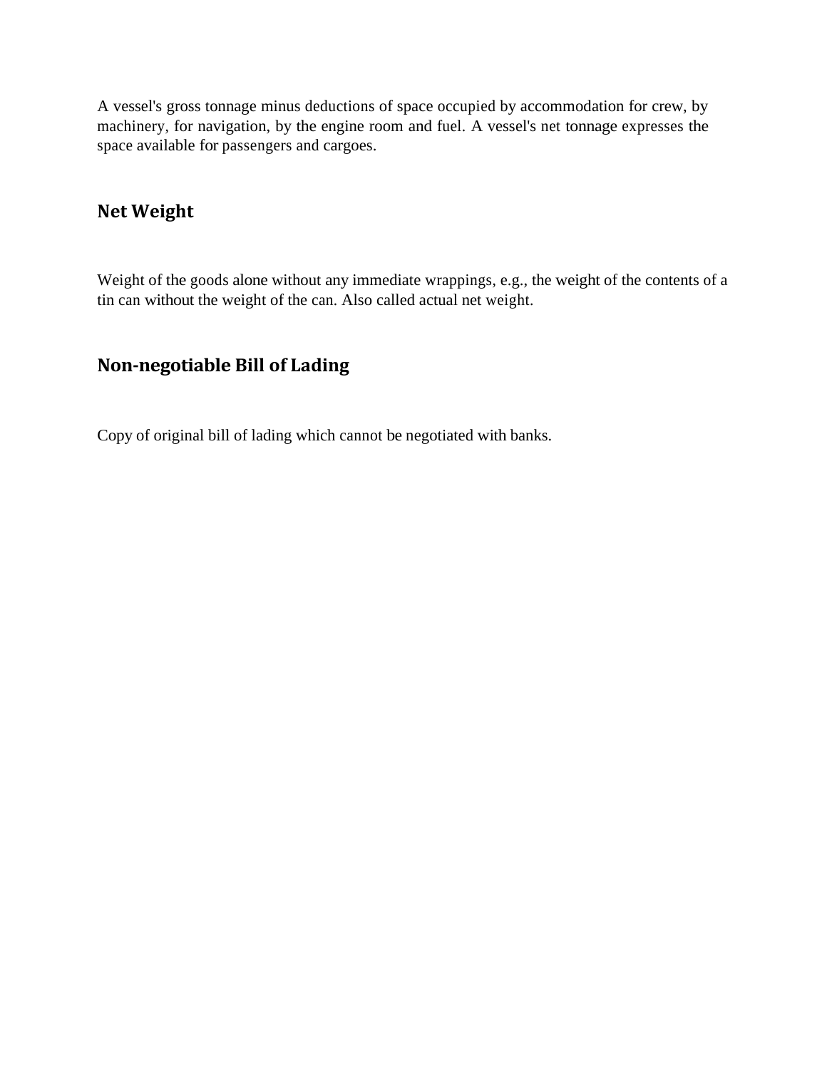A vessel's gross tonnage minus deductions of space occupied by accommodation for crew, by machinery, for navigation, by the engine room and fuel. A vessel's net tonnage expresses the space available for passengers and cargoes.

## Net Weight

Weight of the goods alone without any immediate wrappings, e.g., the weight of the contents of a tin can without the weight of the can. Also called actual net weight.

## Non-negotiable Bill of Lading

Copy of original bill of lading which cannot be negotiated with banks.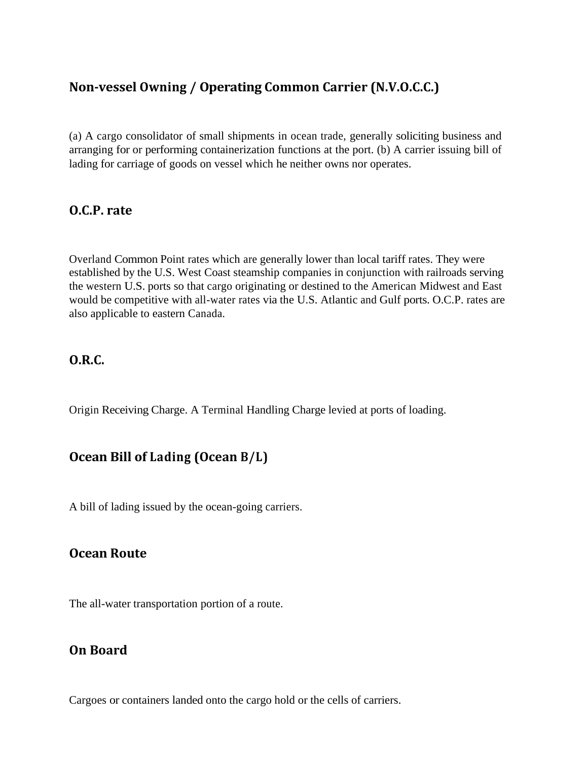## Non-vessel Owning / Operating Common Carrier (N.V.O.C.C.)

(a) A cargo consolidator of small shipments in ocean trade, generally soliciting business and arranging for or performing containerization functions at the port. (b) A carrier issuing bill of lading for carriage of goods on vessel which he neither owns nor operates.

## O.C.P. rate

Overland Common Point rates which are generally lower than local tariff rates. They were established by the U.S. West Coast steamship companies in conjunction with railroads serving the western U.S. ports so that cargo originating or destined to the American Midwest and East would be competitive with all-water rates via the U.S. Atlantic and Gulf ports. O.C.P. rates are also applicable to eastern Canada.

## O.R.C.

Origin Receiving Charge. A Terminal Handling Charge levied at ports of loading.

## Ocean Bill of Lading (Ocean B/L)

A bill of lading issued by the ocean-going carriers.

## Ocean Route

The all-water transportation portion of a route.

## On Board

Cargoes or containers landed onto the cargo hold or the cells of carriers.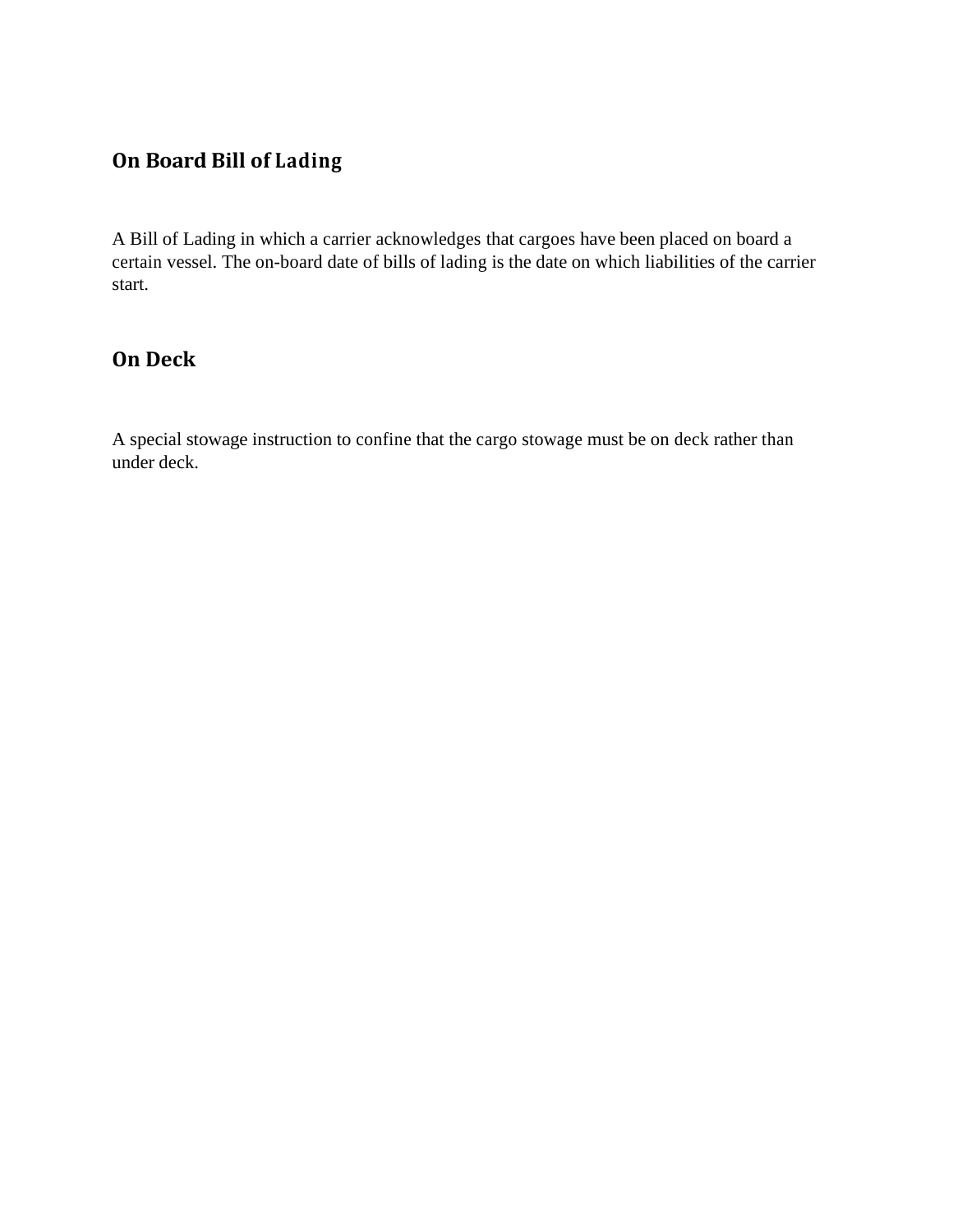## On Board Bill of Lading

A Bill of Lading in which a carrier acknowledges that cargoes have been placed on board a certain vessel. The on-board date of bills of lading is the date on which liabilities of the carrier start.

## On Deck

A special stowage instruction to confine that the cargo stowage must be on deck rather than under deck.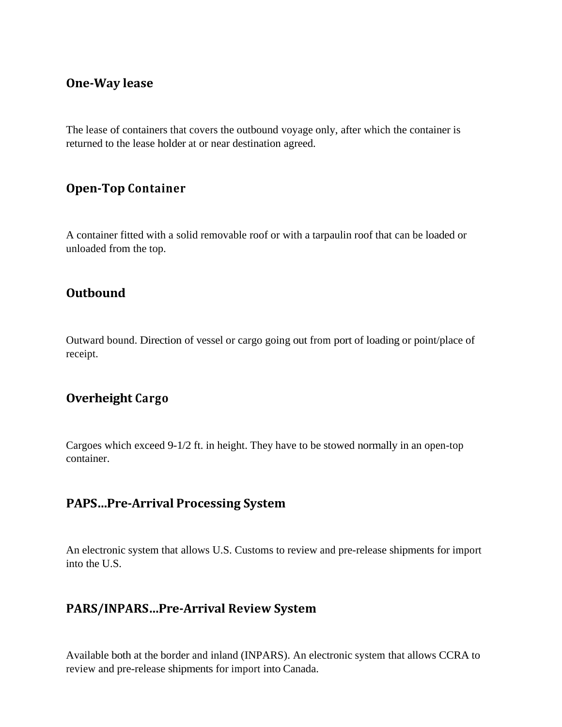### One-Way lease

The lease of containers that covers the outbound voyage only, after which the container is returned to the lease holder at or near destination agreed.

### Open-Top Container

A container fitted with a solid removable roof or with a tarpaulin roof that can be loaded or unloaded from the top.

### Outbound

Outward bound. Direction of vessel or cargo going out from port of loading or point/place of receipt.

### Overheight Cargo

Cargoes which exceed 9-1/2 ft. in height. They have to be stowed normally in an open-top container.

### PAPS...Pre-Arrival Processing System

An electronic system that allows U.S. Customs to review and pre-release shipments for import into the U.S.

### PARS/INPARS...Pre-Arrival Review System

Available both at the border and inland (INPARS). An electronic system that allows CCRA to review and pre-release shipments for import into Canada.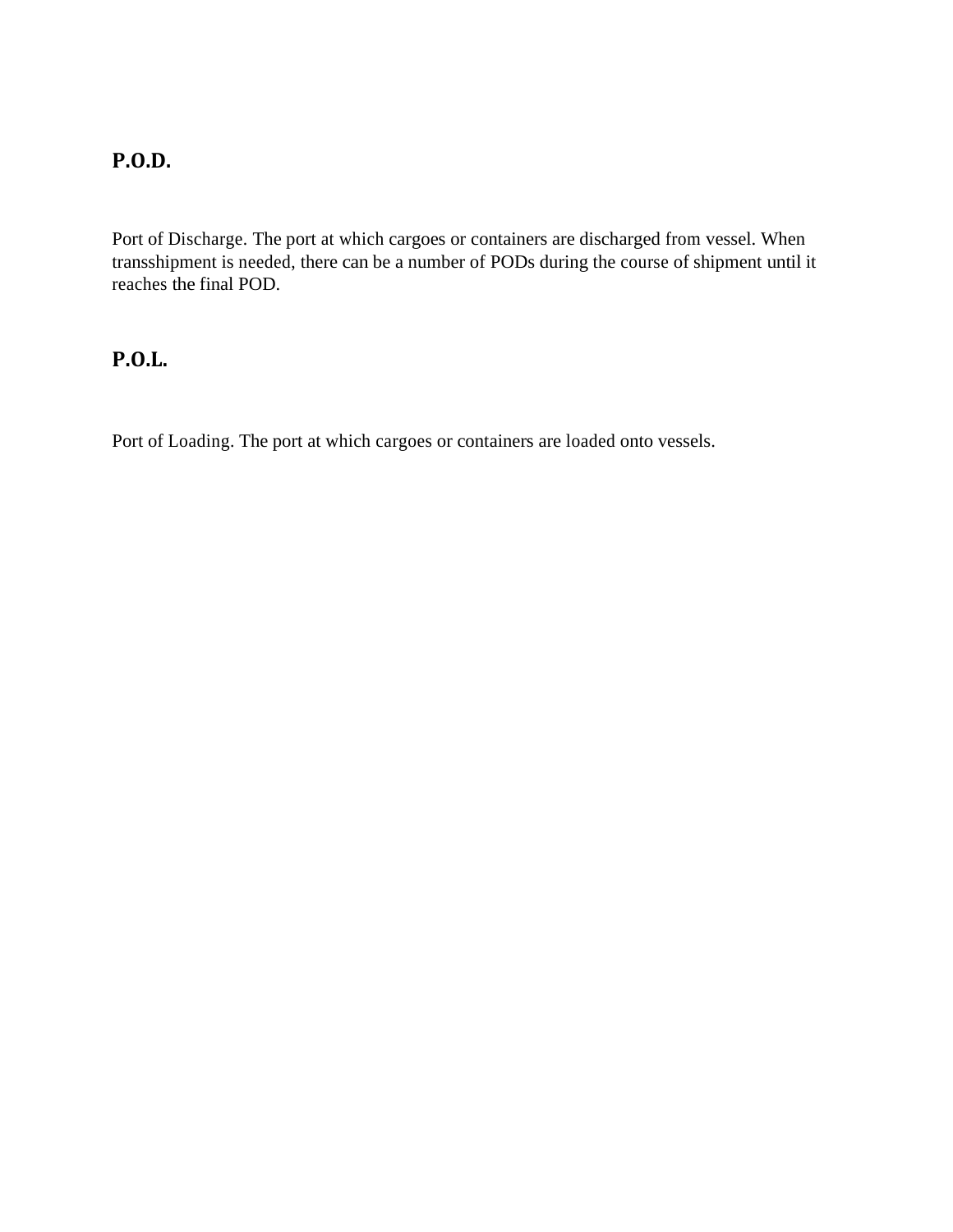### P.O.D.

Port of Discharge. The port at which cargoes or containers are discharged from vessel. When transshipment is needed, there can be a number of PODs during the course of shipment until it reaches the final POD.

### P.O.L.

Port of Loading. The port at which cargoes or containers are loaded onto vessels.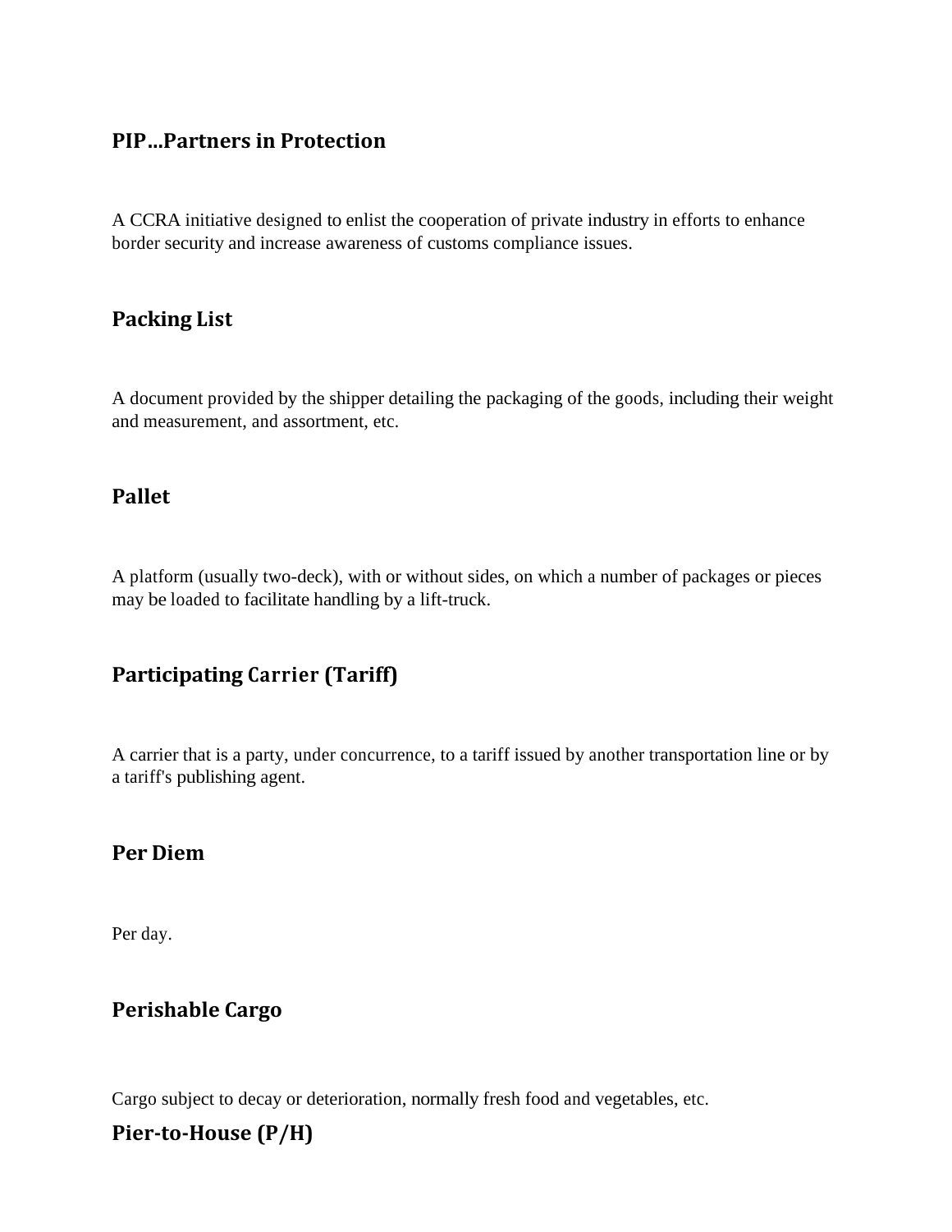## PIP...Partners in Protection

A CCRA initiative designed to enlist the cooperation of private industry in efforts to enhance border security and increase awareness of customs compliance issues.

## Packing List

A document provided by the shipper detailing the packaging of the goods, including their weight and measurement, and assortment, etc.

## Pallet

A platform (usually two-deck), with or without sides, on which a number of packages or pieces may be loaded to facilitate handling by a lift-truck.

## Participating Carrier (Tariff)

A carrier that is a party, under concurrence, to a tariff issued by another transportation line or by a tariff's publishing agent.

## Per Diem

Per day.

## Perishable Cargo

Cargo subject to decay or deterioration, normally fresh food and vegetables, etc.

## Pier-to-House (P/H)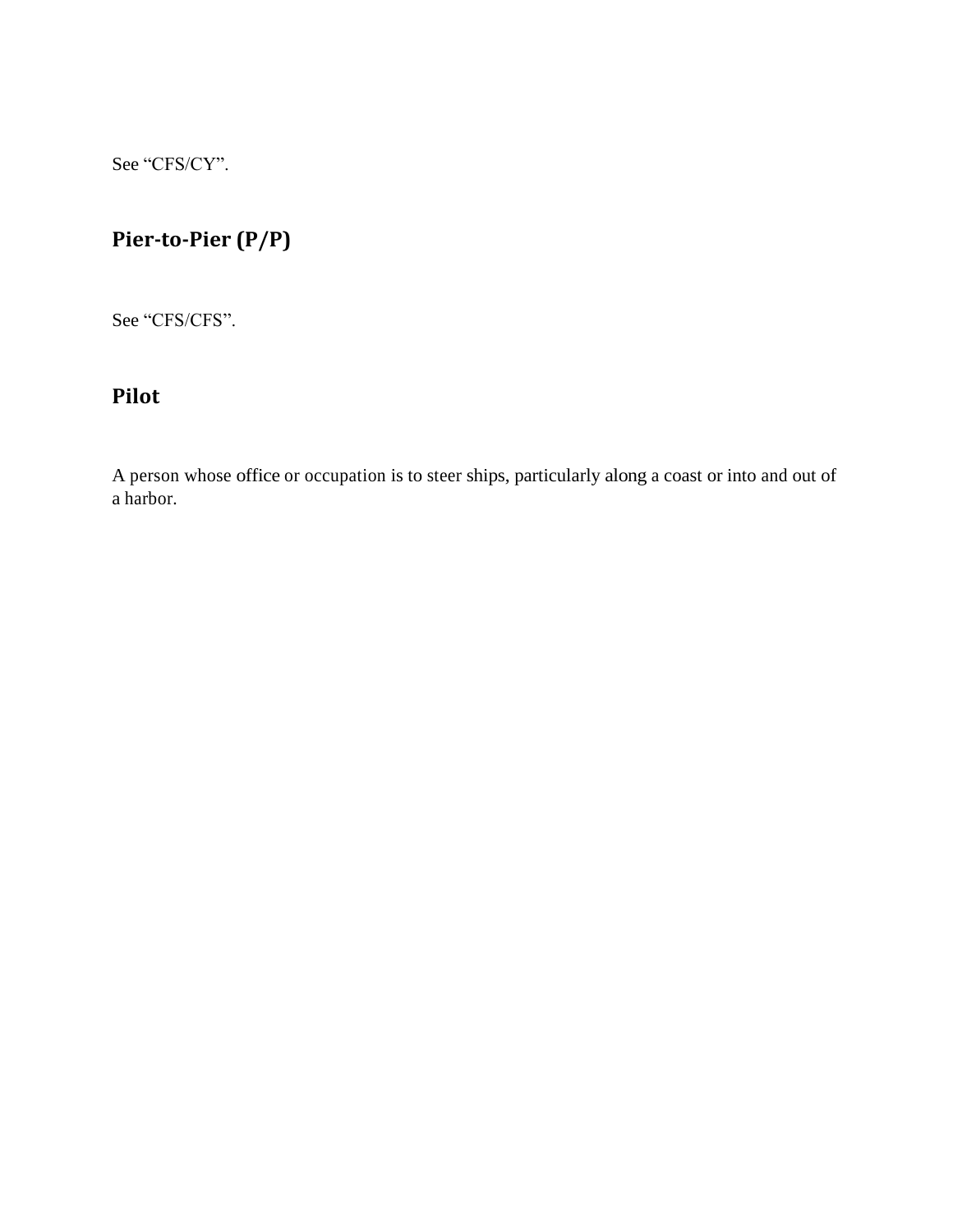See "CFS/CY".

## Pier-to-Pier (P/P)

See "CFS/CFS".

## Pilot

A person whose office or occupation is to steer ships, particularly along a coast or into and out of a harbor.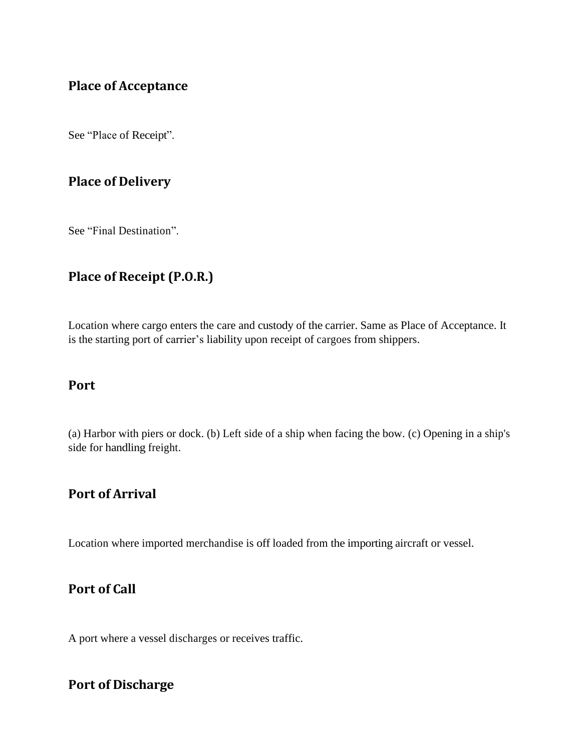## Place of Acceptance

See "Place of Receipt".

## Place of Delivery

See "Final Destination".

## Place of Receipt (P.O.R.)

Location where cargo enters the care and custody of the carrier. Same as Place of Acceptance. It is the starting port of carrier's liability upon receipt of cargoes from shippers.

## Port

(a) Harbor with piers or dock. (b) Left side of a ship when facing the bow. (c) Opening in a ship's side for handling freight.

## Port of Arrival

Location where imported merchandise is off loaded from the importing aircraft or vessel.

## Port of Call

A port where a vessel discharges or receives traffic.

## Port of Discharge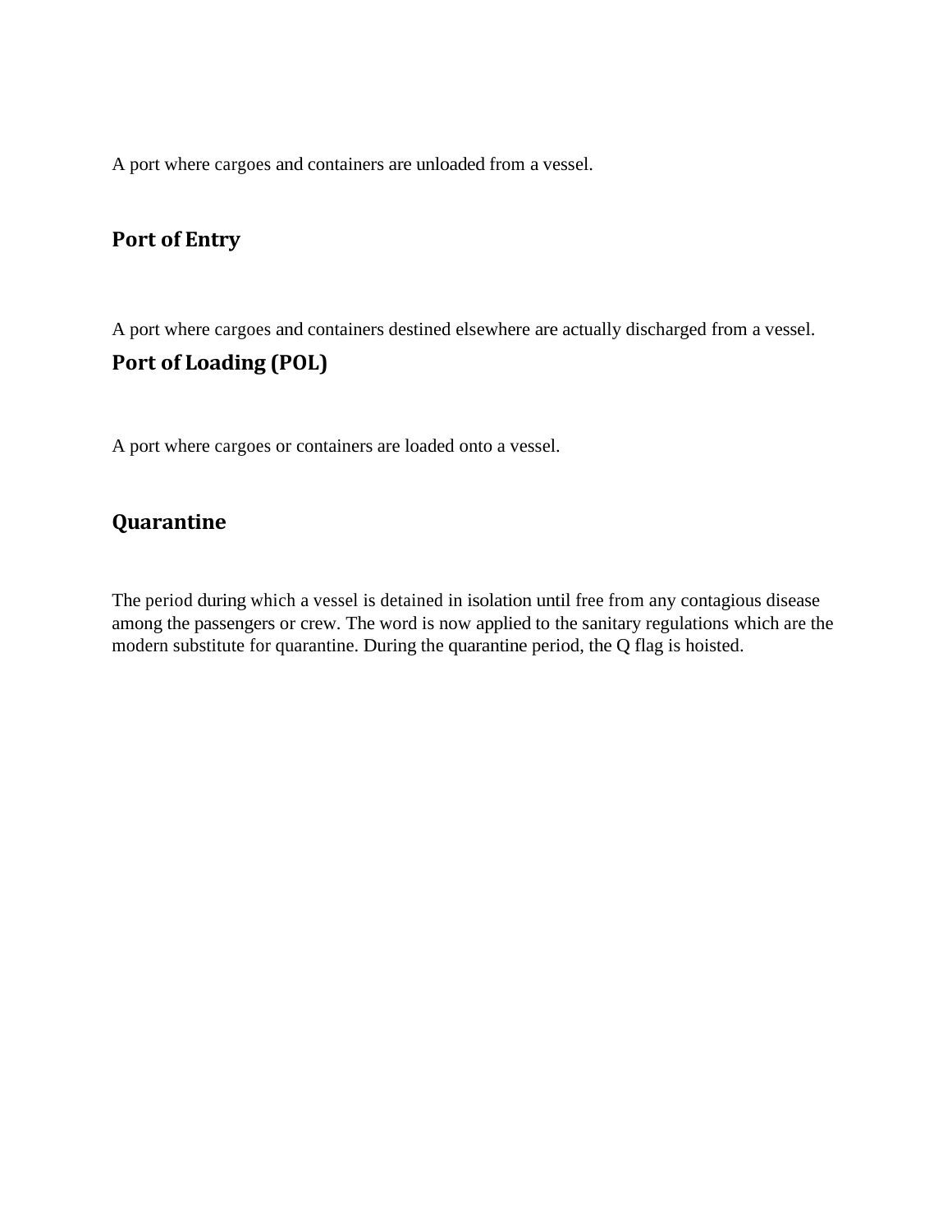A port where cargoes and containers are unloaded from a vessel.

### Port of Entry

A port where cargoes and containers destined elsewhere are actually discharged from a vessel.

### Port of Loading (POL)

A port where cargoes or containers are loaded onto a vessel.

### Quarantine

The period during which a vessel is detained in isolation until free from any contagious disease among the passengers or crew. The word is now applied to the sanitary regulations which are the modern substitute for quarantine. During the quarantine period, the Q flag is hoisted.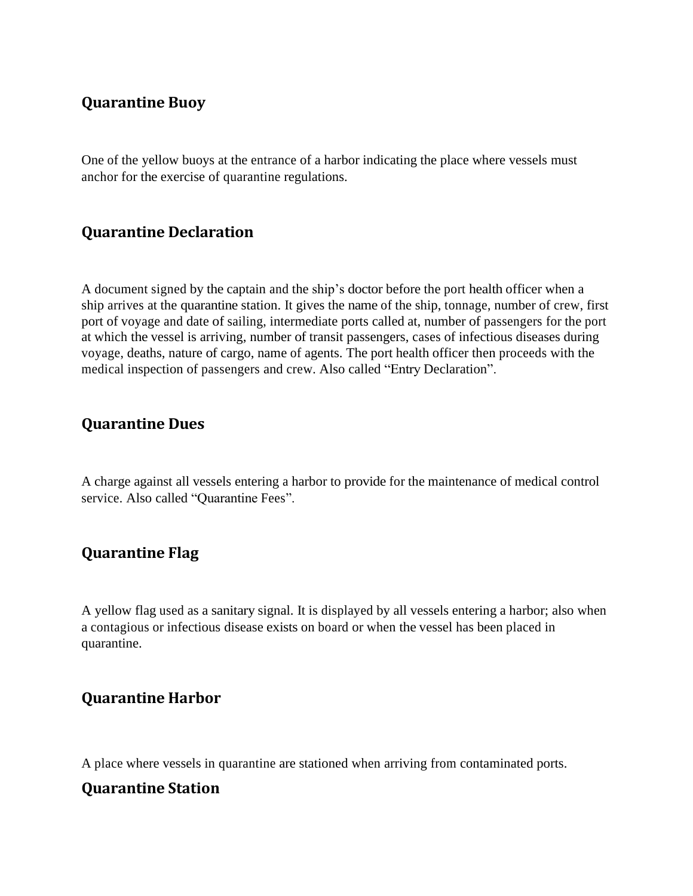### Quarantine Buoy

One of the yellow buoys at the entrance of a harbor indicating the place where vessels must anchor for the exercise of quarantine regulations.

### Quarantine Declaration

A document signed by the captain and the ship's doctor before the port health officer when a ship arrives at the quarantine station. It gives the name of the ship, tonnage, number of crew, first port of voyage and date of sailing, intermediate ports called at, number of passengers for the port at which the vessel is arriving, number of transit passengers, cases of infectious diseases during voyage, deaths, nature of cargo, name of agents. The port health officer then proceeds with the medical inspection of passengers and crew. Also called "Entry Declaration".

### Quarantine Dues

A charge against all vessels entering a harbor to provide for the maintenance of medical control service. Also called "Quarantine Fees".

### Quarantine Flag

A yellow flag used as a sanitary signal. It is displayed by all vessels entering a harbor; also when a contagious or infectious disease exists on board or when the vessel has been placed in quarantine.

### Quarantine Harbor

A place where vessels in quarantine are stationed when arriving from contaminated ports.

### Quarantine Station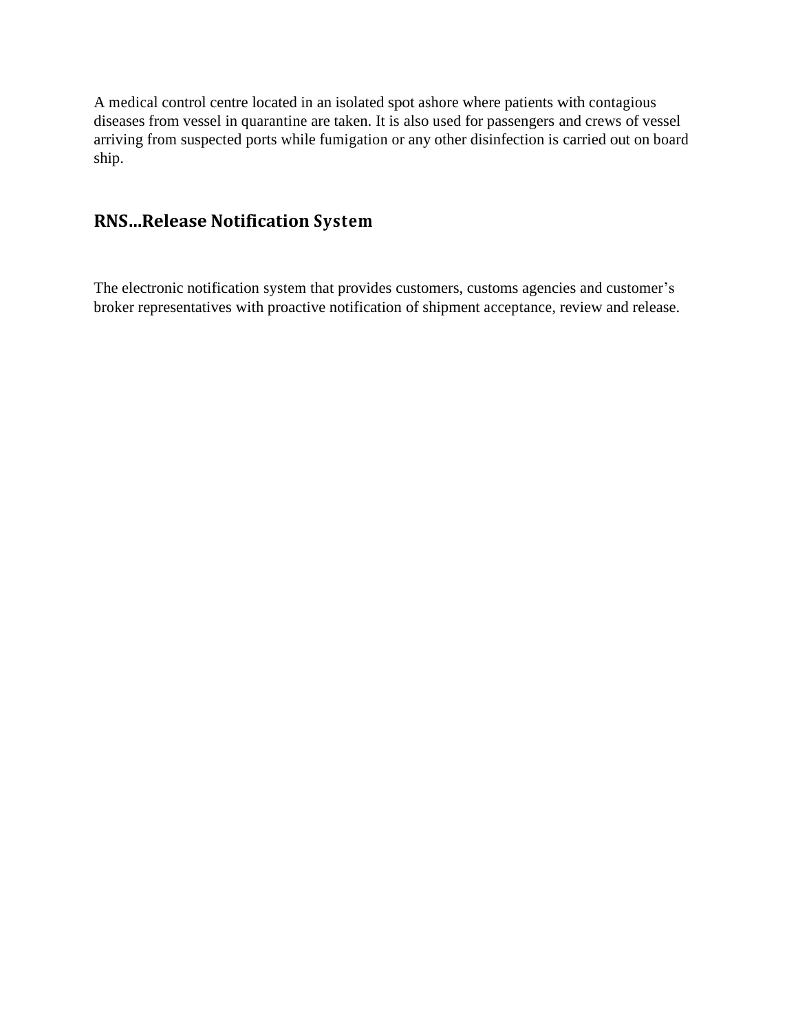A medical control centre located in an isolated spot ashore where patients with contagious diseases from vessel in quarantine are taken. It is also used for passengers and crews of vessel arriving from suspected ports while fumigation or any other disinfection is carried out on board ship.

## RNS...Release Notification System

The electronic notification system that provides customers, customs agencies and customer's broker representatives with proactive notification of shipment acceptance, review and release.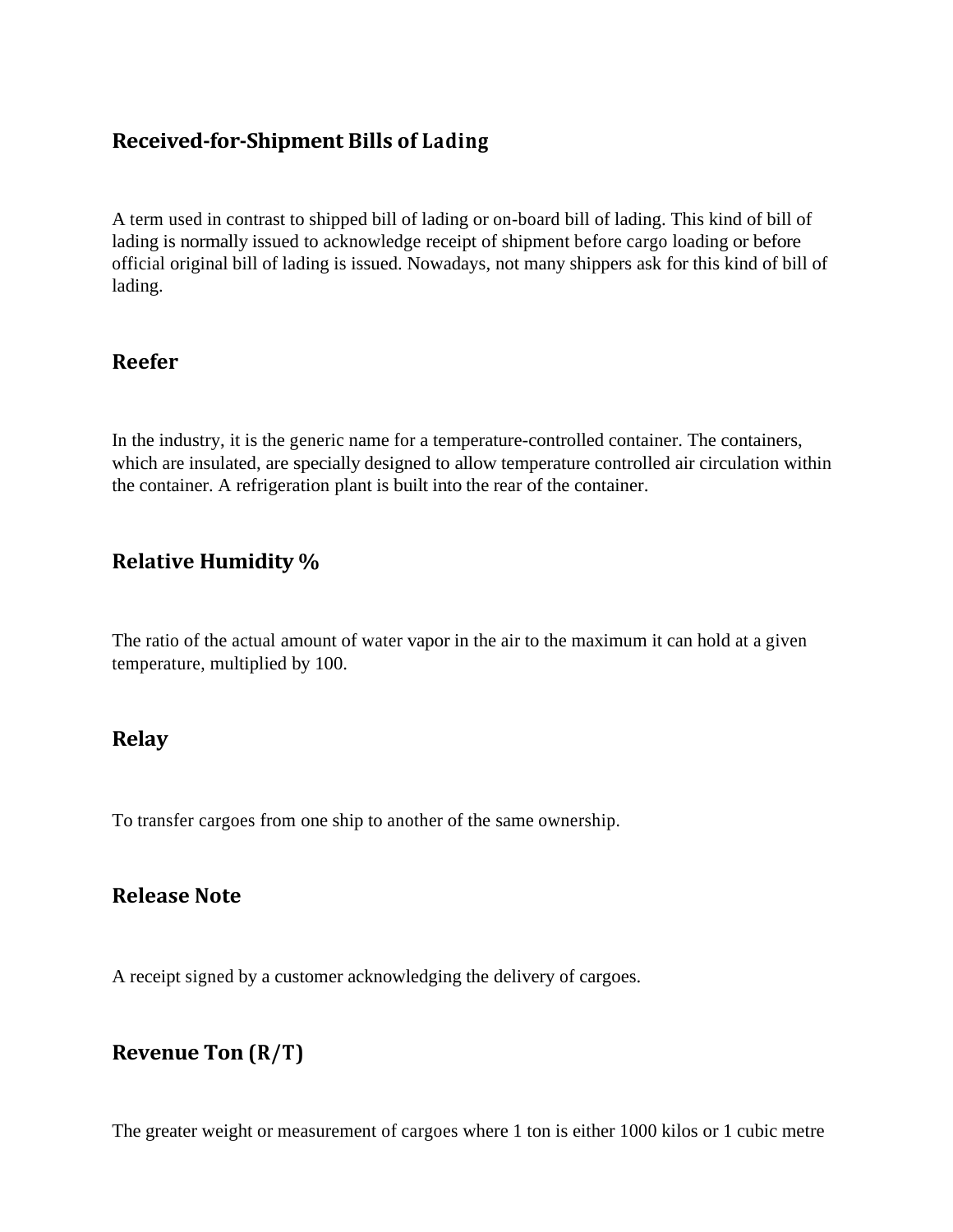## Received-for-Shipment Bills of Lading

A term used in contrast to shipped bill of lading or on-board bill of lading. This kind of bill of lading is normally issued to acknowledge receipt of shipment before cargo loading or before official original bill of lading is issued. Nowadays, not many shippers ask for this kind of bill of lading.

## Reefer

In the industry, it is the generic name for a temperature-controlled container. The containers, which are insulated, are specially designed to allow temperature controlled air circulation within the container. A refrigeration plant is built into the rear of the container.

## Relative Humidity %

The ratio of the actual amount of water vapor in the air to the maximum it can hold at a given temperature, multiplied by 100.

## Relay

To transfer cargoes from one ship to another of the same ownership.

## Release Note

A receipt signed by a customer acknowledging the delivery of cargoes.

## Revenue Ton (R/T)

The greater weight or measurement of cargoes where 1 ton is either 1000 kilos or 1 cubic metre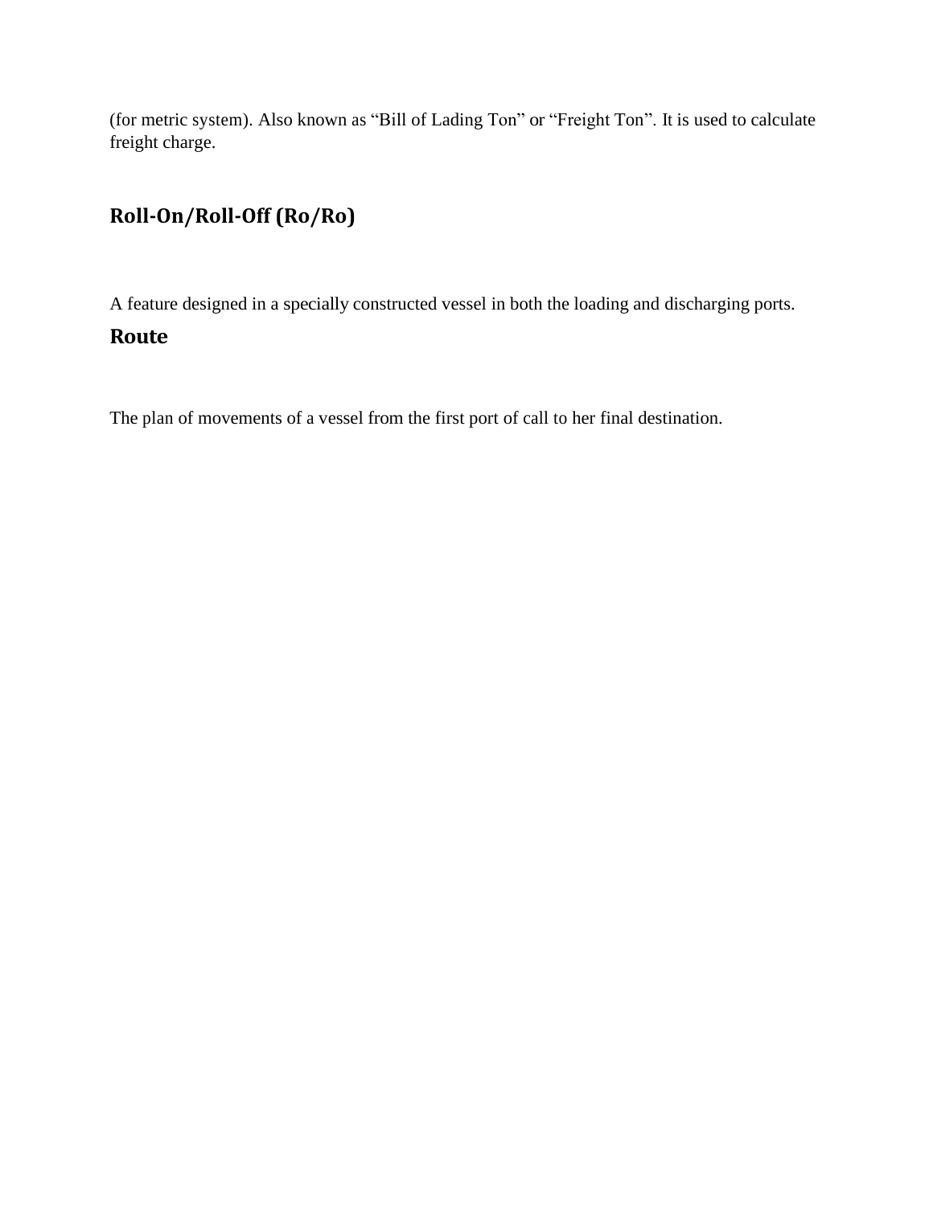(for metric system). Also known as “Bill of Lading Ton” or “Freight Ton”. It is used to calculate freight charge.

## Roll-On/Roll-Off (Ro/Ro)

A feature designed in a specially constructed vessel in both the loading and discharging ports.

## Route

The plan of movements of a vessel from the first port of call to her final destination.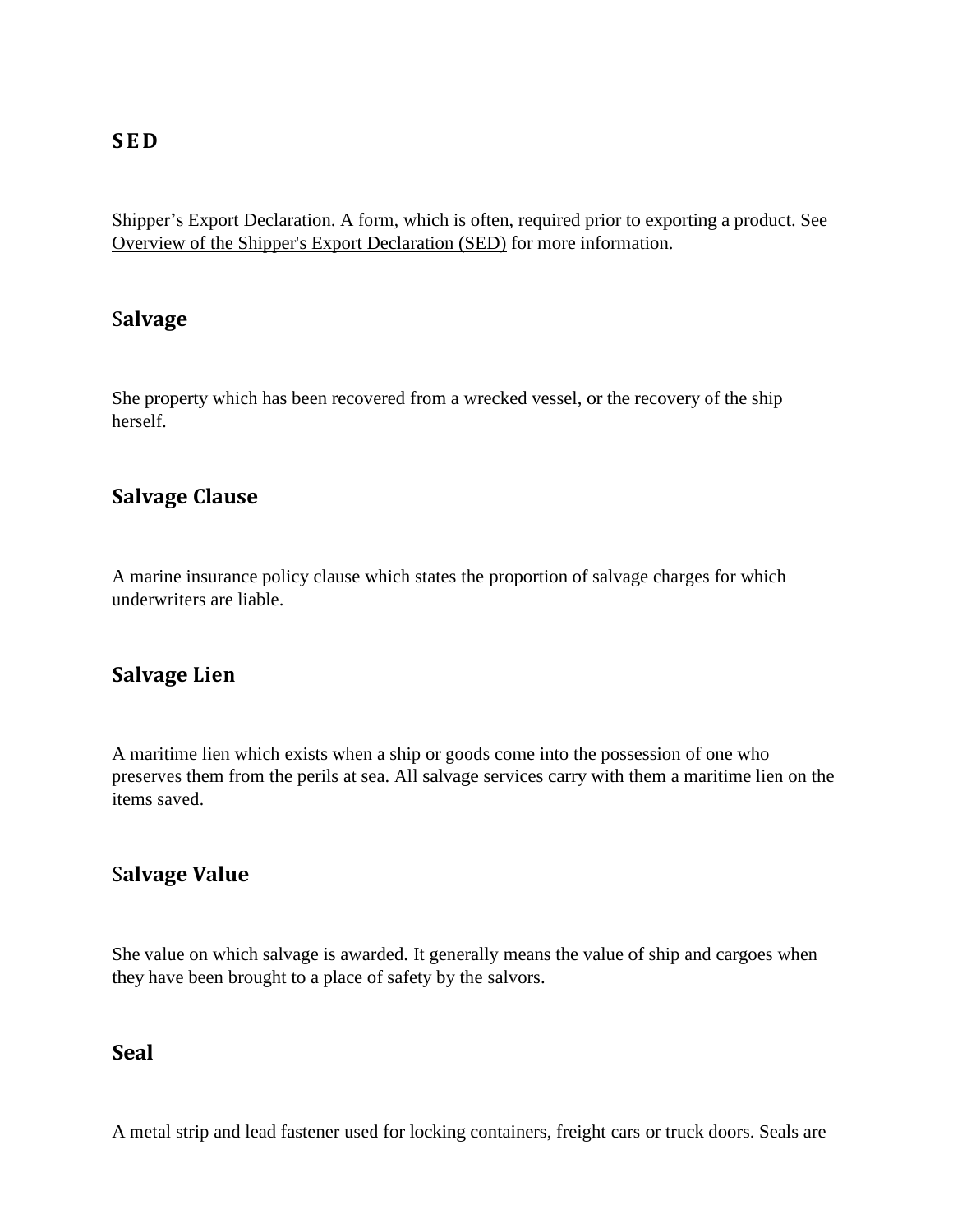### SED

Shipper's Export Declaration. A form, which is often, required prior to exporting a product. See Overview of the Shipper's Export Declaration (SED) for more information.

### Salvage

She property which has been recovered from a wrecked vessel, or the recovery of the ship herself.

### Salvage Clause

A marine insurance policy clause which states the proportion of salvage charges for which underwriters are liable.

### Salvage Lien

A maritime lien which exists when a ship or goods come into the possession of one who preserves them from the perils at sea. All salvage services carry with them a maritime lien on the items saved.

### Salvage Value

She value on which salvage is awarded. It generally means the value of ship and cargoes when they have been brought to a place of safety by the salvors.

### Seal

A metal strip and lead fastener used for locking containers, freight cars or truck doors. Seals are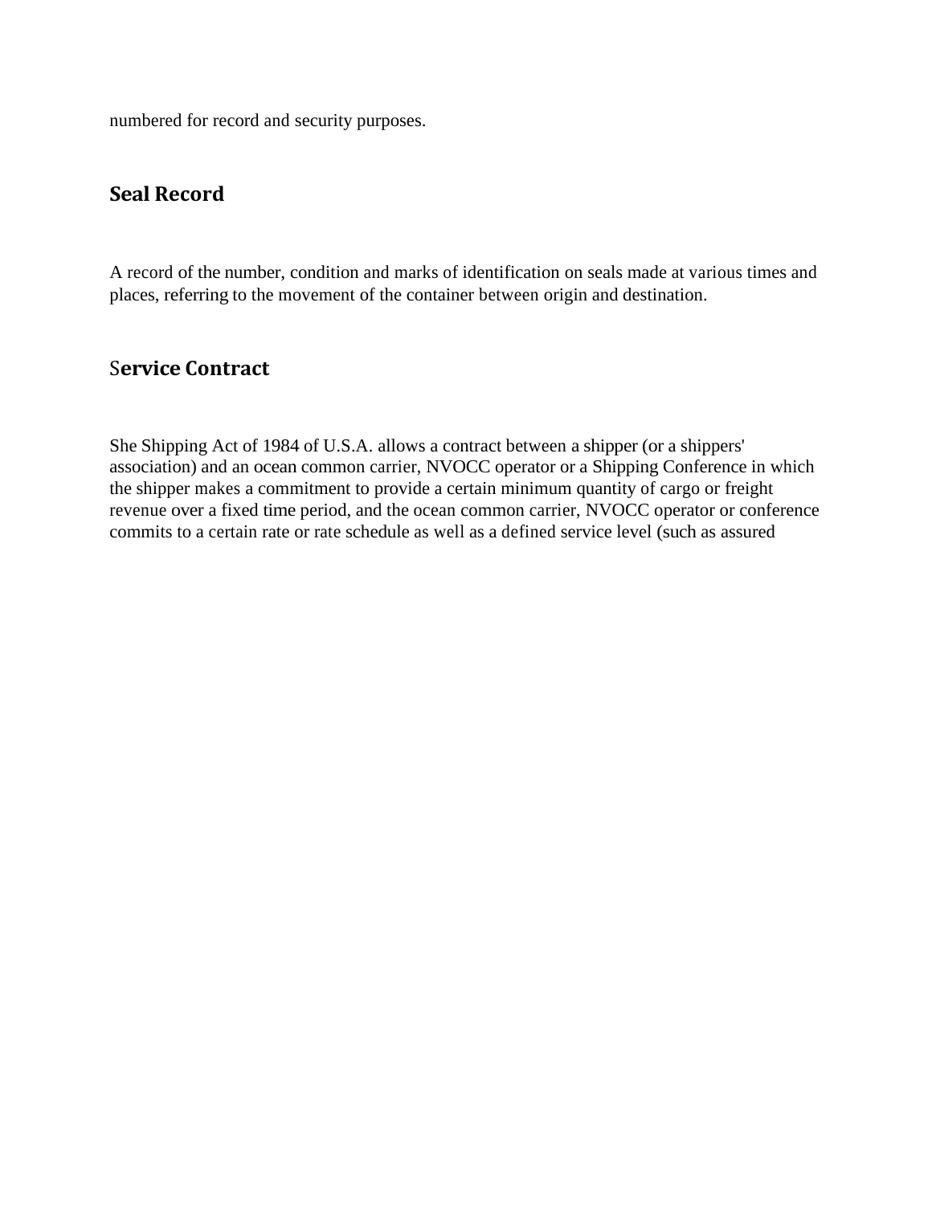numbered for record and security purposes.

## Seal Record

A record of the number, condition and marks of identification on seals made at various times and places, referring to the movement of the container between origin and destination.

## Service Contract

She Shipping Act of 1984 of U.S.A. allows a contract between a shipper (or a shippers' association) and an ocean common carrier, NVOCC operator or a Shipping Conference in which the shipper makes a commitment to provide a certain minimum quantity of cargo or freight revenue over a fixed time period, and the ocean common carrier, NVOCC operator or conference commits to a certain rate or rate schedule as well as a defined service level (such as assured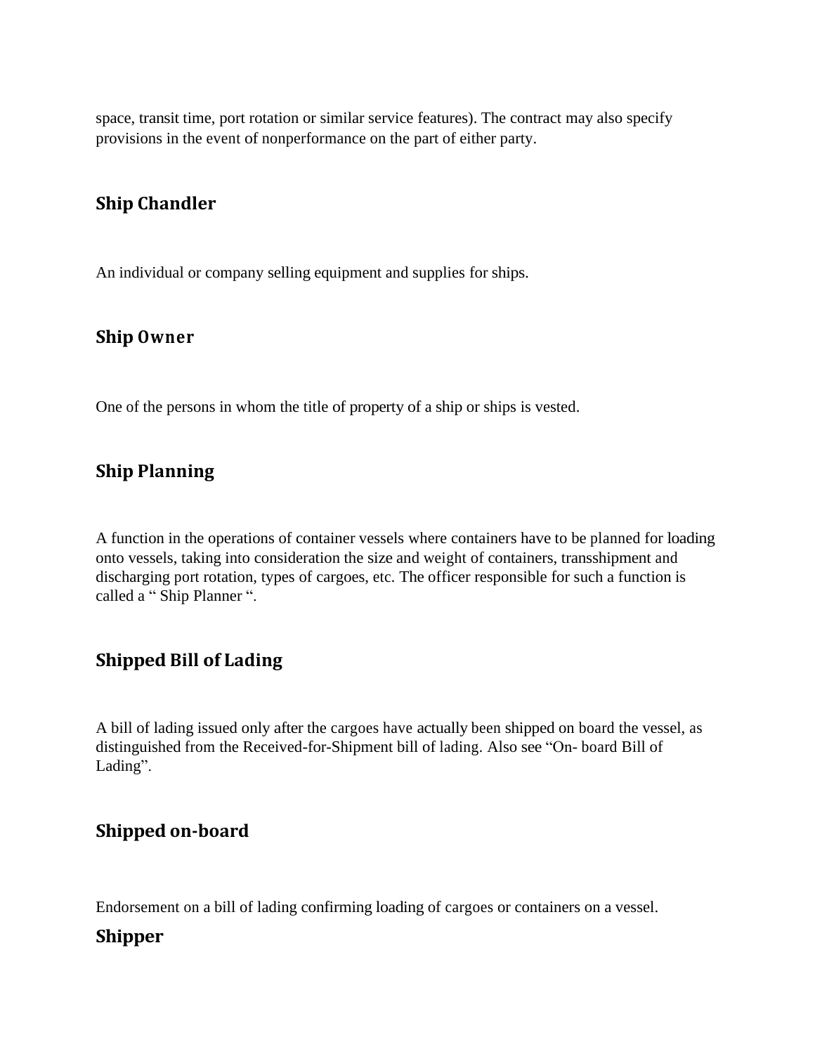space, transit time, port rotation or similar service features). The contract may also specify provisions in the event of nonperformance on the part of either party.

## Ship Chandler

An individual or company selling equipment and supplies for ships.

## Ship Owner

One of the persons in whom the title of property of a ship or ships is vested.

## Ship Planning

A function in the operations of container vessels where containers have to be planned for loading onto vessels, taking into consideration the size and weight of containers, transshipment and discharging port rotation, types of cargoes, etc. The officer responsible for such a function is called a " Ship Planner ".

## Shipped Bill of Lading

A bill of lading issued only after the cargoes have actually been shipped on board the vessel, as distinguished from the Received-for-Shipment bill of lading. Also see "On- board Bill of Lading".

## Shipped on-board

Endorsement on a bill of lading confirming loading of cargoes or containers on a vessel.

## Shipper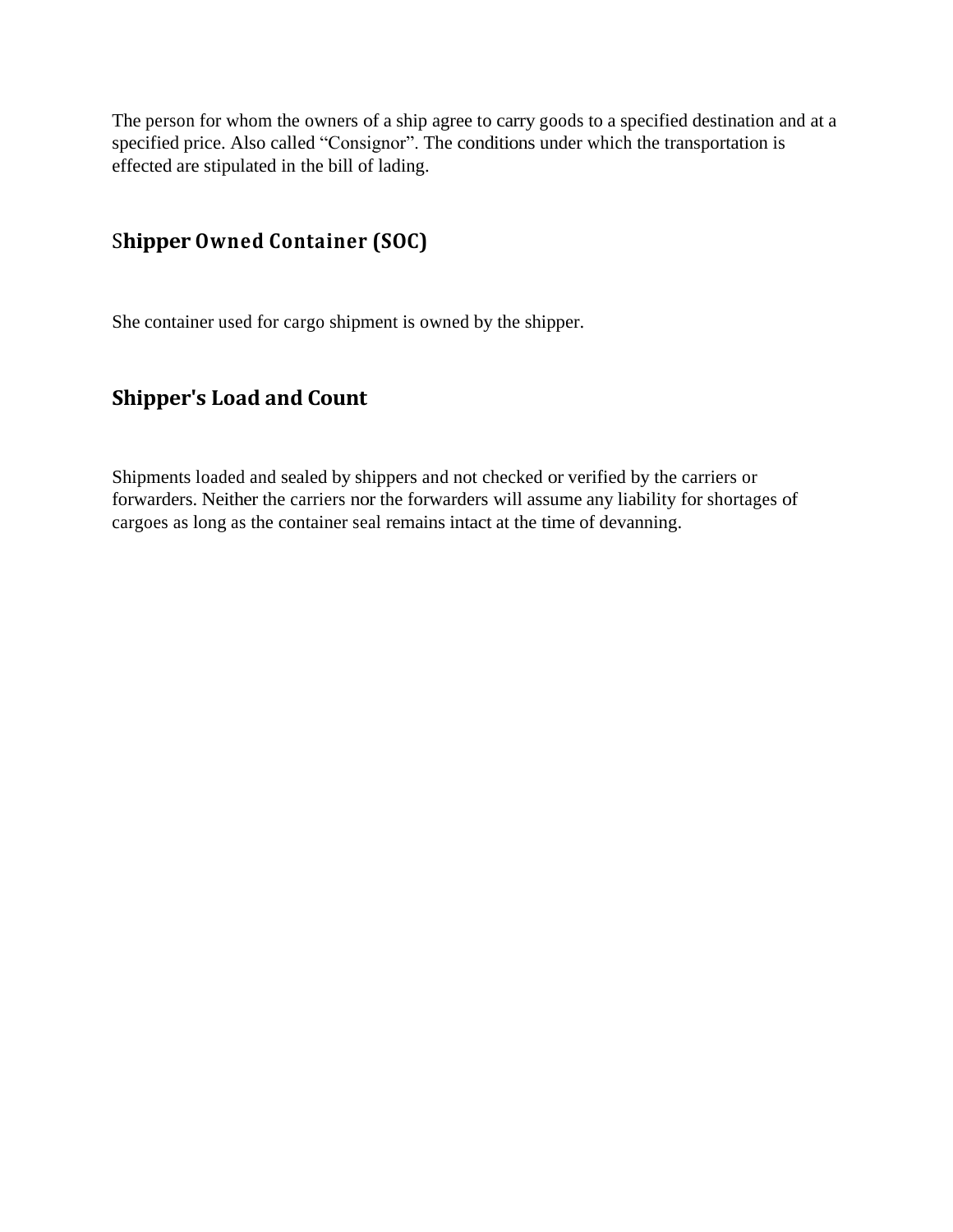The person for whom the owners of a ship agree to carry goods to a specified destination and at a specified price. Also called “Consignor”. The conditions under which the transportation is effected are stipulated in the bill of lading.

## Shipper Owned Container (SOC)

She container used for cargo shipment is owned by the shipper.

## Shipper's Load and Count

Shipments loaded and sealed by shippers and not checked or verified by the carriers or forwarders. Neither the carriers nor the forwarders will assume any liability for shortages of cargoes as long as the container seal remains intact at the time of devanning.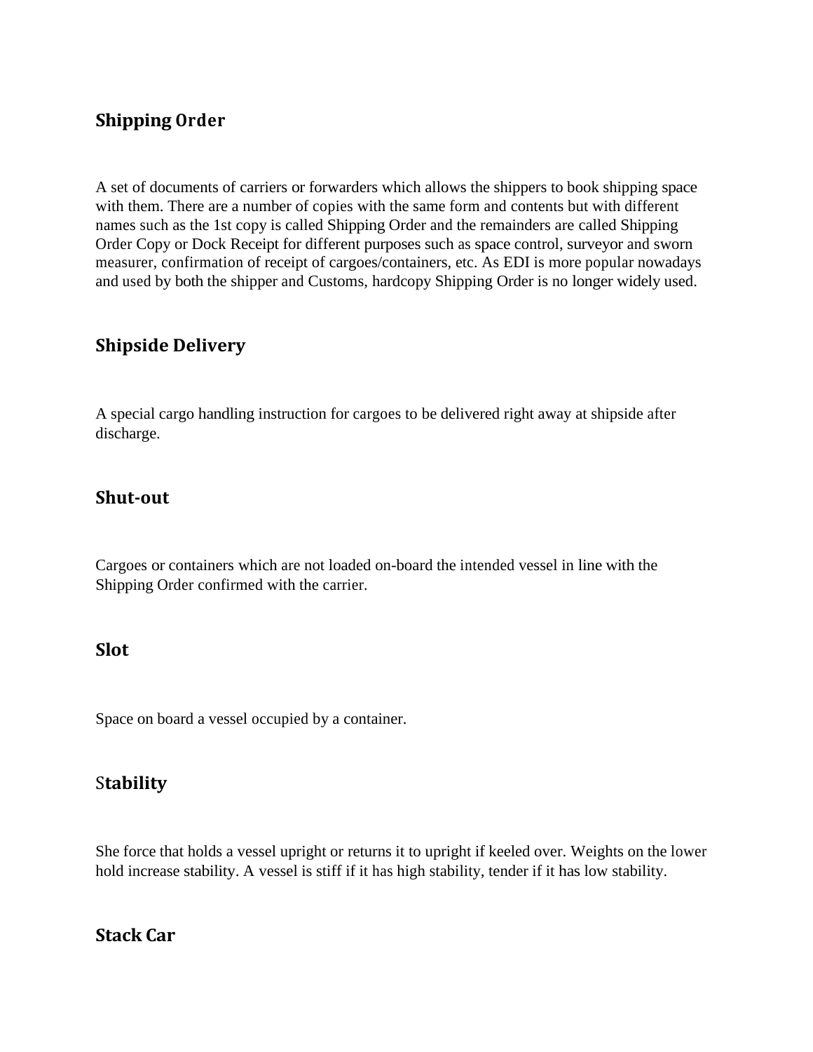## Shipping Order

A set of documents of carriers or forwarders which allows the shippers to book shipping space with them. There are a number of copies with the same form and contents but with different names such as the 1st copy is called Shipping Order and the remainders are called Shipping Order Copy or Dock Receipt for different purposes such as space control, surveyor and sworn measurer, confirmation of receipt of cargoes/containers, etc. As EDI is more popular nowadays and used by both the shipper and Customs, hardcopy Shipping Order is no longer widely used.

## Shipside Delivery

A special cargo handling instruction for cargoes to be delivered right away at shipside after discharge.

## Shut-out

Cargoes or containers which are not loaded on-board the intended vessel in line with the Shipping Order confirmed with the carrier.

## Slot

Space on board a vessel occupied by a container.

## Stability

She force that holds a vessel upright or returns it to upright if keeled over. Weights on the lower hold increase stability. A vessel is stiff if it has high stability, tender if it has low stability.

## Stack Car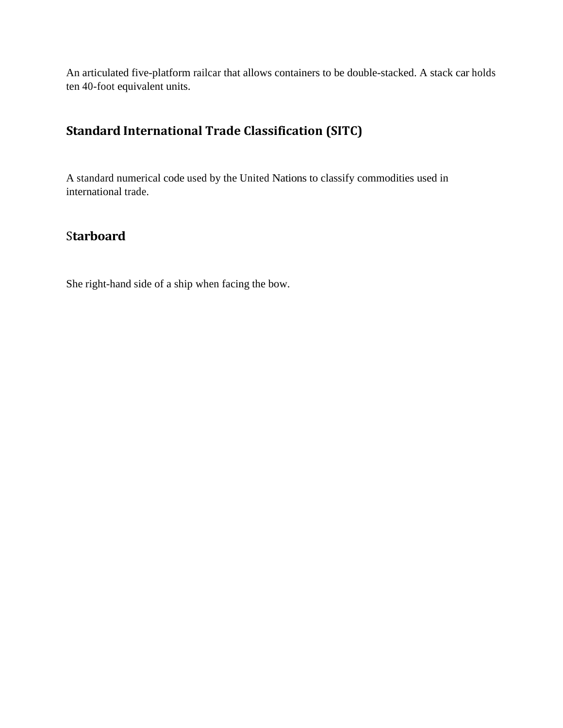An articulated five-platform railcar that allows containers to be double-stacked. A stack car holds ten 40-foot equivalent units.

## Standard International Trade Classification (SITC)

A standard numerical code used by the United Nations to classify commodities used in international trade.

## Starboard

She right-hand side of a ship when facing the bow.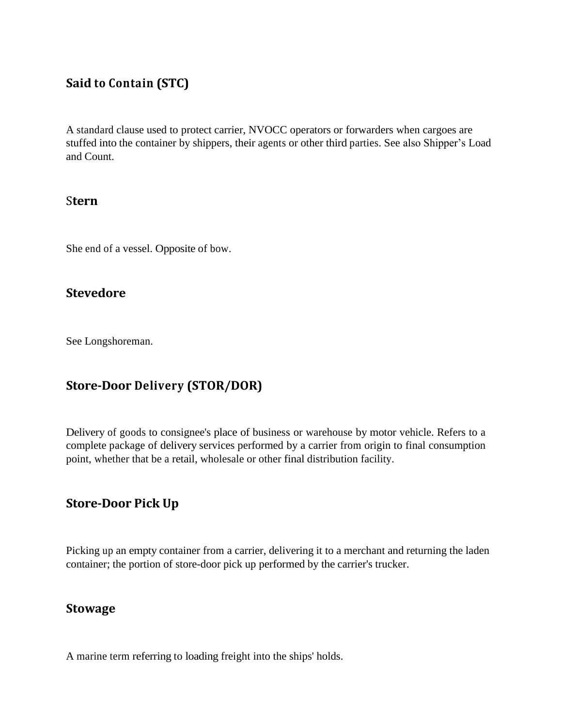## Said to Contain (STC)

A standard clause used to protect carrier, NVOCC operators or forwarders when cargoes are stuffed into the container by shippers, their agents or other third parties. See also Shipper's Load and Count.

## Stern

She end of a vessel. Opposite of bow.

## Stevedore

See Longshoreman.

## Store-Door Delivery (STOR/DOR)

Delivery of goods to consignee's place of business or warehouse by motor vehicle. Refers to a complete package of delivery services performed by a carrier from origin to final consumption point, whether that be a retail, wholesale or other final distribution facility.

## Store-Door Pick Up

Picking up an empty container from a carrier, delivering it to a merchant and returning the laden container; the portion of store-door pick up performed by the carrier's trucker.

## Stowage

A marine term referring to loading freight into the ships' holds.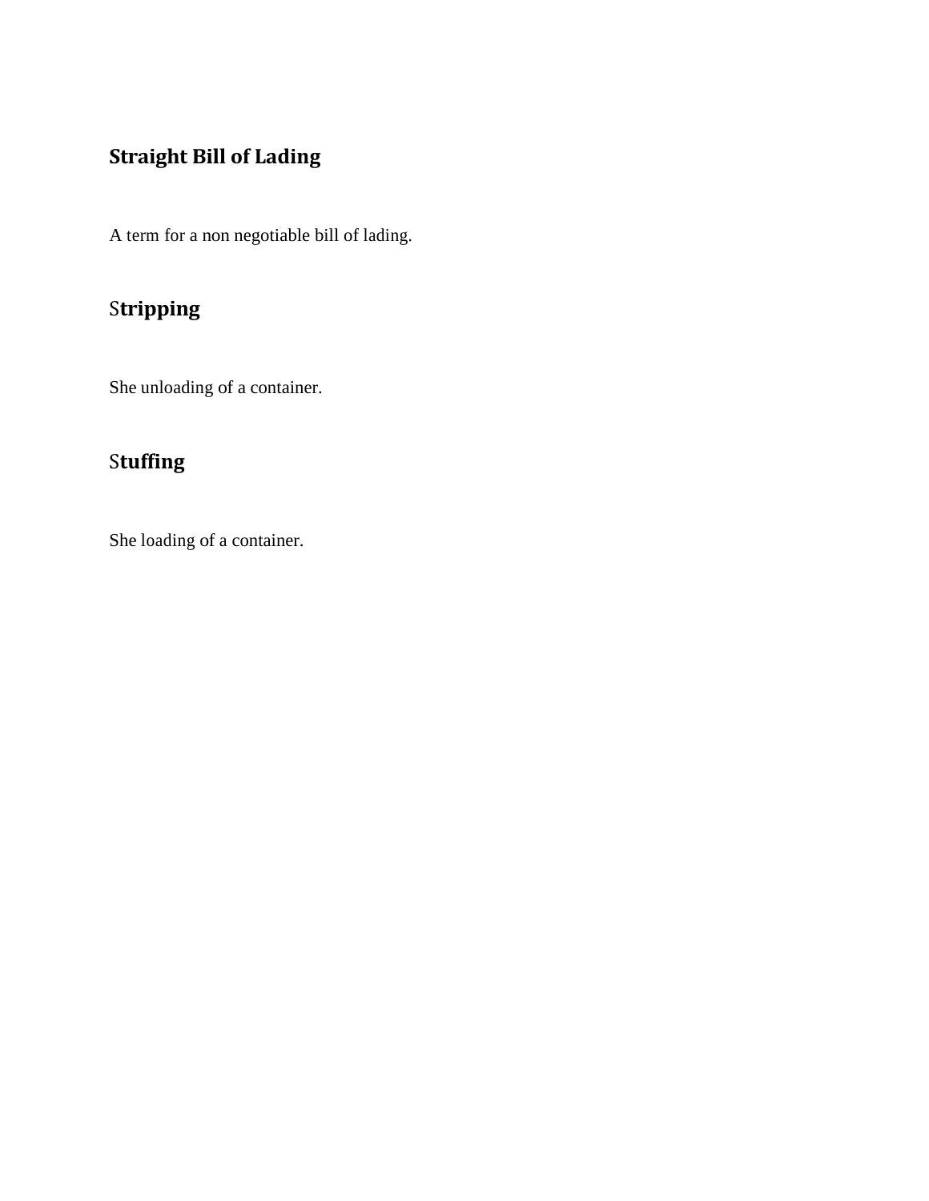### Straight Bill of Lading

A term for a non negotiable bill of lading.

### Stripping

She unloading of a container.

### Stuffing

She loading of a container.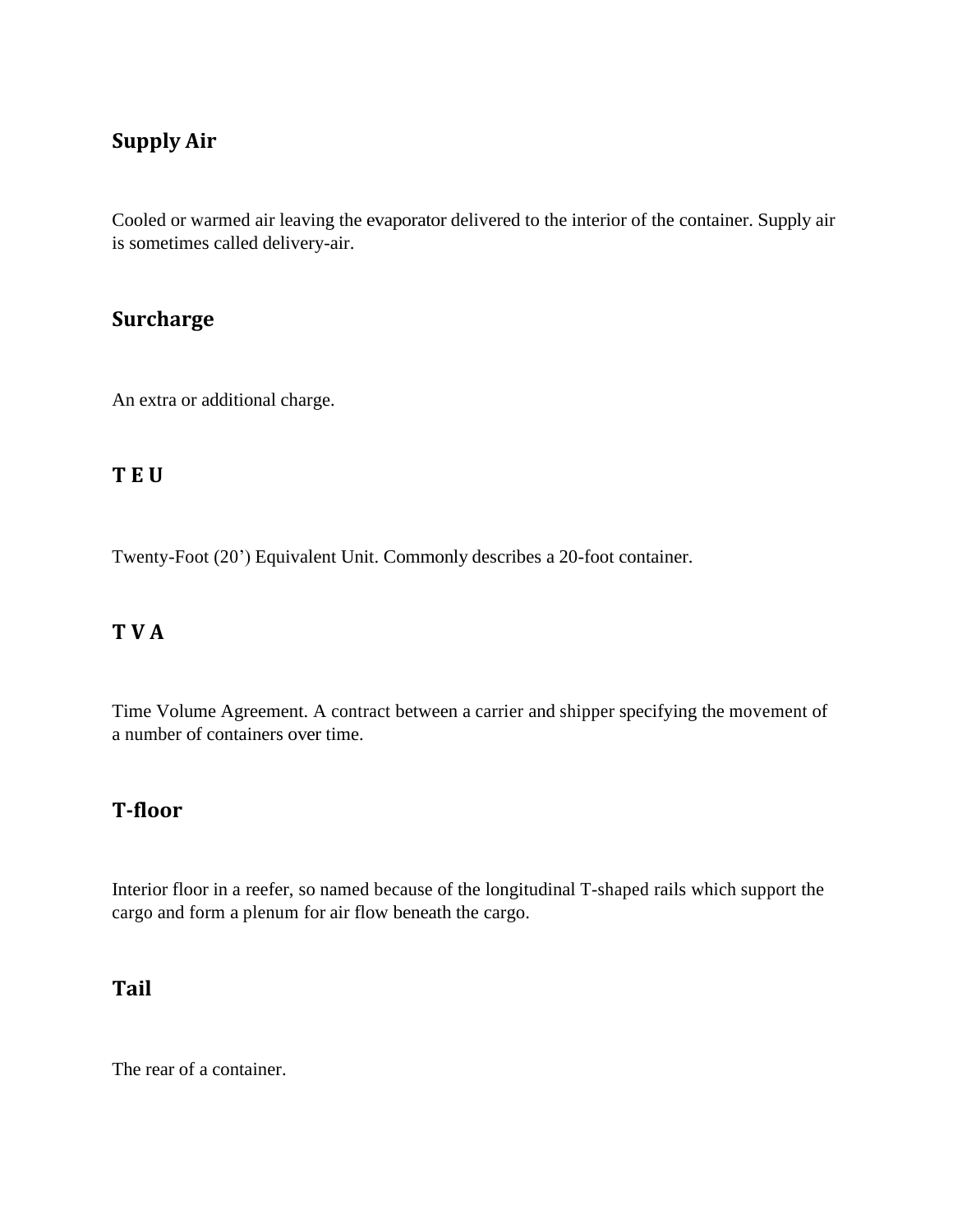## Supply Air

Cooled or warmed air leaving the evaporator delivered to the interior of the container. Supply air is sometimes called delivery-air.

## Surcharge

An extra or additional charge.

## T E U

Twenty-Foot (20') Equivalent Unit. Commonly describes a 20-foot container.

## T V A

Time Volume Agreement. A contract between a carrier and shipper specifying the movement of a number of containers over time.

## T-floor

Interior floor in a reefer, so named because of the longitudinal T-shaped rails which support the cargo and form a plenum for air flow beneath the cargo.

## Tail

The rear of a container.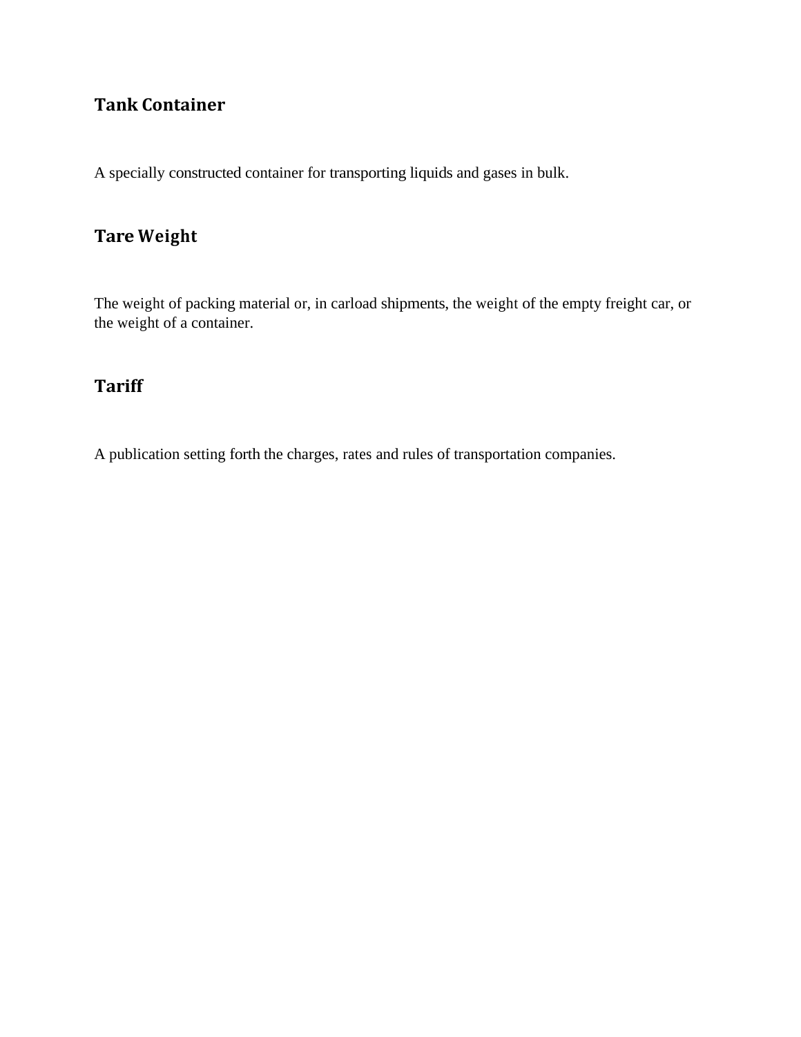## Tank Container

A specially constructed container for transporting liquids and gases in bulk.

## Tare Weight

The weight of packing material or, in carload shipments, the weight of the empty freight car, or the weight of a container.

## Tariff

A publication setting forth the charges, rates and rules of transportation companies.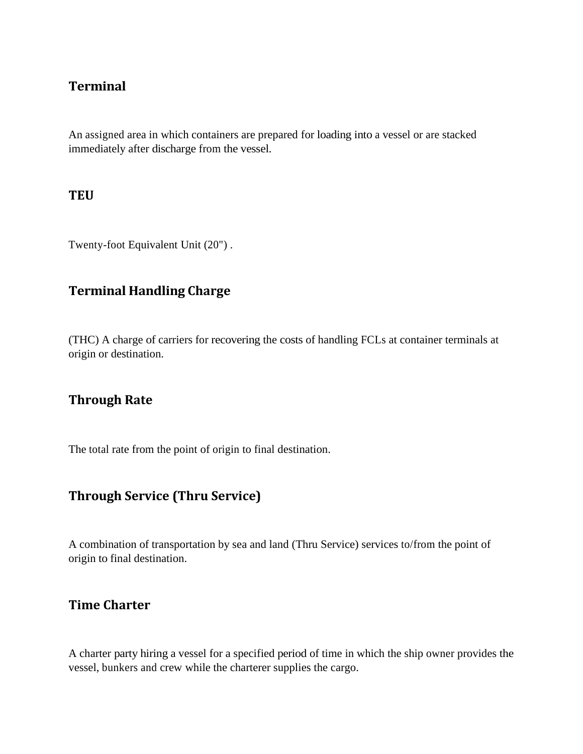### Terminal

An assigned area in which containers are prepared for loading into a vessel or are stacked immediately after discharge from the vessel.

#### TEU

Twenty-foot Equivalent Unit (20") .

### Terminal Handling Charge

(THC) A charge of carriers for recovering the costs of handling FCLs at container terminals at origin or destination.

### Through Rate

The total rate from the point of origin to final destination.

### Through Service (Thru Service)

A combination of transportation by sea and land (Thru Service) services to/from the point of origin to final destination.

### Time Charter

A charter party hiring a vessel for a specified period of time in which the ship owner provides the vessel, bunkers and crew while the charterer supplies the cargo.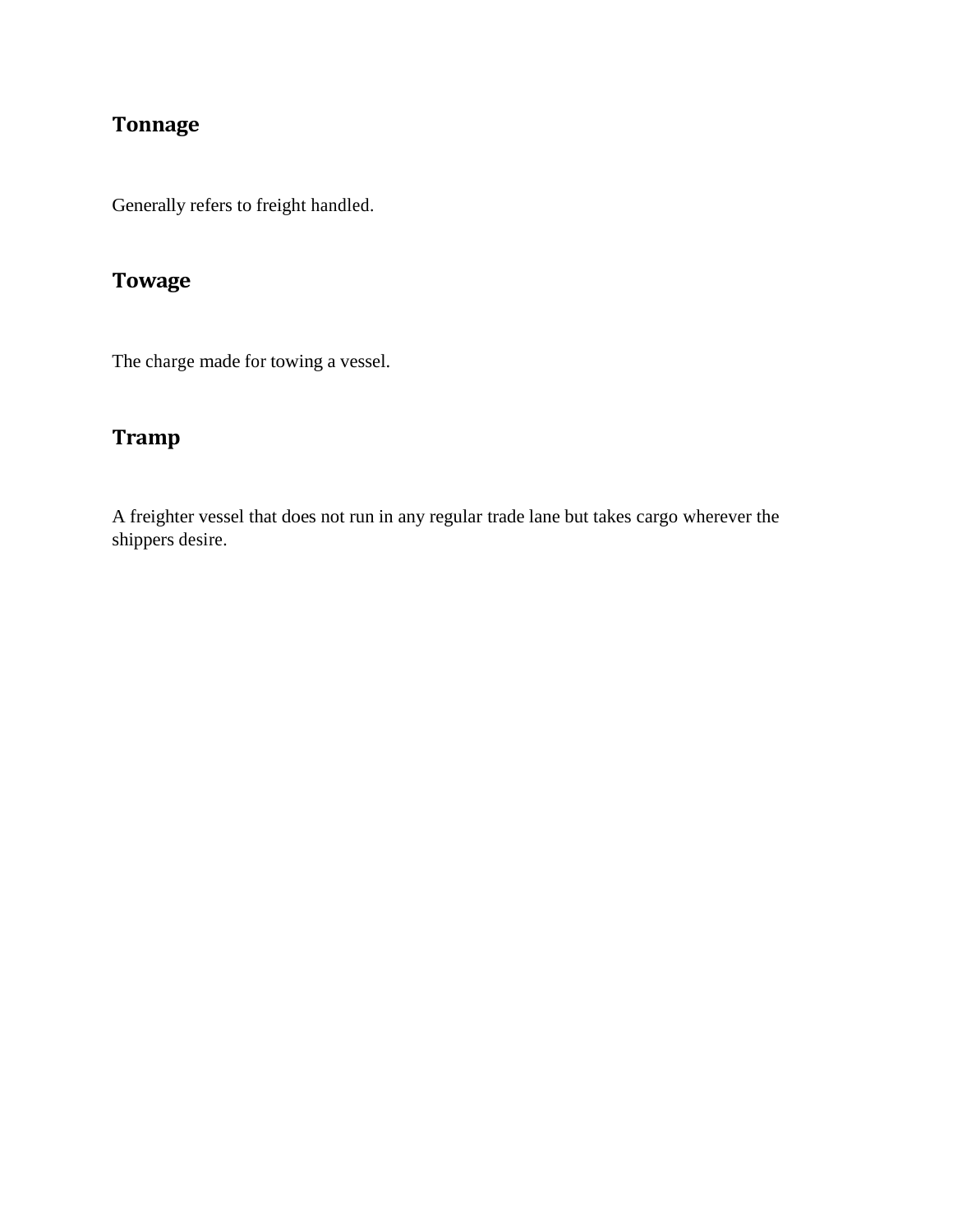## Tonnage

Generally refers to freight handled.

## Towage

The charge made for towing a vessel.

## Tramp

A freighter vessel that does not run in any regular trade lane but takes cargo wherever the shippers desire.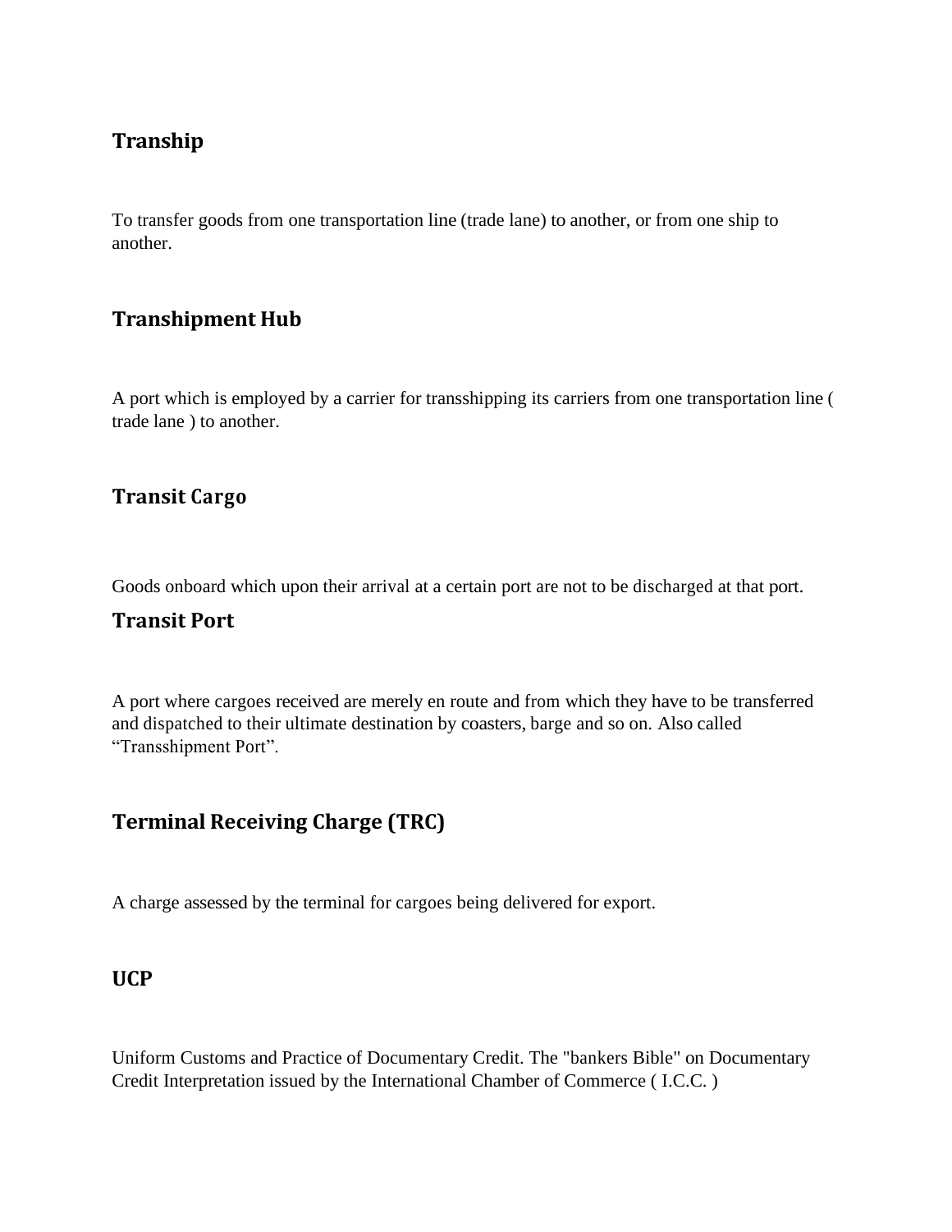## Tranship

To transfer goods from one transportation line (trade lane) to another, or from one ship to another.

## Transhipment Hub

A port which is employed by a carrier for transshipping its carriers from one transportation line ( trade lane ) to another.

## Transit Cargo

Goods onboard which upon their arrival at a certain port are not to be discharged at that port.

## Transit Port

A port where cargoes received are merely en route and from which they have to be transferred and dispatched to their ultimate destination by coasters, barge and so on. Also called "Transshipment Port".

## Terminal Receiving Charge (TRC)

A charge assessed by the terminal for cargoes being delivered for export.

## UCP

Uniform Customs and Practice of Documentary Credit. The "bankers Bible" on Documentary Credit Interpretation issued by the International Chamber of Commerce ( I.C.C. )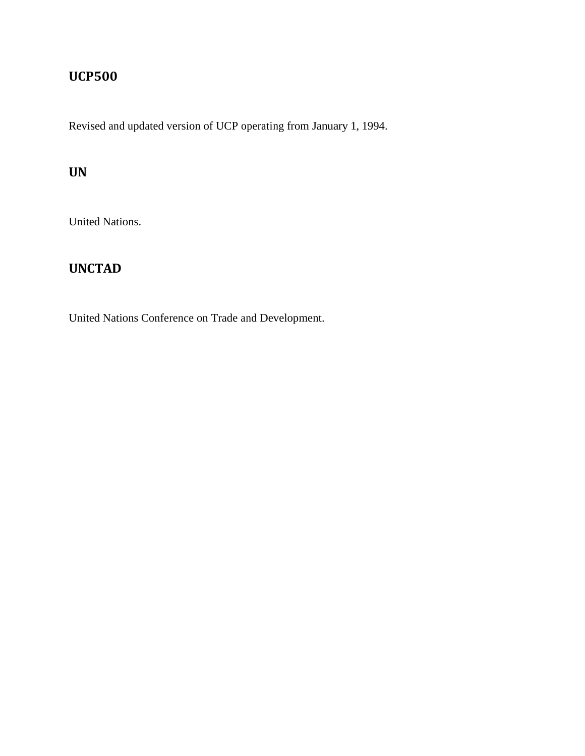### UCP500

Revised and updated version of UCP operating from January 1, 1994.

### UN

United Nations.

### UNCTAD

United Nations Conference on Trade and Development.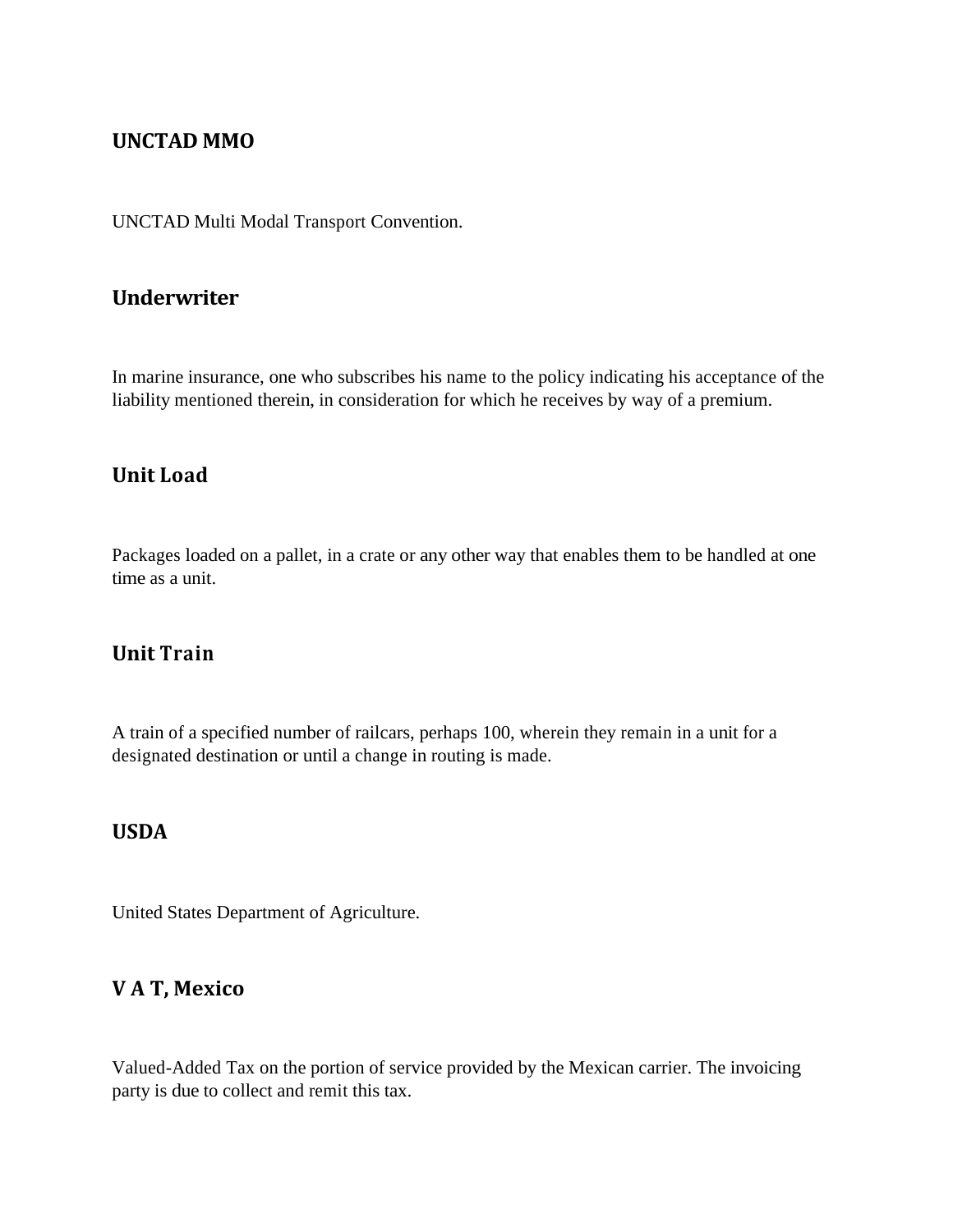### UNCTAD MMO

UNCTAD Multi Modal Transport Convention.

### Underwriter

In marine insurance, one who subscribes his name to the policy indicating his acceptance of the liability mentioned therein, in consideration for which he receives by way of a premium.

### Unit Load

Packages loaded on a pallet, in a crate or any other way that enables them to be handled at one time as a unit.

### Unit Train

A train of a specified number of railcars, perhaps 100, wherein they remain in a unit for a designated destination or until a change in routing is made.

### USDA

United States Department of Agriculture.

### V A T, Mexico

Valued-Added Tax on the portion of service provided by the Mexican carrier. The invoicing party is due to collect and remit this tax.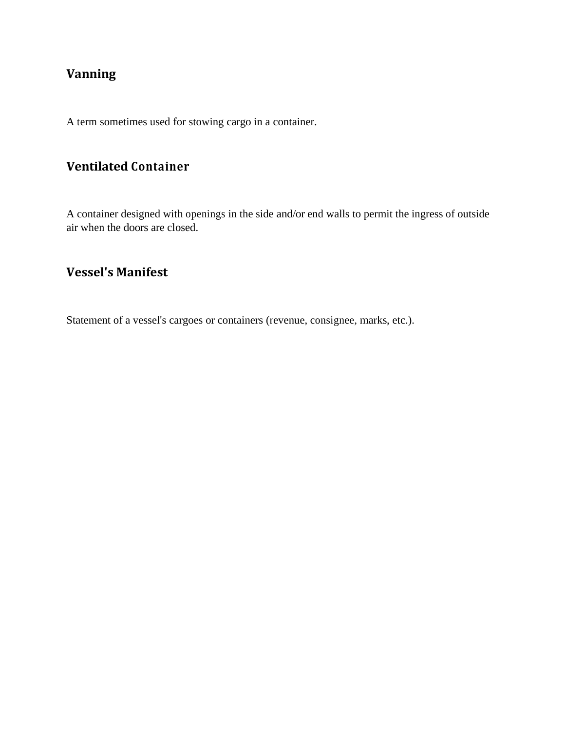### Vanning

A term sometimes used for stowing cargo in a container.

### Ventilated Container

A container designed with openings in the side and/or end walls to permit the ingress of outside air when the doors are closed.

### Vessel's Manifest

Statement of a vessel's cargoes or containers (revenue, consignee, marks, etc.).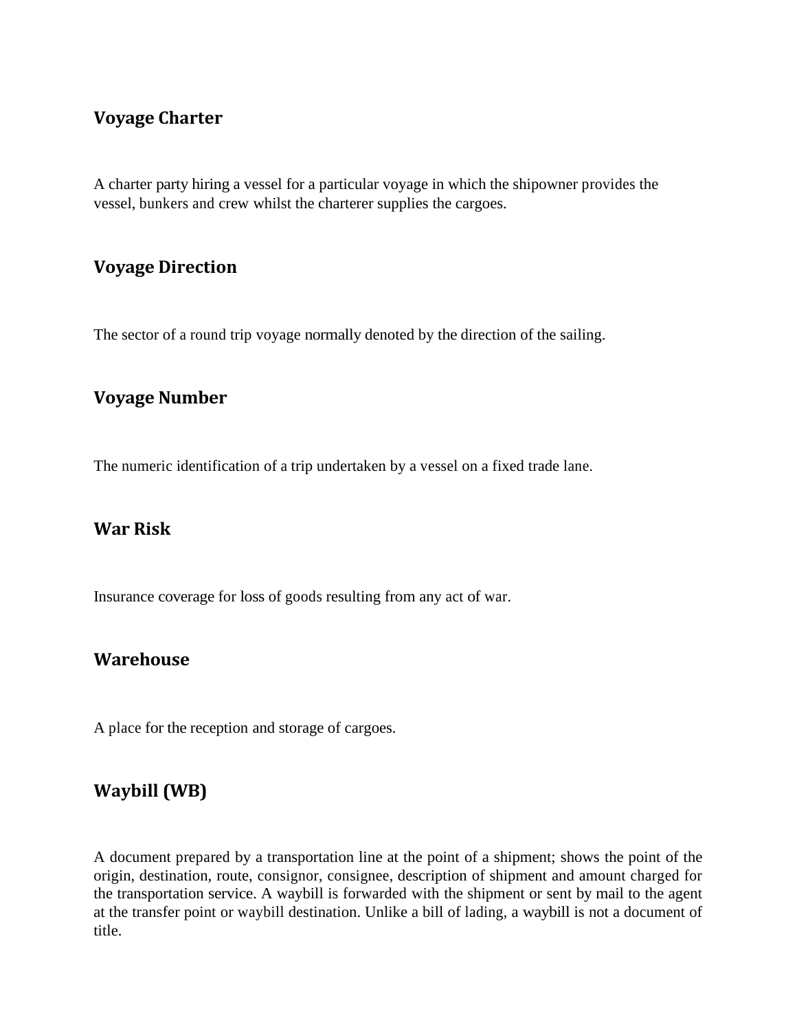## Voyage Charter

A charter party hiring a vessel for a particular voyage in which the shipowner provides the vessel, bunkers and crew whilst the charterer supplies the cargoes.

## Voyage Direction

The sector of a round trip voyage normally denoted by the direction of the sailing.

## Voyage Number

The numeric identification of a trip undertaken by a vessel on a fixed trade lane.

## War Risk

Insurance coverage for loss of goods resulting from any act of war.

## Warehouse

A place for the reception and storage of cargoes.

## Waybill (WB)

A document prepared by a transportation line at the point of a shipment; shows the point of the origin, destination, route, consignor, consignee, description of shipment and amount charged for the transportation service. A waybill is forwarded with the shipment or sent by mail to the agent at the transfer point or waybill destination. Unlike a bill of lading, a waybill is not a document of title.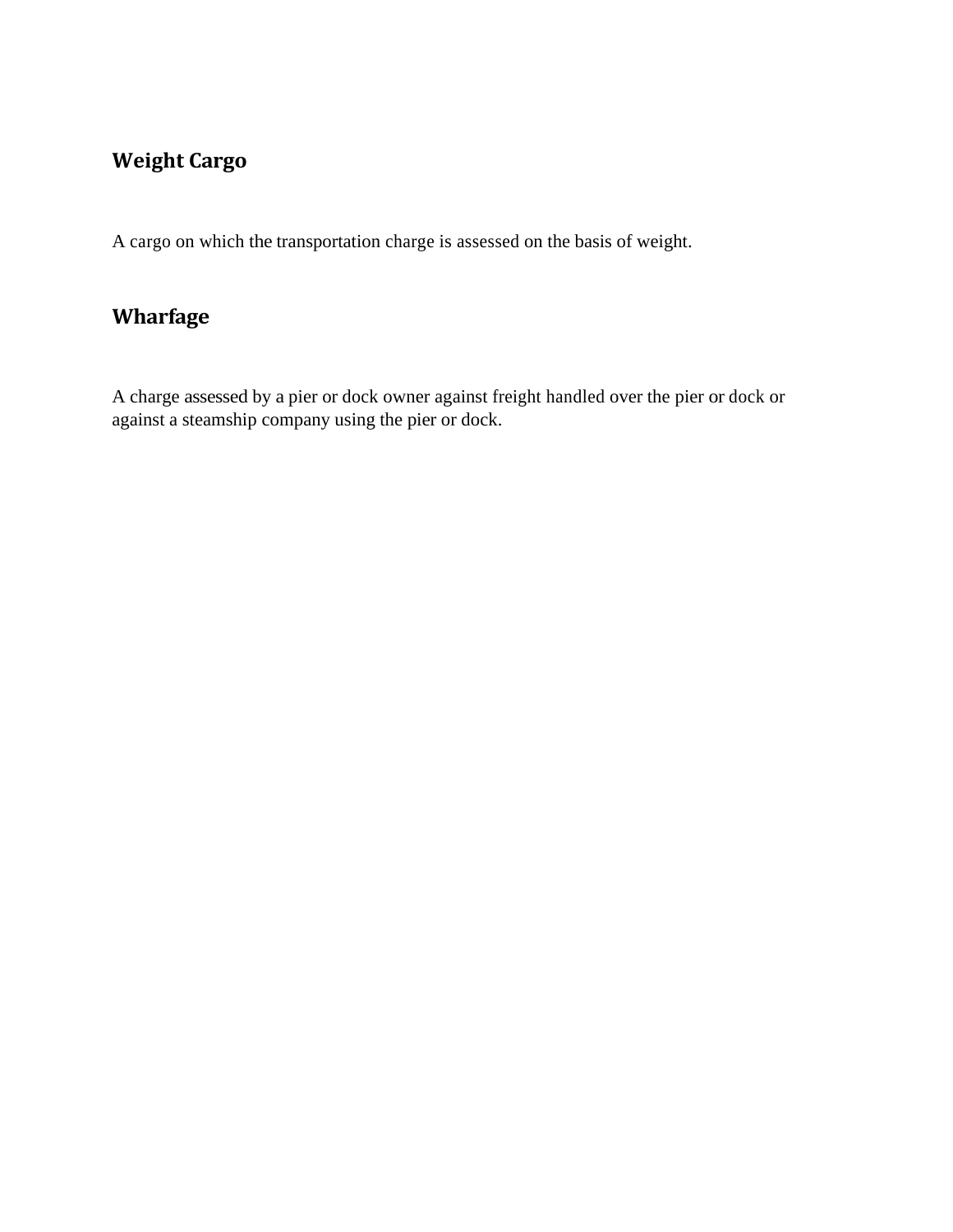## Weight Cargo

A cargo on which the transportation charge is assessed on the basis of weight.

## Wharfage

A charge assessed by a pier or dock owner against freight handled over the pier or dock or against a steamship company using the pier or dock.